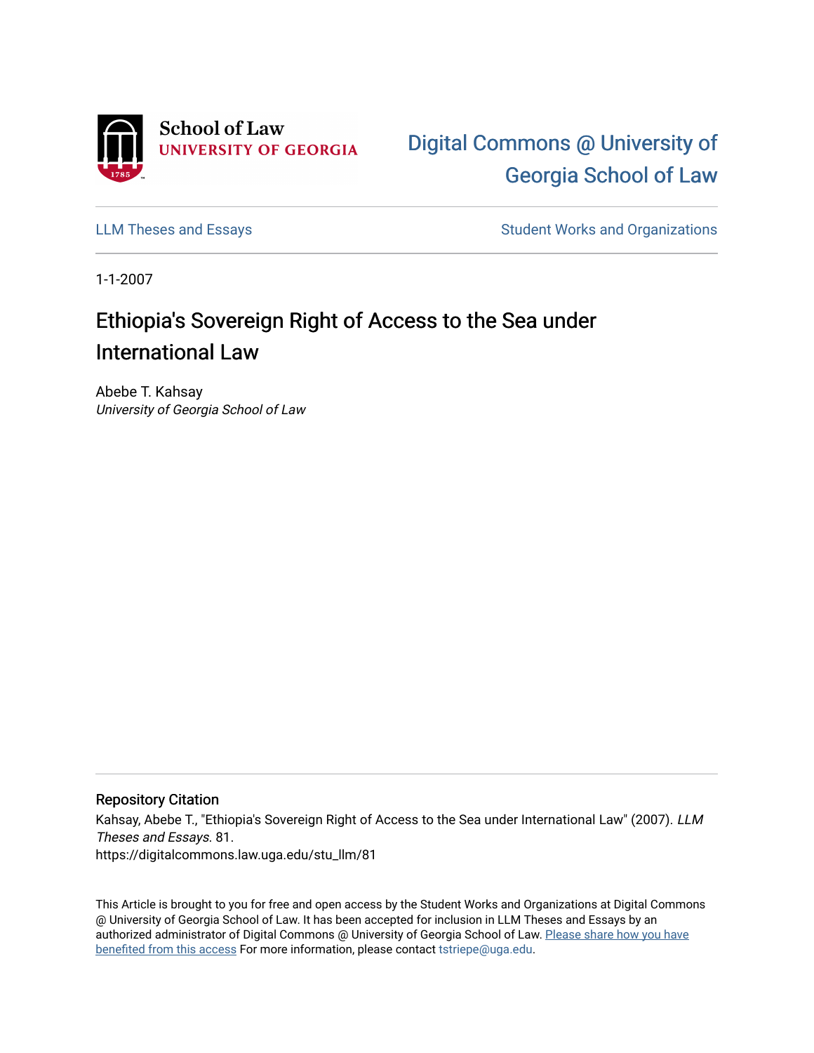School of Law
UNIVERSITY OF GEORGIA

Digital Commons @ University of Georgia School of Law

LLM Theses and Essays

Student Works and Organizations

1-1-2007

# Ethiopia's Sovereign Right of Access to the Sea under International Law

Abebe T. Kahsay
*University of Georgia School of Law*

## Repository Citation

Kahsay, Abebe T., "Ethiopia's Sovereign Right of Access to the Sea under International Law" (2007). *LLM Theses and Essays*. 81.
https://digitalcommons.law.uga.edu/stu_llm/81

This Article is brought to you for free and open access by the Student Works and Organizations at Digital Commons @ University of Georgia School of Law. It has been accepted for inclusion in LLM Theses and Essays by an authorized administrator of Digital Commons @ University of Georgia School of Law. Please share how you have benefited from this access For more information, please contact tstriepe@uga.edu.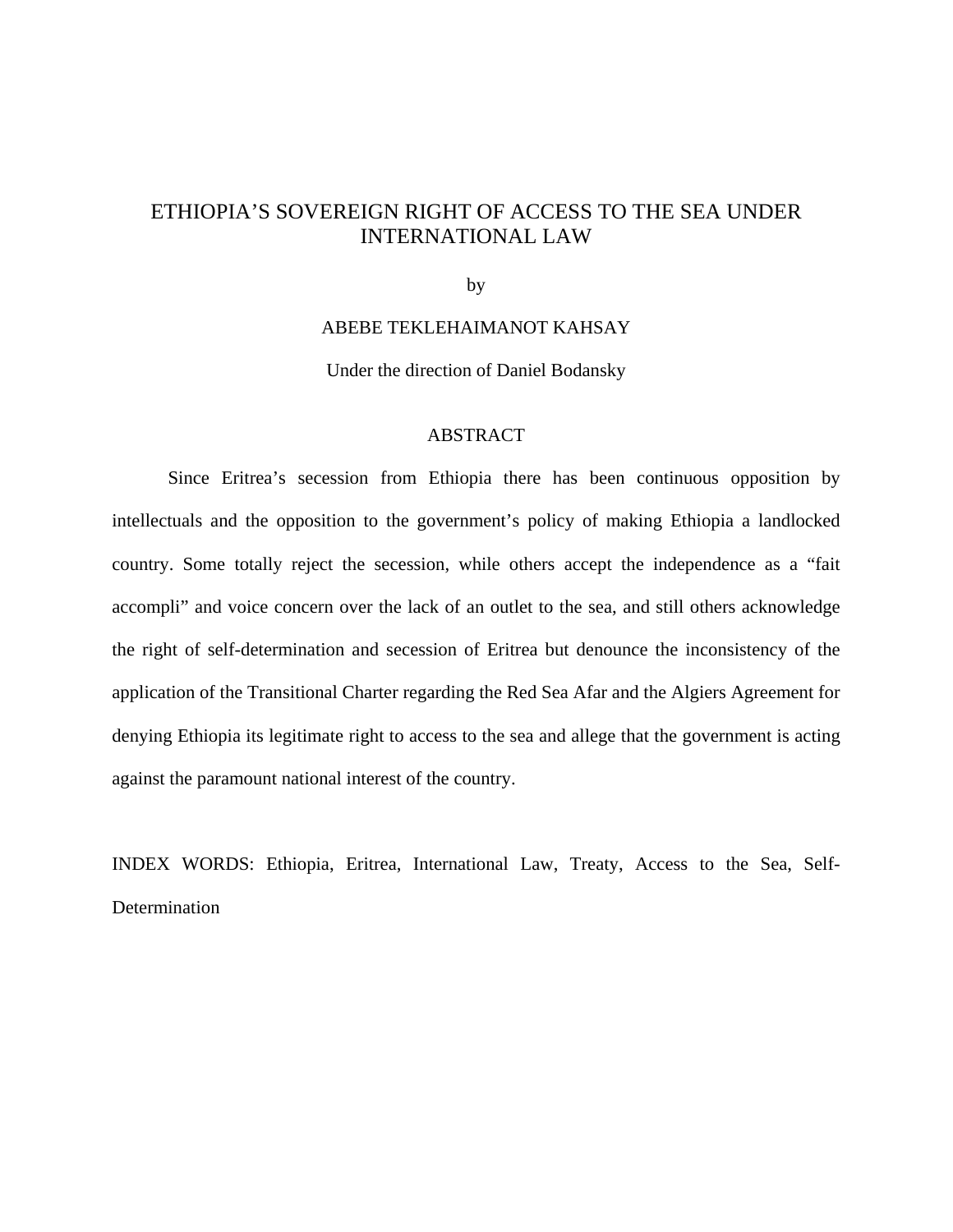# ETHIOPIA'S SOVEREIGN RIGHT OF ACCESS TO THE SEA UNDER INTERNATIONAL LAW

by

ABEBE TEKLEHAIMANOT KAHSAY

Under the direction of Daniel Bodansky

## ABSTRACT

Since Eritrea's secession from Ethiopia there has been continuous opposition by intellectuals and the opposition to the government's policy of making Ethiopia a landlocked country. Some totally reject the secession, while others accept the independence as a "fait accompli" and voice concern over the lack of an outlet to the sea, and still others acknowledge the right of self-determination and secession of Eritrea but denounce the inconsistency of the application of the Transitional Charter regarding the Red Sea Afar and the Algiers Agreement for denying Ethiopia its legitimate right to access to the sea and allege that the government is acting against the paramount national interest of the country.

INDEX WORDS: Ethiopia, Eritrea, International Law, Treaty, Access to the Sea, Self-Determination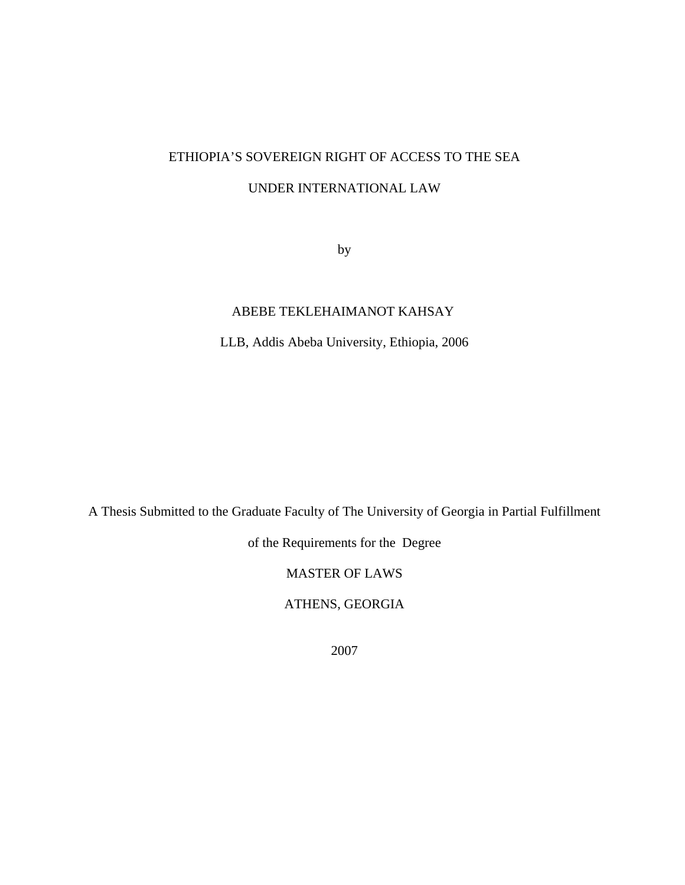ETHIOPIA’S SOVEREIGN RIGHT OF ACCESS TO THE SEA

UNDER INTERNATIONAL LAW

by

ABEBE TEKLEHAIMANOT KAHSAY

LLB, Addis Abeba University, Ethiopia, 2006

A Thesis Submitted to the Graduate Faculty of The University of Georgia in Partial Fulfillment

of the Requirements for the Degree

MASTER OF LAWS

ATHENS, GEORGIA

2007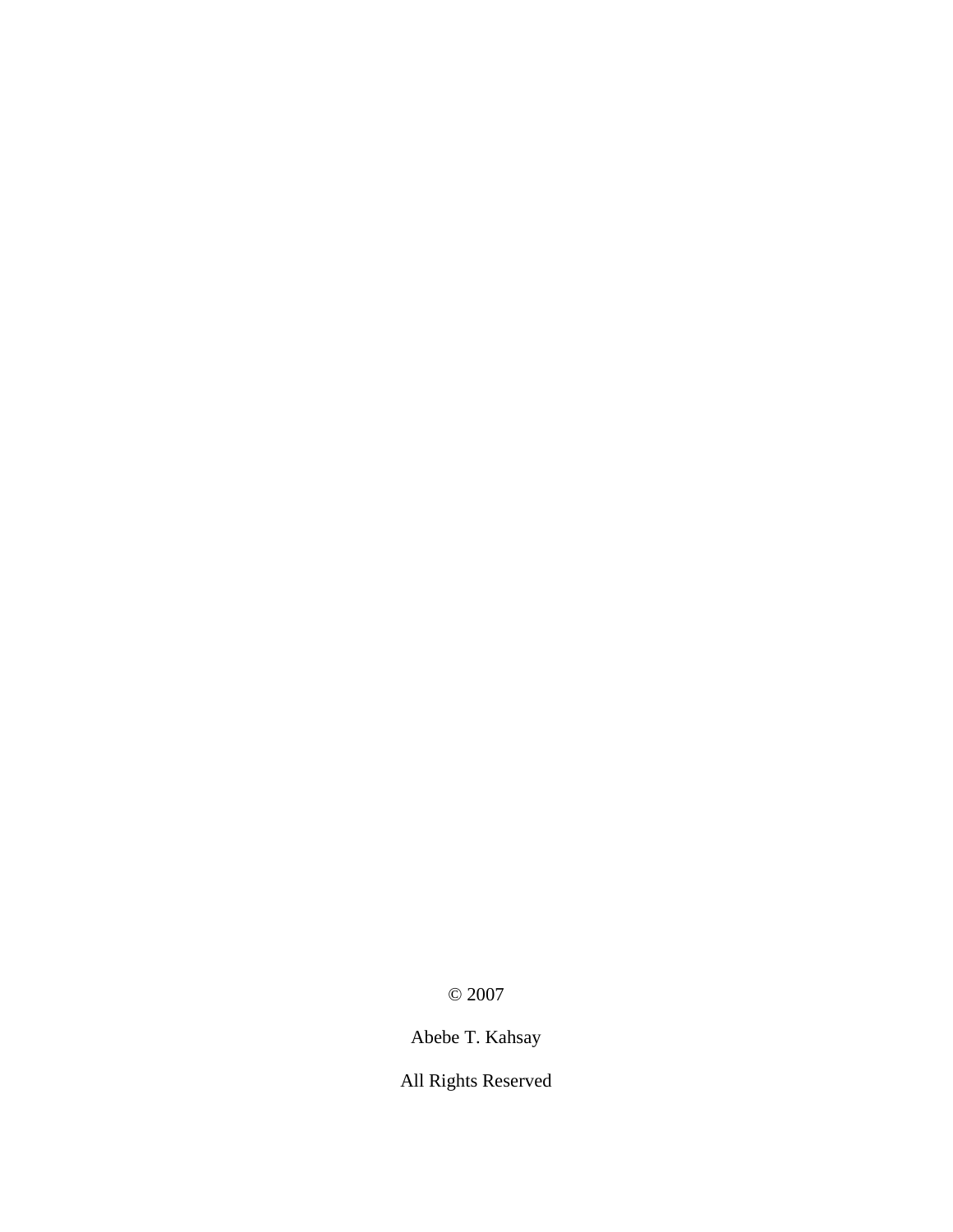© 2007

Abebe T. Kahsay

All Rights Reserved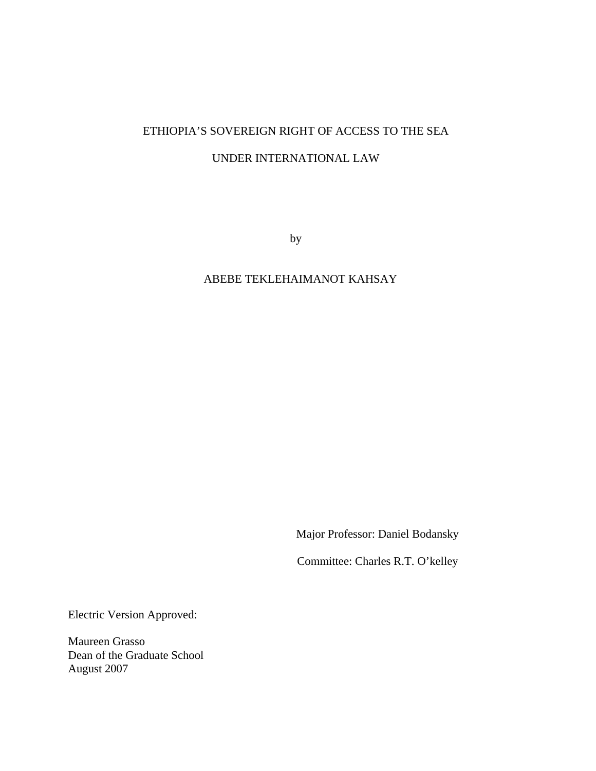ETHIOPIA'S SOVEREIGN RIGHT OF ACCESS TO THE SEA

UNDER INTERNATIONAL LAW

by

ABEBE TEKLEHAIMANOT KAHSAY

Major Professor: Daniel Bodansky

Committee: Charles R.T. O'kelley

Electric Version Approved:

Maureen Grasso
Dean of the Graduate School
August 2007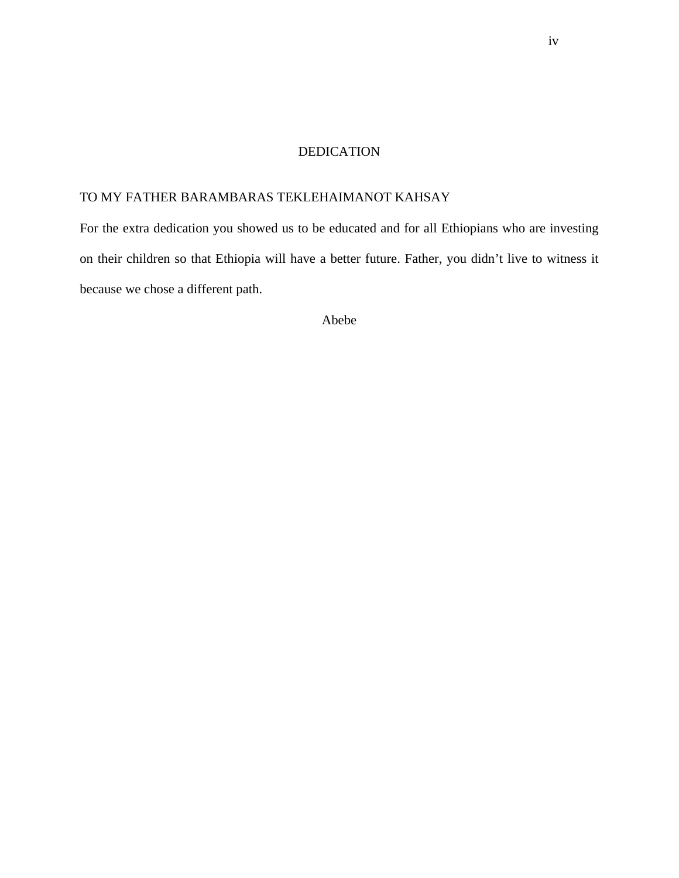# DEDICATION

TO MY FATHER BARAMBARAS TEKLEHAIMANOT KAHSAY

For the extra dedication you showed us to be educated and for all Ethiopians who are investing on their children so that Ethiopia will have a better future. Father, you didn't live to witness it because we chose a different path.

Abebe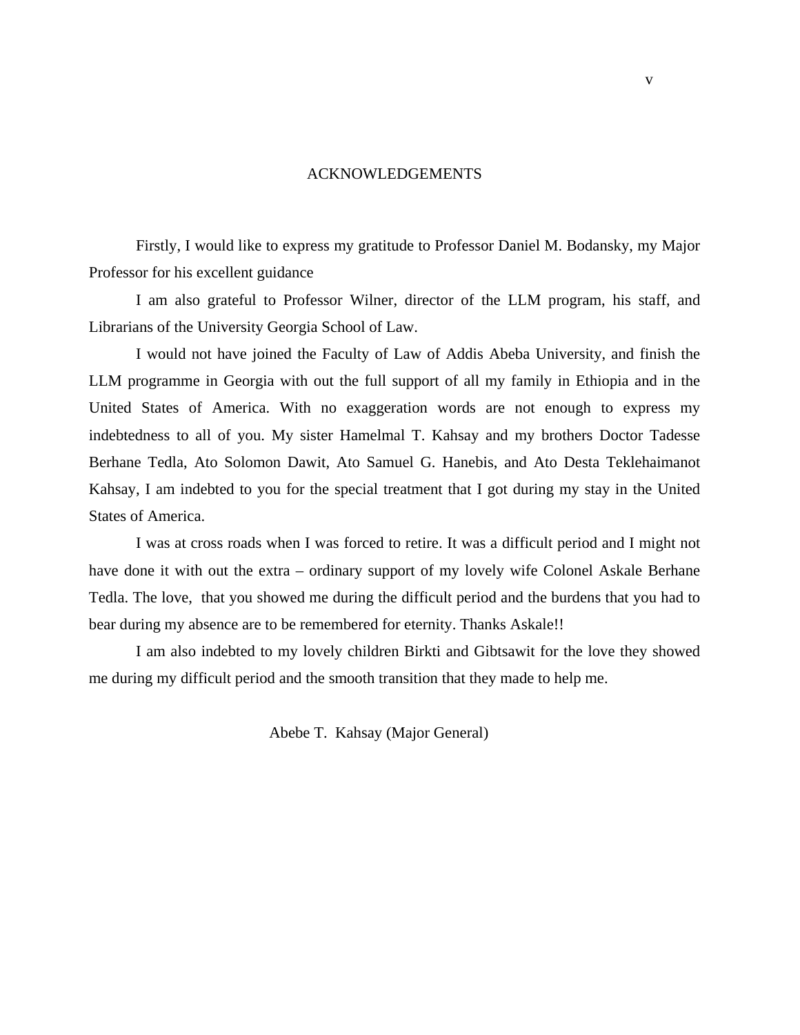# ACKNOWLEDGEMENTS

Firstly, I would like to express my gratitude to Professor Daniel M. Bodansky, my Major Professor for his excellent guidance

I am also grateful to Professor Wilner, director of the LLM program, his staff, and Librarians of the University Georgia School of Law.

I would not have joined the Faculty of Law of Addis Abeba University, and finish the LLM programme in Georgia with out the full support of all my family in Ethiopia and in the United States of America. With no exaggeration words are not enough to express my indebtedness to all of you. My sister Hamelmal T. Kahsay and my brothers Doctor Tadesse Berhane Tedla, Ato Solomon Dawit, Ato Samuel G. Hanebis, and Ato Desta Teklehaimanot Kahsay, I am indebted to you for the special treatment that I got during my stay in the United States of America.

I was at cross roads when I was forced to retire. It was a difficult period and I might not have done it with out the extra – ordinary support of my lovely wife Colonel Askale Berhane Tedla. The love, that you showed me during the difficult period and the burdens that you had to bear during my absence are to be remembered for eternity. Thanks Askale!!

I am also indebted to my lovely children Birkti and Gibtsawit for the love they showed me during my difficult period and the smooth transition that they made to help me.

Abebe T. Kahsay (Major General)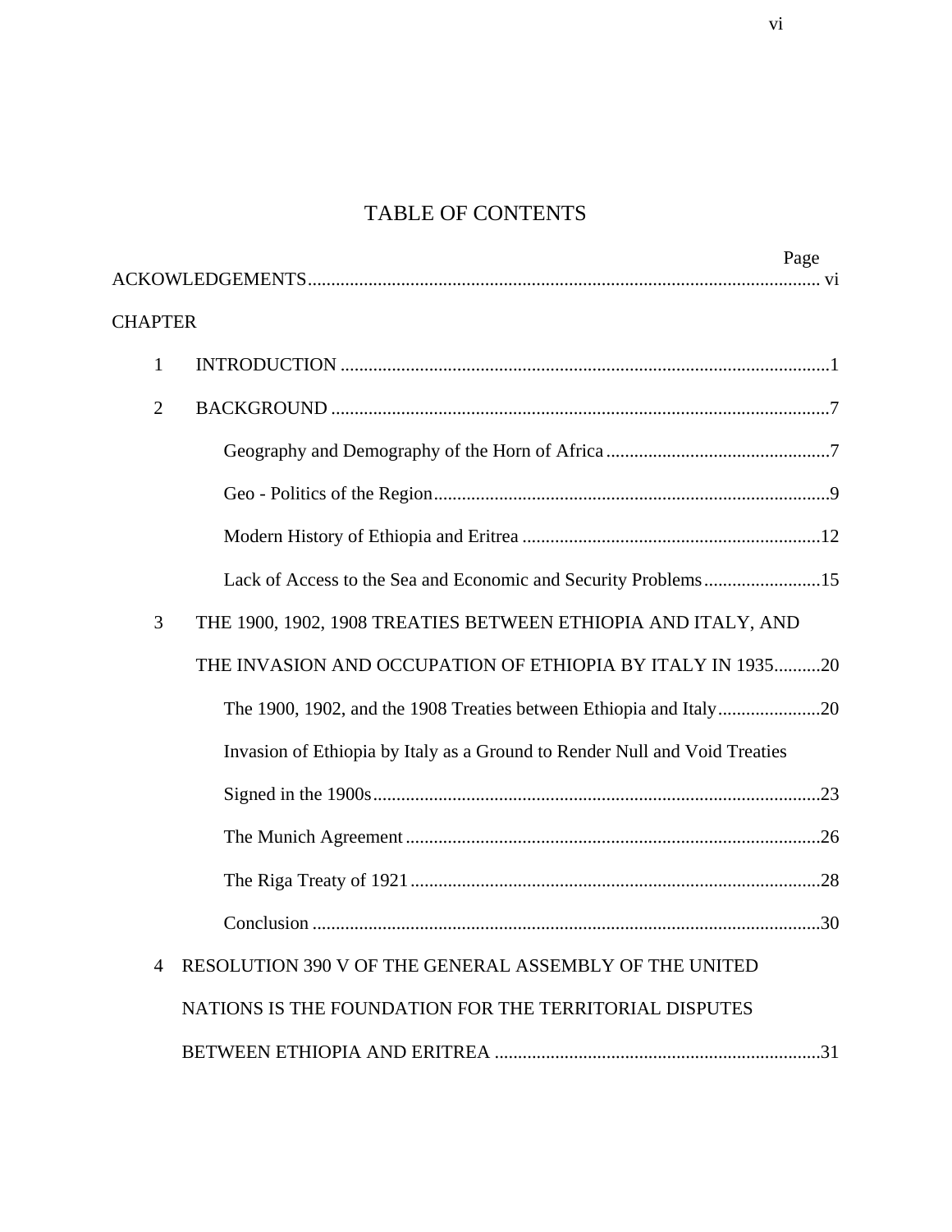# TABLE OF CONTENTS

Page

ACKOWLEDGEMENTS.............................................................................................................. vi

CHAPTER

1 INTRODUCTION .........................................................................................................1

2 BACKGROUND ...........................................................................................................7

Geography and Demography of the Horn of Africa ................................................7

Geo - Politics of the Region.....................................................................................9

Modern History of Ethiopia and Eritrea ................................................................12

Lack of Access to the Sea and Economic and Security Problems.........................15

3 THE 1900, 1902, 1908 TREATIES BETWEEN ETHIOPIA AND ITALY, AND THE INVASION AND OCCUPATION OF ETHIOPIA BY ITALY IN 1935..........20

The 1900, 1902, and the 1908 Treaties between Ethiopia and Italy......................20

Invasion of Ethiopia by Italy as a Ground to Render Null and Void Treaties Signed in the 1900s...............................................................................................23

The Munich Agreement........................................................................................26

The Riga Treaty of 1921........................................................................................28

Conclusion .............................................................................................................30

4 RESOLUTION 390 V OF THE GENERAL ASSEMBLY OF THE UNITED NATIONS IS THE FOUNDATION FOR THE TERRITORIAL DISPUTES BETWEEN ETHIOPIA AND ERITREA ......................................................................31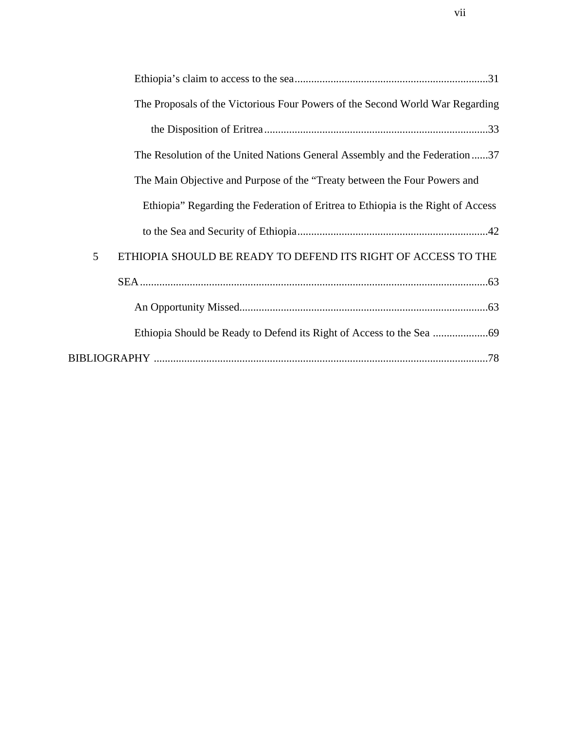Ethiopia's claim to access to the sea......................................................................31

The Proposals of the Victorious Four Powers of the Second World War Regarding the Disposition of Eritrea.................................................................................33

The Resolution of the United Nations General Assembly and the Federation......37

The Main Objective and Purpose of the "Treaty between the Four Powers and Ethiopia" Regarding the Federation of Eritrea to Ethiopia is the Right of Access to the Sea and Security of Ethiopia.....................................................................42

5 ETHIOPIA SHOULD BE READY TO DEFEND ITS RIGHT OF ACCESS TO THE SEA.............................................................................................................63

An Opportunity Missed..........................................................................................63

Ethiopia Should be Ready to Defend its Right of Access to the Sea ....................69

BIBLIOGRAPHY .........................................................................................................78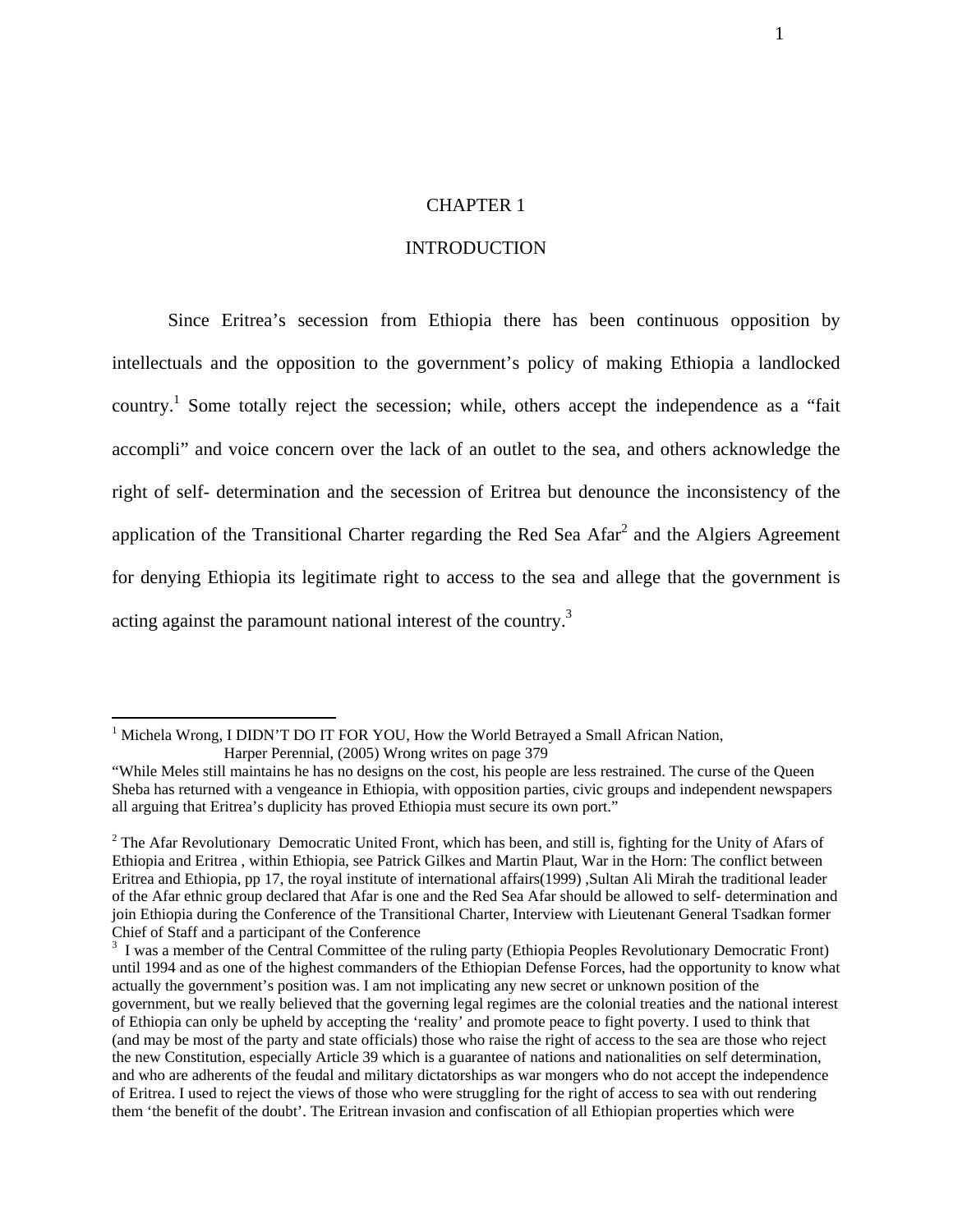# CHAPTER 1

## INTRODUCTION

Since Eritrea's secession from Ethiopia there has been continuous opposition by intellectuals and the opposition to the government's policy of making Ethiopia a landlocked country.[1] Some totally reject the secession; while, others accept the independence as a "fait accompli" and voice concern over the lack of an outlet to the sea, and others acknowledge the right of self- determination and the secession of Eritrea but denounce the inconsistency of the application of the Transitional Charter regarding the Red Sea Afar[2] and the Algiers Agreement for denying Ethiopia its legitimate right to access to the sea and allege that the government is acting against the paramount national interest of the country.[3]

---

[1] Michela Wrong, I DIDN'T DO IT FOR YOU, How the World Betrayed a Small African Nation, Harper Perennial, (2005) Wrong writes on page 379

"While Meles still maintains he has no designs on the cost, his people are less restrained. The curse of the Queen Sheba has returned with a vengeance in Ethiopia, with opposition parties, civic groups and independent newspapers all arguing that Eritrea's duplicity has proved Ethiopia must secure its own port."

[2] The Afar Revolutionary Democratic United Front, which has been, and still is, fighting for the Unity of Afars of Ethiopia and Eritrea , within Ethiopia, see Patrick Gilkes and Martin Plaut, War in the Horn: The conflict between Eritrea and Ethiopia, pp 17, the royal institute of international affairs(1999) ,Sultan Ali Mirah the traditional leader of the Afar ethnic group declared that Afar is one and the Red Sea Afar should be allowed to self- determination and join Ethiopia during the Conference of the Transitional Charter, Interview with Lieutenant General Tsadkan former Chief of Staff and a participant of the Conference

[3] I was a member of the Central Committee of the ruling party (Ethiopia Peoples Revolutionary Democratic Front) until 1994 and as one of the highest commanders of the Ethiopian Defense Forces, had the opportunity to know what actually the government's position was. I am not implicating any new secret or unknown position of the government, but we really believed that the governing legal regimes are the colonial treaties and the national interest of Ethiopia can only be upheld by accepting the 'reality' and promote peace to fight poverty. I used to think that (and may be most of the party and state officials) those who raise the right of access to the sea are those who reject the new Constitution, especially Article 39 which is a guarantee of nations and nationalities on self determination, and who are adherents of the feudal and military dictatorships as war mongers who do not accept the independence of Eritrea. I used to reject the views of those who were struggling for the right of access to sea with out rendering them 'the benefit of the doubt'. The Eritrean invasion and confiscation of all Ethiopian properties which were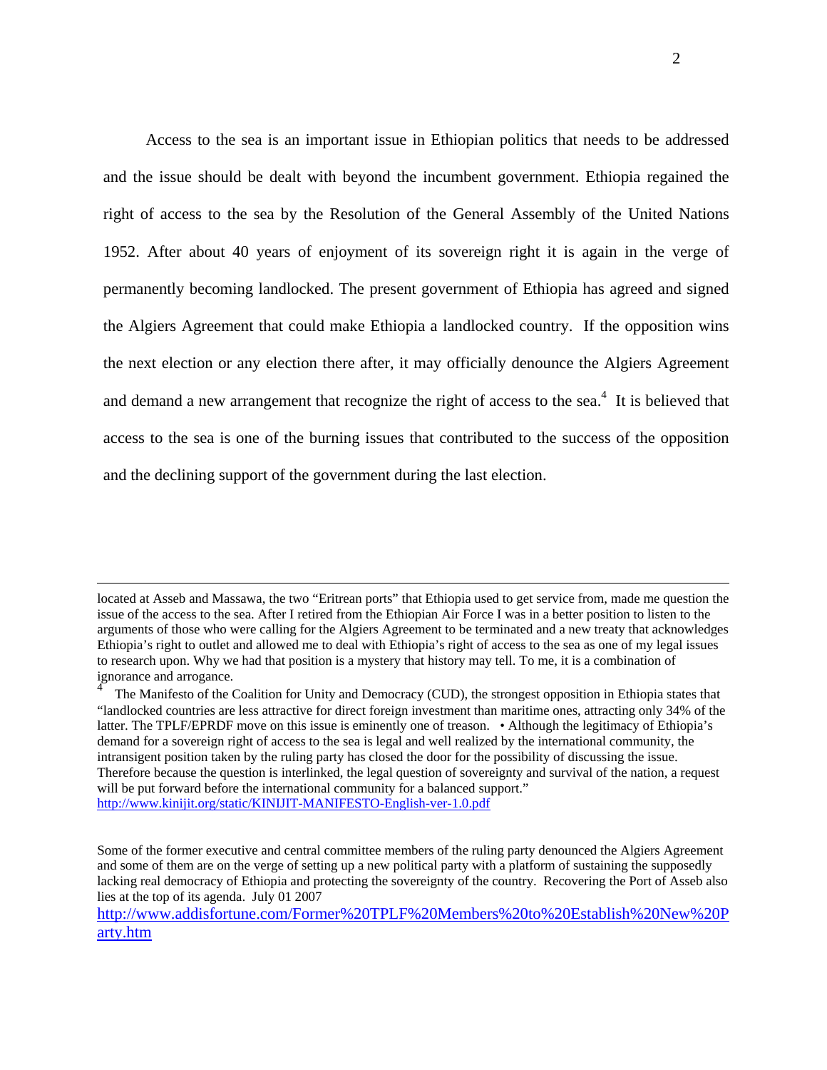Access to the sea is an important issue in Ethiopian politics that needs to be addressed and the issue should be dealt with beyond the incumbent government. Ethiopia regained the right of access to the sea by the Resolution of the General Assembly of the United Nations 1952. After about 40 years of enjoyment of its sovereign right it is again in the verge of permanently becoming landlocked. The present government of Ethiopia has agreed and signed the Algiers Agreement that could make Ethiopia a landlocked country. If the opposition wins the next election or any election there after, it may officially denounce the Algiers Agreement and demand a new arrangement that recognize the right of access to the sea.[4] It is believed that access to the sea is one of the burning issues that contributed to the success of the opposition and the declining support of the government during the last election.

---

located at Asseb and Massawa, the two "Eritrean ports" that Ethiopia used to get service from, made me question the issue of the access to the sea. After I retired from the Ethiopian Air Force I was in a better position to listen to the arguments of those who were calling for the Algiers Agreement to be terminated and a new treaty that acknowledges Ethiopia's right to outlet and allowed me to deal with Ethiopia's right of access to the sea as one of my legal issues to research upon. Why we had that position is a mystery that history may tell. To me, it is a combination of ignorance and arrogance.

[4] The Manifesto of the Coalition for Unity and Democracy (CUD), the strongest opposition in Ethiopia states that "landlocked countries are less attractive for direct foreign investment than maritime ones, attracting only 34% of the latter. The TPLF/EPRDF move on this issue is eminently one of treason. • Although the legitimacy of Ethiopia's demand for a sovereign right of access to the sea is legal and well realized by the international community, the intransigent position taken by the ruling party has closed the door for the possibility of discussing the issue. Therefore because the question is interlinked, the legal question of sovereignty and survival of the nation, a request will be put forward before the international community for a balanced support." http://www.kinijit.org/static/KINIJIT-MANIFESTO-English-ver-1.0.pdf

Some of the former executive and central committee members of the ruling party denounced the Algiers Agreement and some of them are on the verge of setting up a new political party with a platform of sustaining the supposedly lacking real democracy of Ethiopia and protecting the sovereignty of the country. Recovering the Port of Asseb also lies at the top of its agenda. July 01 2007
http://www.addisfortune.com/Former%20TPLF%20Members%20to%20Establish%20New%20Party.htm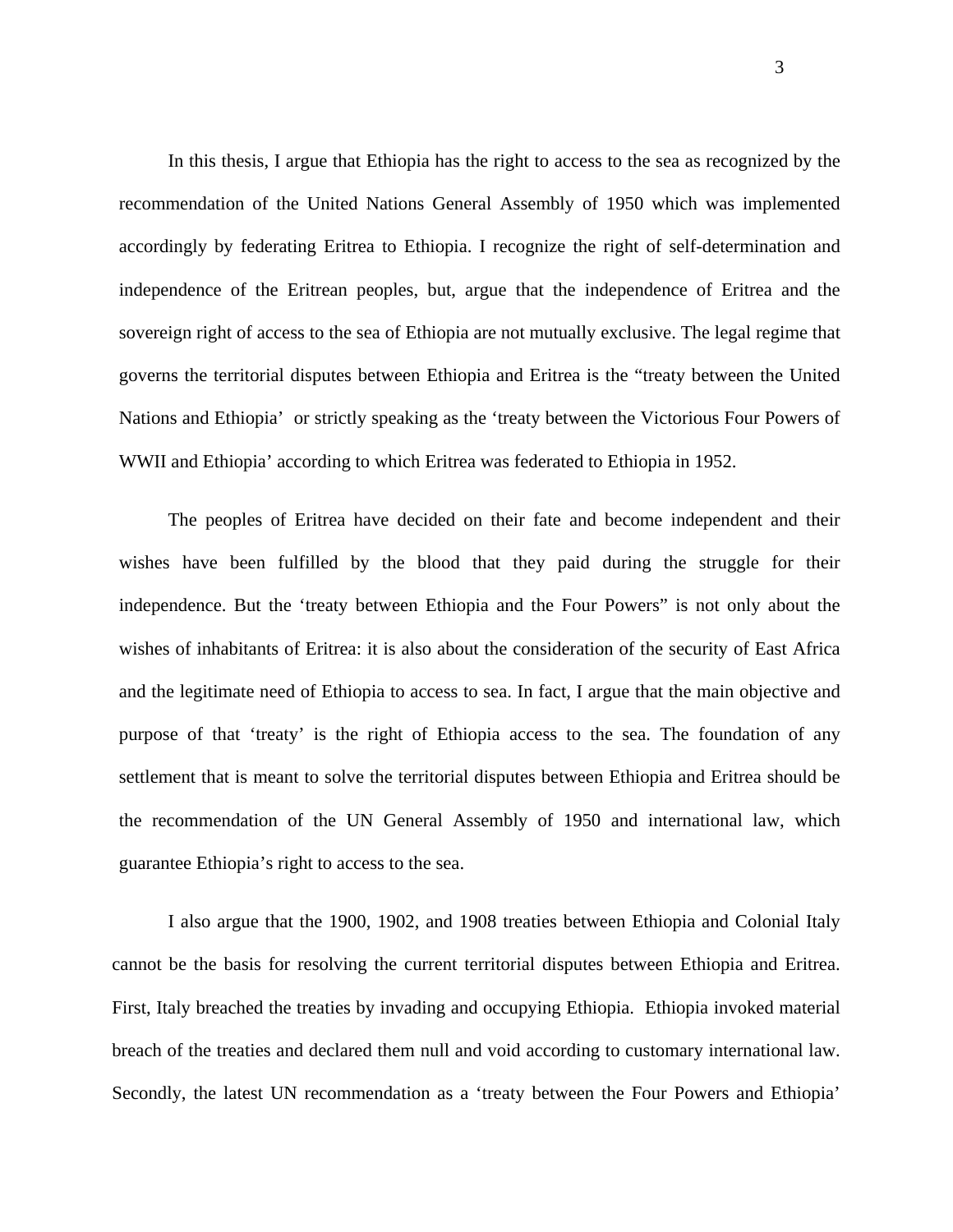In this thesis, I argue that Ethiopia has the right to access to the sea as recognized by the recommendation of the United Nations General Assembly of 1950 which was implemented accordingly by federating Eritrea to Ethiopia. I recognize the right of self-determination and independence of the Eritrean peoples, but, argue that the independence of Eritrea and the sovereign right of access to the sea of Ethiopia are not mutually exclusive. The legal regime that governs the territorial disputes between Ethiopia and Eritrea is the "treaty between the United Nations and Ethiopia' or strictly speaking as the 'treaty between the Victorious Four Powers of WWII and Ethiopia' according to which Eritrea was federated to Ethiopia in 1952.

The peoples of Eritrea have decided on their fate and become independent and their wishes have been fulfilled by the blood that they paid during the struggle for their independence. But the 'treaty between Ethiopia and the Four Powers" is not only about the wishes of inhabitants of Eritrea: it is also about the consideration of the security of East Africa and the legitimate need of Ethiopia to access to sea. In fact, I argue that the main objective and purpose of that 'treaty' is the right of Ethiopia access to the sea. The foundation of any settlement that is meant to solve the territorial disputes between Ethiopia and Eritrea should be the recommendation of the UN General Assembly of 1950 and international law, which guarantee Ethiopia's right to access to the sea.

I also argue that the 1900, 1902, and 1908 treaties between Ethiopia and Colonial Italy cannot be the basis for resolving the current territorial disputes between Ethiopia and Eritrea. First, Italy breached the treaties by invading and occupying Ethiopia. Ethiopia invoked material breach of the treaties and declared them null and void according to customary international law. Secondly, the latest UN recommendation as a 'treaty between the Four Powers and Ethiopia'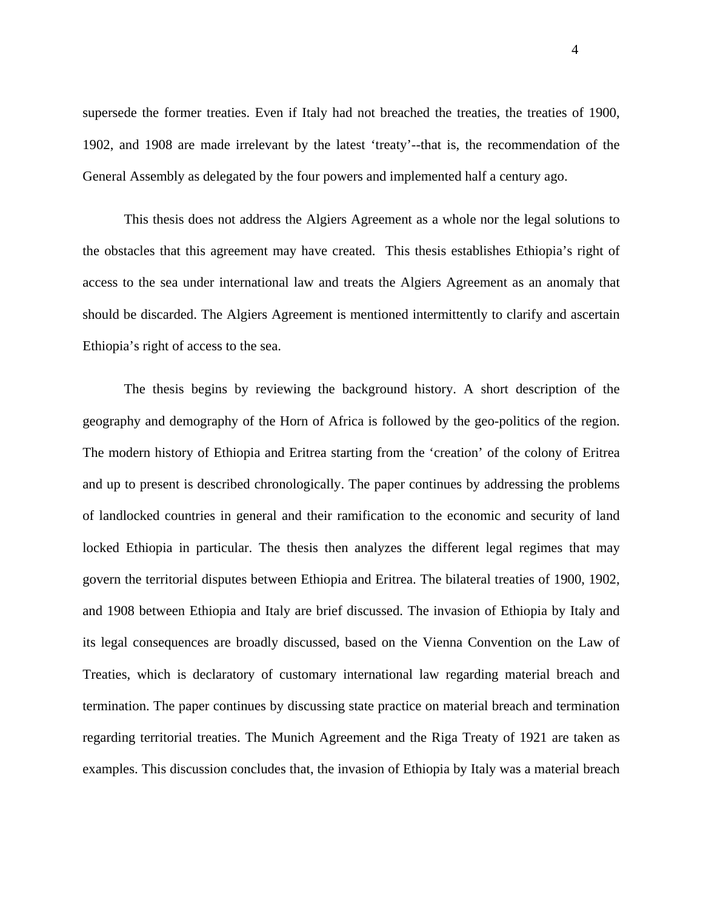supersede the former treaties. Even if Italy had not breached the treaties, the treaties of 1900, 1902, and 1908 are made irrelevant by the latest 'treaty'--that is, the recommendation of the General Assembly as delegated by the four powers and implemented half a century ago.

This thesis does not address the Algiers Agreement as a whole nor the legal solutions to the obstacles that this agreement may have created. This thesis establishes Ethiopia's right of access to the sea under international law and treats the Algiers Agreement as an anomaly that should be discarded. The Algiers Agreement is mentioned intermittently to clarify and ascertain Ethiopia's right of access to the sea.

The thesis begins by reviewing the background history. A short description of the geography and demography of the Horn of Africa is followed by the geo-politics of the region. The modern history of Ethiopia and Eritrea starting from the 'creation' of the colony of Eritrea and up to present is described chronologically. The paper continues by addressing the problems of landlocked countries in general and their ramification to the economic and security of land locked Ethiopia in particular. The thesis then analyzes the different legal regimes that may govern the territorial disputes between Ethiopia and Eritrea. The bilateral treaties of 1900, 1902, and 1908 between Ethiopia and Italy are brief discussed. The invasion of Ethiopia by Italy and its legal consequences are broadly discussed, based on the Vienna Convention on the Law of Treaties, which is declaratory of customary international law regarding material breach and termination. The paper continues by discussing state practice on material breach and termination regarding territorial treaties. The Munich Agreement and the Riga Treaty of 1921 are taken as examples. This discussion concludes that, the invasion of Ethiopia by Italy was a material breach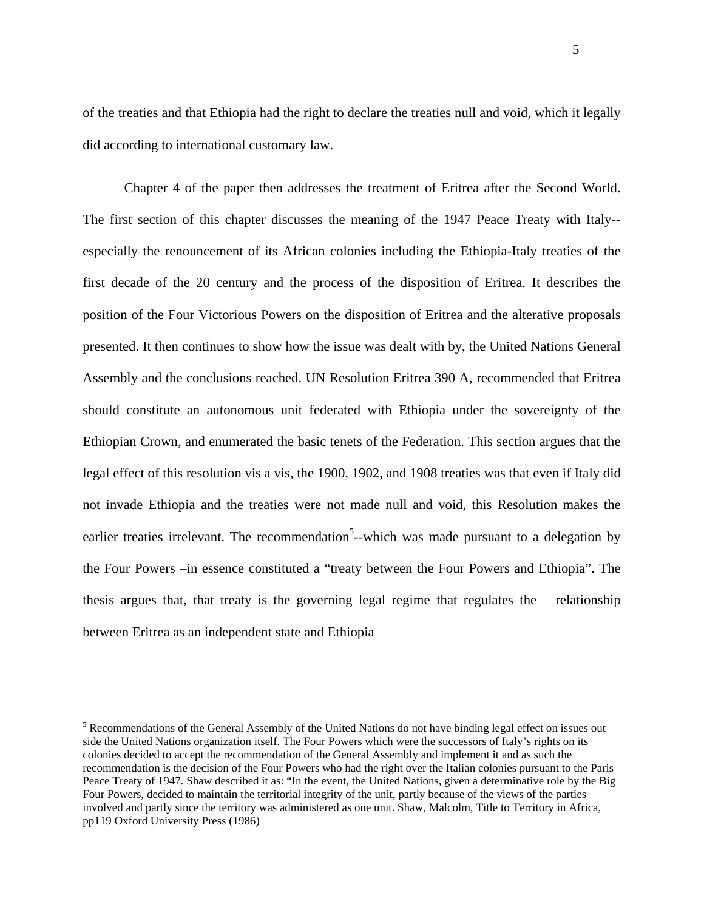of the treaties and that Ethiopia had the right to declare the treaties null and void, which it legally did according to international customary law.

Chapter 4 of the paper then addresses the treatment of Eritrea after the Second World. The first section of this chapter discusses the meaning of the 1947 Peace Treaty with Italy--especially the renouncement of its African colonies including the Ethiopia-Italy treaties of the first decade of the 20 century and the process of the disposition of Eritrea. It describes the position of the Four Victorious Powers on the disposition of Eritrea and the alterative proposals presented. It then continues to show how the issue was dealt with by, the United Nations General Assembly and the conclusions reached. UN Resolution Eritrea 390 A, recommended that Eritrea should constitute an autonomous unit federated with Ethiopia under the sovereignty of the Ethiopian Crown, and enumerated the basic tenets of the Federation. This section argues that the legal effect of this resolution vis a vis, the 1900, 1902, and 1908 treaties was that even if Italy did not invade Ethiopia and the treaties were not made null and void, this Resolution makes the earlier treaties irrelevant. The recommendation[5]--which was made pursuant to a delegation by the Four Powers –in essence constituted a "treaty between the Four Powers and Ethiopia". The thesis argues that, that treaty is the governing legal regime that regulates the relationship between Eritrea as an independent state and Ethiopia

---

[5] Recommendations of the General Assembly of the United Nations do not have binding legal effect on issues out side the United Nations organization itself. The Four Powers which were the successors of Italy's rights on its colonies decided to accept the recommendation of the General Assembly and implement it and as such the recommendation is the decision of the Four Powers who had the right over the Italian colonies pursuant to the Paris Peace Treaty of 1947. Shaw described it as: "In the event, the United Nations, given a determinative role by the Big Four Powers, decided to maintain the territorial integrity of the unit, partly because of the views of the parties involved and partly since the territory was administered as one unit. Shaw, Malcolm, Title to Territory in Africa, pp119 Oxford University Press (1986)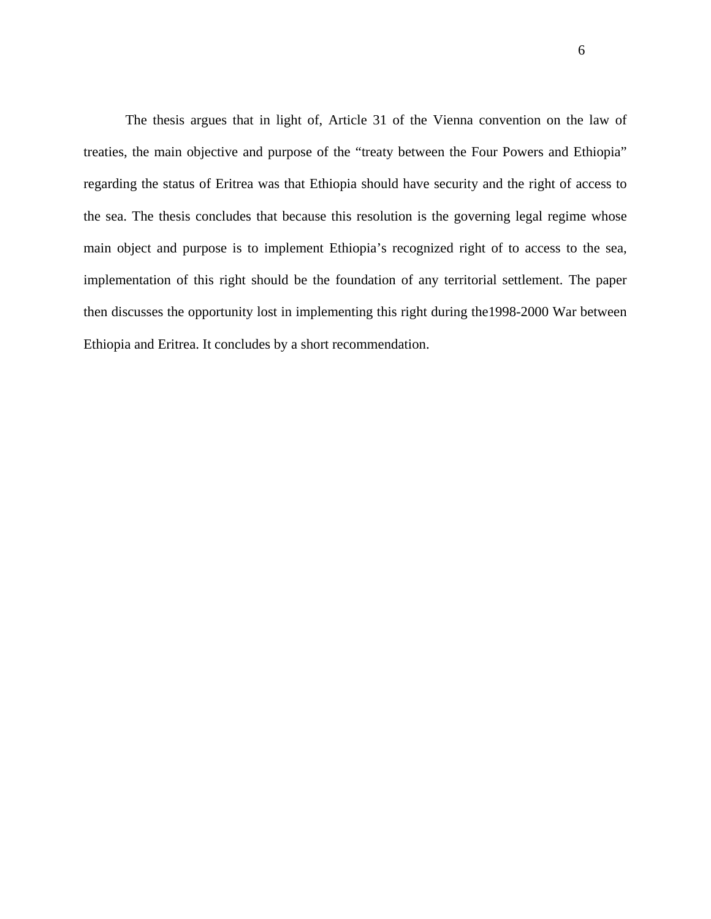The thesis argues that in light of, Article 31 of the Vienna convention on the law of treaties, the main objective and purpose of the “treaty between the Four Powers and Ethiopia” regarding the status of Eritrea was that Ethiopia should have security and the right of access to the sea. The thesis concludes that because this resolution is the governing legal regime whose main object and purpose is to implement Ethiopia’s recognized right of to access to the sea, implementation of this right should be the foundation of any territorial settlement. The paper then discusses the opportunity lost in implementing this right during the1998-2000 War between Ethiopia and Eritrea. It concludes by a short recommendation.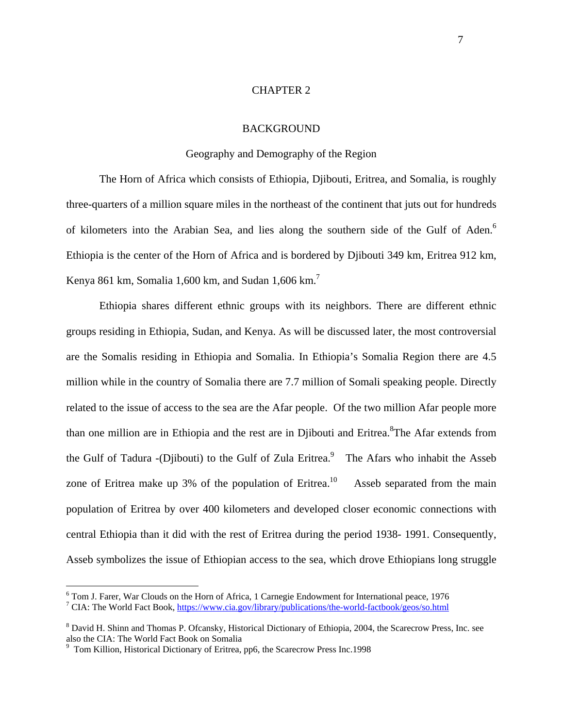# CHAPTER 2

## BACKGROUND

### Geography and Demography of the Region

The Horn of Africa which consists of Ethiopia, Djibouti, Eritrea, and Somalia, is roughly three-quarters of a million square miles in the northeast of the continent that juts out for hundreds of kilometers into the Arabian Sea, and lies along the southern side of the Gulf of Aden.[6] Ethiopia is the center of the Horn of Africa and is bordered by Djibouti 349 km, Eritrea 912 km, Kenya 861 km, Somalia 1,600 km, and Sudan 1,606 km.[7]

Ethiopia shares different ethnic groups with its neighbors. There are different ethnic groups residing in Ethiopia, Sudan, and Kenya. As will be discussed later, the most controversial are the Somalis residing in Ethiopia and Somalia. In Ethiopia's Somalia Region there are 4.5 million while in the country of Somalia there are 7.7 million of Somali speaking people. Directly related to the issue of access to the sea are the Afar people. Of the two million Afar people more than one million are in Ethiopia and the rest are in Djibouti and Eritrea.[8]The Afar extends from the Gulf of Tadura -(Djibouti) to the Gulf of Zula Eritrea.[9] The Afars who inhabit the Asseb zone of Eritrea make up 3% of the population of Eritrea.[10] Asseb separated from the main population of Eritrea by over 400 kilometers and developed closer economic connections with central Ethiopia than it did with the rest of Eritrea during the period 1938- 1991. Consequently, Asseb symbolizes the issue of Ethiopian access to the sea, which drove Ethiopians long struggle

---

[6] Tom J. Farer, War Clouds on the Horn of Africa, 1 Carnegie Endowment for International peace, 1976

[7] CIA: The World Fact Book, https://www.cia.gov/library/publications/the-world-factbook/geos/so.html

[8] David H. Shinn and Thomas P. Ofcansky, Historical Dictionary of Ethiopia, 2004, the Scarecrow Press, Inc. see also the CIA: The World Fact Book on Somalia

[9] Tom Killion, Historical Dictionary of Eritrea, pp6, the Scarecrow Press Inc.1998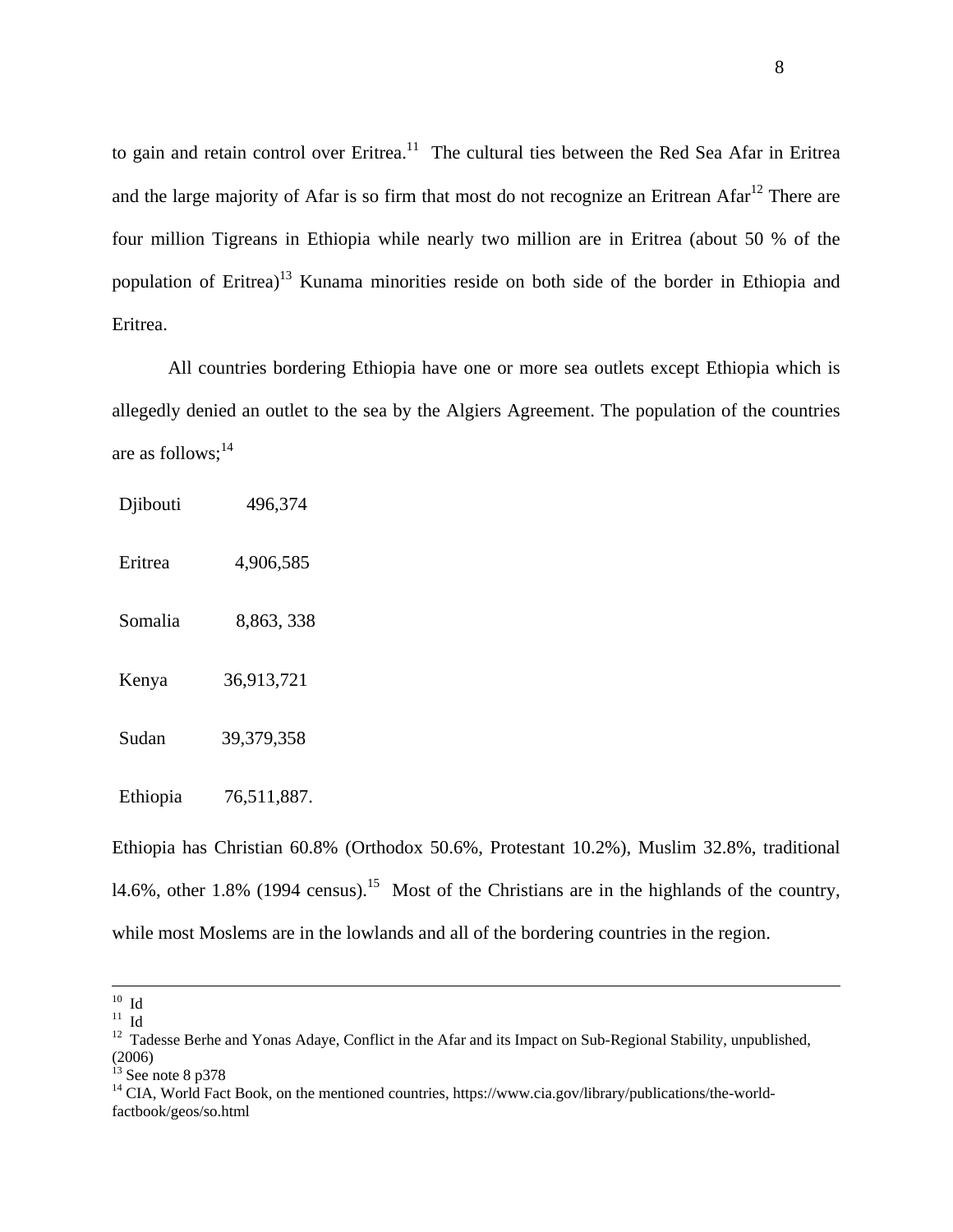to gain and retain control over Eritrea.[11] The cultural ties between the Red Sea Afar in Eritrea and the large majority of Afar is so firm that most do not recognize an Eritrean Afar[12] There are four million Tigreans in Ethiopia while nearly two million are in Eritrea (about 50 % of the population of Eritrea)[13] Kunama minorities reside on both side of the border in Ethiopia and Eritrea.

All countries bordering Ethiopia have one or more sea outlets except Ethiopia which is allegedly denied an outlet to the sea by the Algiers Agreement. The population of the countries are as follows;[14]

| | |
|---|---|
| Djibouti | 496,374 |
| Eritrea | 4,906,585 |
| Somalia | 8,863, 338 |
| Kenya | 36,913,721 |
| Sudan | 39,379,358 |
| Ethiopia | 76,511,887. |

Ethiopia has Christian 60.8% (Orthodox 50.6%, Protestant 10.2%), Muslim 32.8%, traditional l4.6%, other 1.8% (1994 census).[15] Most of the Christians are in the highlands of the country, while most Moslems are in the lowlands and all of the bordering countries in the region.

---

[10] Id

[11] Id

[12] Tadesse Berhe and Yonas Adaye, Conflict in the Afar and its Impact on Sub-Regional Stability, unpublished, (2006)

[13] See note 8 p378

[14] CIA, World Fact Book, on the mentioned countries, https://www.cia.gov/library/publications/the-world-factbook/geos/so.html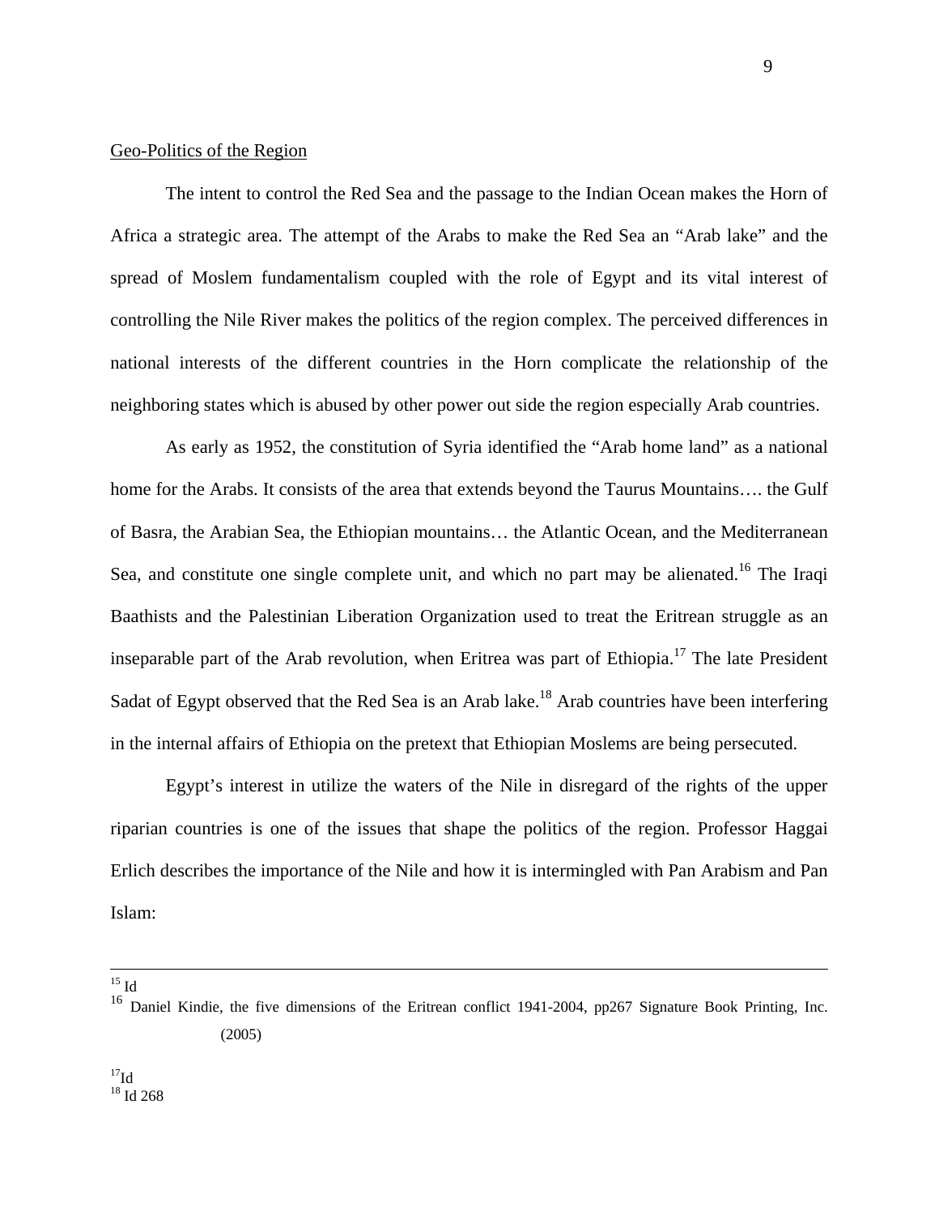Geo-Politics of the Region

The intent to control the Red Sea and the passage to the Indian Ocean makes the Horn of Africa a strategic area. The attempt of the Arabs to make the Red Sea an "Arab lake" and the spread of Moslem fundamentalism coupled with the role of Egypt and its vital interest of controlling the Nile River makes the politics of the region complex. The perceived differences in national interests of the different countries in the Horn complicate the relationship of the neighboring states which is abused by other power out side the region especially Arab countries.

As early as 1952, the constitution of Syria identified the "Arab home land" as a national home for the Arabs. It consists of the area that extends beyond the Taurus Mountains…. the Gulf of Basra, the Arabian Sea, the Ethiopian mountains… the Atlantic Ocean, and the Mediterranean Sea, and constitute one single complete unit, and which no part may be alienated.[16] The Iraqi Baathists and the Palestinian Liberation Organization used to treat the Eritrean struggle as an inseparable part of the Arab revolution, when Eritrea was part of Ethiopia.[17] The late President Sadat of Egypt observed that the Red Sea is an Arab lake.[18] Arab countries have been interfering in the internal affairs of Ethiopia on the pretext that Ethiopian Moslems are being persecuted.

Egypt's interest in utilize the waters of the Nile in disregard of the rights of the upper riparian countries is one of the issues that shape the politics of the region. Professor Haggai Erlich describes the importance of the Nile and how it is intermingled with Pan Arabism and Pan Islam:

---

[15] Id

[16] Daniel Kindie, the five dimensions of the Eritrean conflict 1941-2004, pp267 Signature Book Printing, Inc. (2005)

[17] Id

[18] Id 268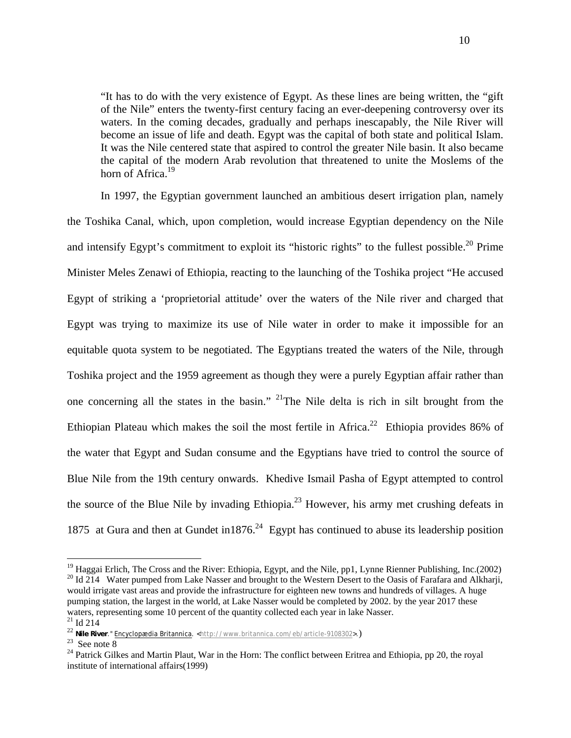> "It has to do with the very existence of Egypt. As these lines are being written, the "gift of the Nile" enters the twenty-first century facing an ever-deepening controversy over its waters. In the coming decades, gradually and perhaps inescapably, the Nile River will become an issue of life and death. Egypt was the capital of both state and political Islam. It was the Nile centered state that aspired to control the greater Nile basin. It also became the capital of the modern Arab revolution that threatened to unite the Moslems of the horn of Africa.[19]

In 1997, the Egyptian government launched an ambitious desert irrigation plan, namely the Toshika Canal, which, upon completion, would increase Egyptian dependency on the Nile and intensify Egypt's commitment to exploit its "historic rights" to the fullest possible.[20] Prime Minister Meles Zenawi of Ethiopia, reacting to the launching of the Toshika project "He accused Egypt of striking a 'proprietorial attitude' over the waters of the Nile river and charged that Egypt was trying to maximize its use of Nile water in order to make it impossible for an equitable quota system to be negotiated. The Egyptians treated the waters of the Nile, through Toshika project and the 1959 agreement as though they were a purely Egyptian affair rather than one concerning all the states in the basin." [21]The Nile delta is rich in silt brought from the Ethiopian Plateau which makes the soil the most fertile in Africa.[22] Ethiopia provides 86% of the water that Egypt and Sudan consume and the Egyptians have tried to control the source of Blue Nile from the 19th century onwards. Khedive Ismail Pasha of Egypt attempted to control the source of the Blue Nile by invading Ethiopia.[23] However, his army met crushing defeats in 1875 at Gura and then at Gundet in1876.[24] Egypt has continued to abuse its leadership position

---

[19] Haggai Erlich, The Cross and the River: Ethiopia, Egypt, and the Nile, pp1, Lynne Rienner Publishing, Inc.(2002)

[20] Id 214 Water pumped from Lake Nasser and brought to the Western Desert to the Oasis of Farafara and Alkharji, would irrigate vast areas and provide the infrastructure for eighteen new towns and hundreds of villages. A huge pumping station, the largest in the world, at Lake Nasser would be completed by 2002. by the year 2017 these waters, representing some 10 percent of the quantity collected each year in lake Nasser.

[21] Id 214

[22] **Nile River**." Encyclopædia Britannica. <http://www.britannica.com/eb/article-9108302>.)

[23] See note 8

[24] Patrick Gilkes and Martin Plaut, War in the Horn: The conflict between Eritrea and Ethiopia, pp 20, the royal institute of international affairs(1999)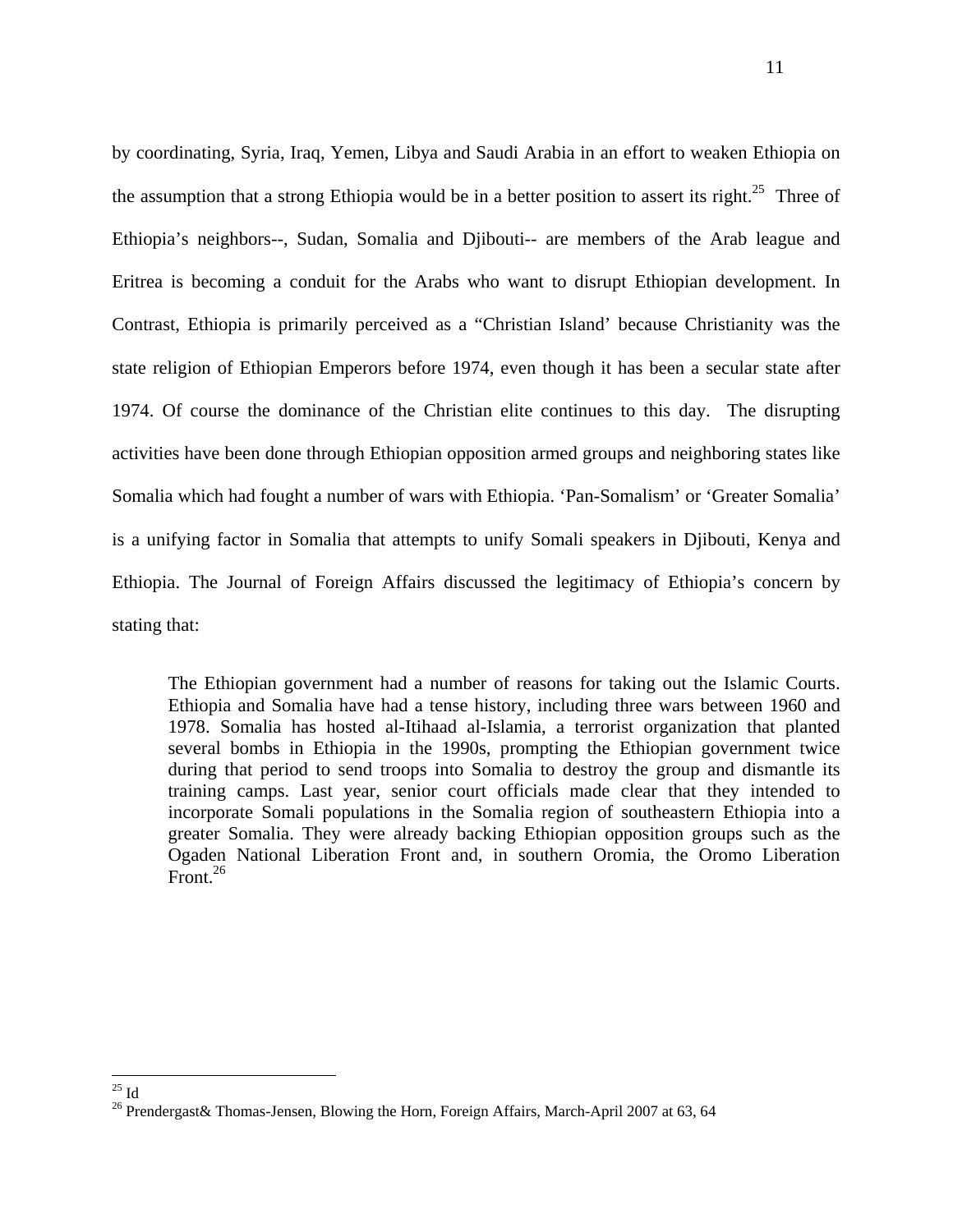by coordinating, Syria, Iraq, Yemen, Libya and Saudi Arabia in an effort to weaken Ethiopia on the assumption that a strong Ethiopia would be in a better position to assert its right.[25] Three of Ethiopia's neighbors--, Sudan, Somalia and Djibouti-- are members of the Arab league and Eritrea is becoming a conduit for the Arabs who want to disrupt Ethiopian development. In Contrast, Ethiopia is primarily perceived as a "Christian Island' because Christianity was the state religion of Ethiopian Emperors before 1974, even though it has been a secular state after 1974. Of course the dominance of the Christian elite continues to this day. The disrupting activities have been done through Ethiopian opposition armed groups and neighboring states like Somalia which had fought a number of wars with Ethiopia. 'Pan-Somalism' or 'Greater Somalia' is a unifying factor in Somalia that attempts to unify Somali speakers in Djibouti, Kenya and Ethiopia. The Journal of Foreign Affairs discussed the legitimacy of Ethiopia's concern by stating that:

> The Ethiopian government had a number of reasons for taking out the Islamic Courts. Ethiopia and Somalia have had a tense history, including three wars between 1960 and 1978. Somalia has hosted al-Itihaad al-Islamia, a terrorist organization that planted several bombs in Ethiopia in the 1990s, prompting the Ethiopian government twice during that period to send troops into Somalia to destroy the group and dismantle its training camps. Last year, senior court officials made clear that they intended to incorporate Somali populations in the Somalia region of southeastern Ethiopia into a greater Somalia. They were already backing Ethiopian opposition groups such as the Ogaden National Liberation Front and, in southern Oromia, the Oromo Liberation Front.[26]

---

[25] Id

[26] Prendergast& Thomas-Jensen, Blowing the Horn, Foreign Affairs, March-April 2007 at 63, 64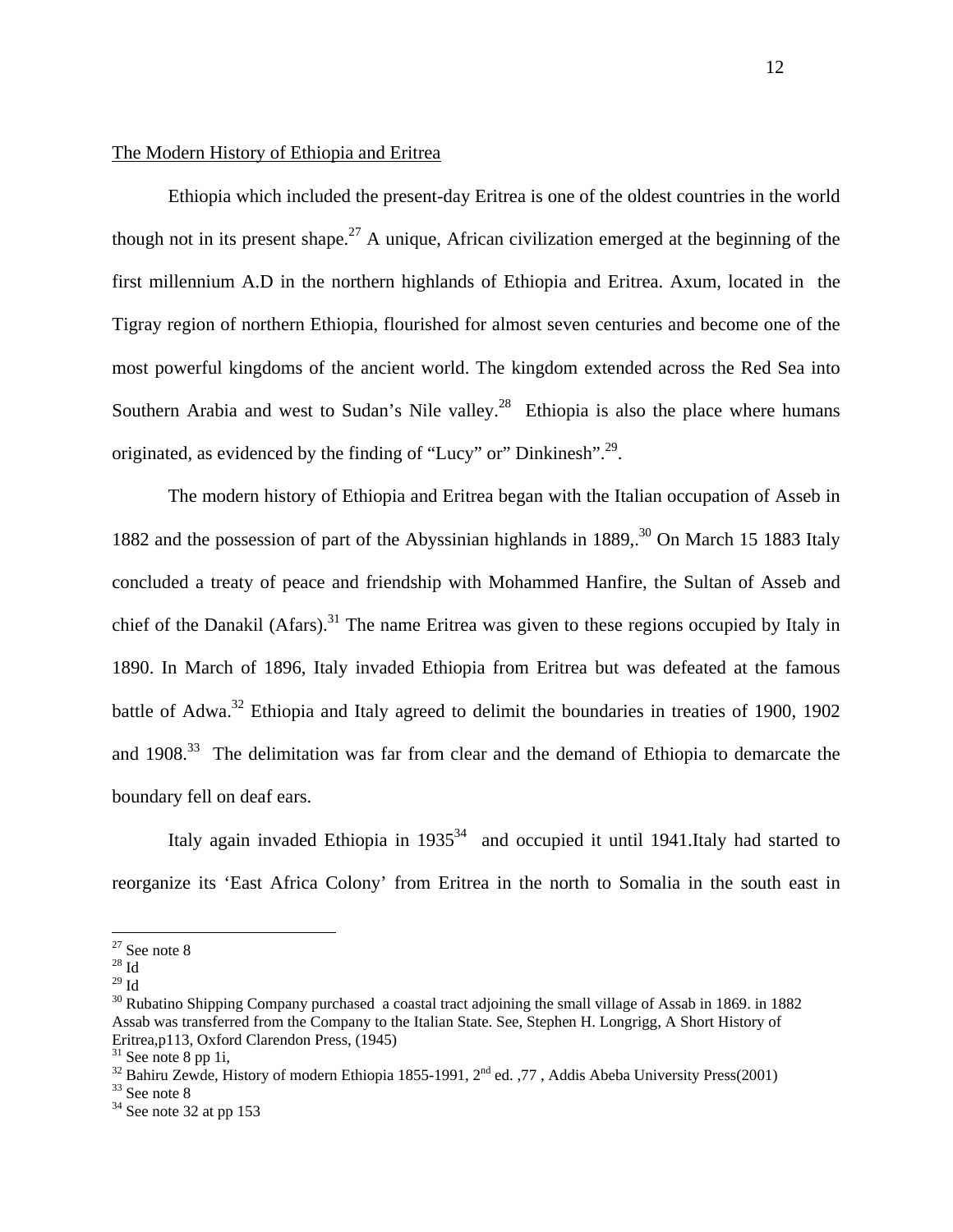The Modern History of Ethiopia and Eritrea

Ethiopia which included the present-day Eritrea is one of the oldest countries in the world though not in its present shape.[27] A unique, African civilization emerged at the beginning of the first millennium A.D in the northern highlands of Ethiopia and Eritrea. Axum, located in the Tigray region of northern Ethiopia, flourished for almost seven centuries and become one of the most powerful kingdoms of the ancient world. The kingdom extended across the Red Sea into Southern Arabia and west to Sudan's Nile valley.[28] Ethiopia is also the place where humans originated, as evidenced by the finding of "Lucy" or" Dinkinesh".[29].

The modern history of Ethiopia and Eritrea began with the Italian occupation of Asseb in 1882 and the possession of part of the Abyssinian highlands in 1889,.[30] On March 15 1883 Italy concluded a treaty of peace and friendship with Mohammed Hanfire, the Sultan of Asseb and chief of the Danakil (Afars).[31] The name Eritrea was given to these regions occupied by Italy in 1890. In March of 1896, Italy invaded Ethiopia from Eritrea but was defeated at the famous battle of Adwa.[32] Ethiopia and Italy agreed to delimit the boundaries in treaties of 1900, 1902 and 1908.[33] The delimitation was far from clear and the demand of Ethiopia to demarcate the boundary fell on deaf ears.

Italy again invaded Ethiopia in 1935[34] and occupied it until 1941.Italy had started to reorganize its 'East Africa Colony' from Eritrea in the north to Somalia in the south east in

---

[27] See note 8
[28] Id
[29] Id
[30] Rubatino Shipping Company purchased a coastal tract adjoining the small village of Assab in 1869. in 1882 Assab was transferred from the Company to the Italian State. See, Stephen H. Longrigg, A Short History of Eritrea,p113, Oxford Clarendon Press, (1945)
[31] See note 8 pp 1i,
[32] Bahiru Zewde, History of modern Ethiopia 1855-1991, 2nd ed. ,77 , Addis Abeba University Press(2001)
[33] See note 8
[34] See note 32 at pp 153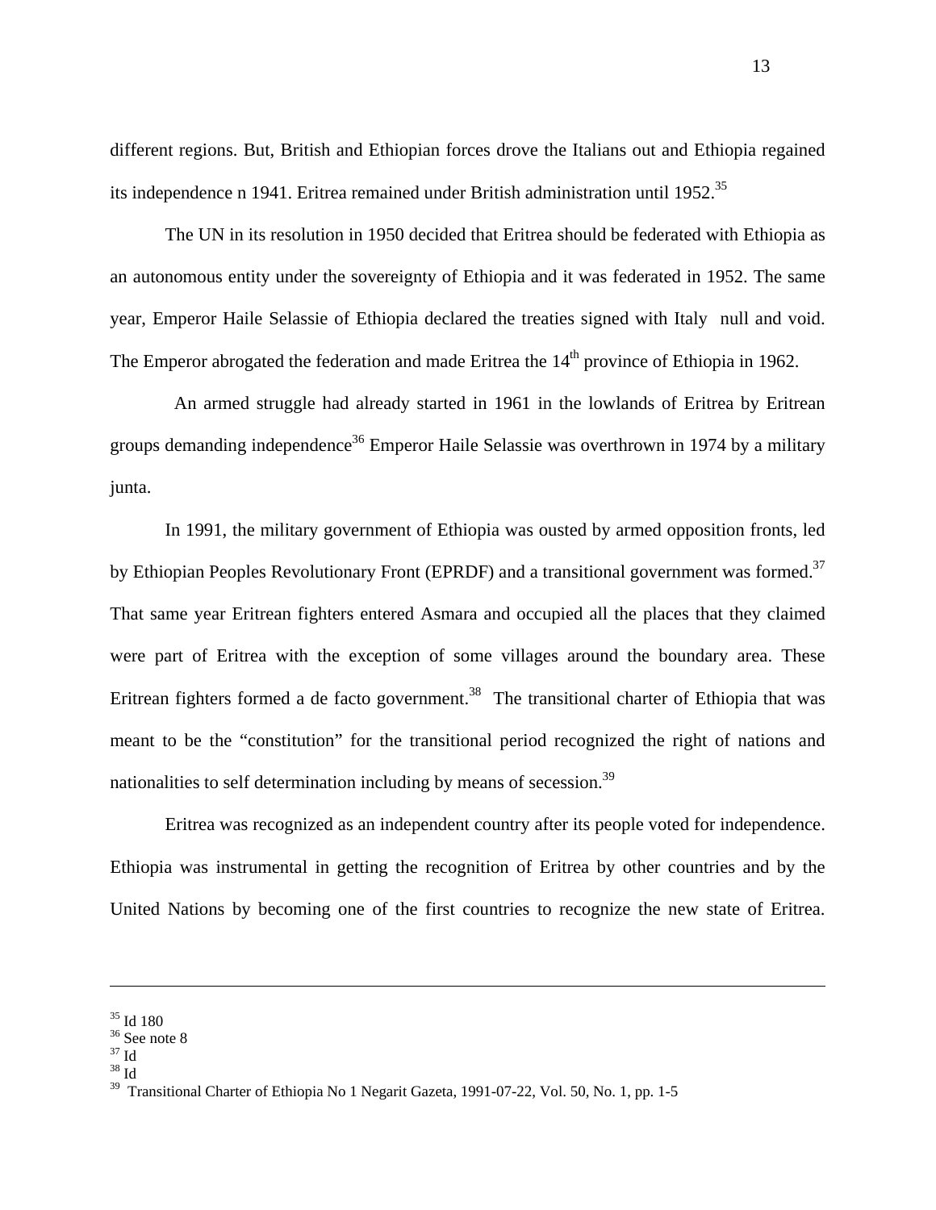different regions. But, British and Ethiopian forces drove the Italians out and Ethiopia regained its independence n 1941. Eritrea remained under British administration until 1952.[35]

The UN in its resolution in 1950 decided that Eritrea should be federated with Ethiopia as an autonomous entity under the sovereignty of Ethiopia and it was federated in 1952. The same year, Emperor Haile Selassie of Ethiopia declared the treaties signed with Italy null and void. The Emperor abrogated the federation and made Eritrea the 14th province of Ethiopia in 1962.

An armed struggle had already started in 1961 in the lowlands of Eritrea by Eritrean groups demanding independence[36] Emperor Haile Selassie was overthrown in 1974 by a military junta.

In 1991, the military government of Ethiopia was ousted by armed opposition fronts, led by Ethiopian Peoples Revolutionary Front (EPRDF) and a transitional government was formed.[37] That same year Eritrean fighters entered Asmara and occupied all the places that they claimed were part of Eritrea with the exception of some villages around the boundary area. These Eritrean fighters formed a de facto government.[38] The transitional charter of Ethiopia that was meant to be the "constitution" for the transitional period recognized the right of nations and nationalities to self determination including by means of secession.[39]

Eritrea was recognized as an independent country after its people voted for independence. Ethiopia was instrumental in getting the recognition of Eritrea by other countries and by the United Nations by becoming one of the first countries to recognize the new state of Eritrea.

---

[35] Id 180

[36] See note 8

[37] Id

[38] Id

[39] Transitional Charter of Ethiopia No 1 Negarit Gazeta, 1991-07-22, Vol. 50, No. 1, pp. 1-5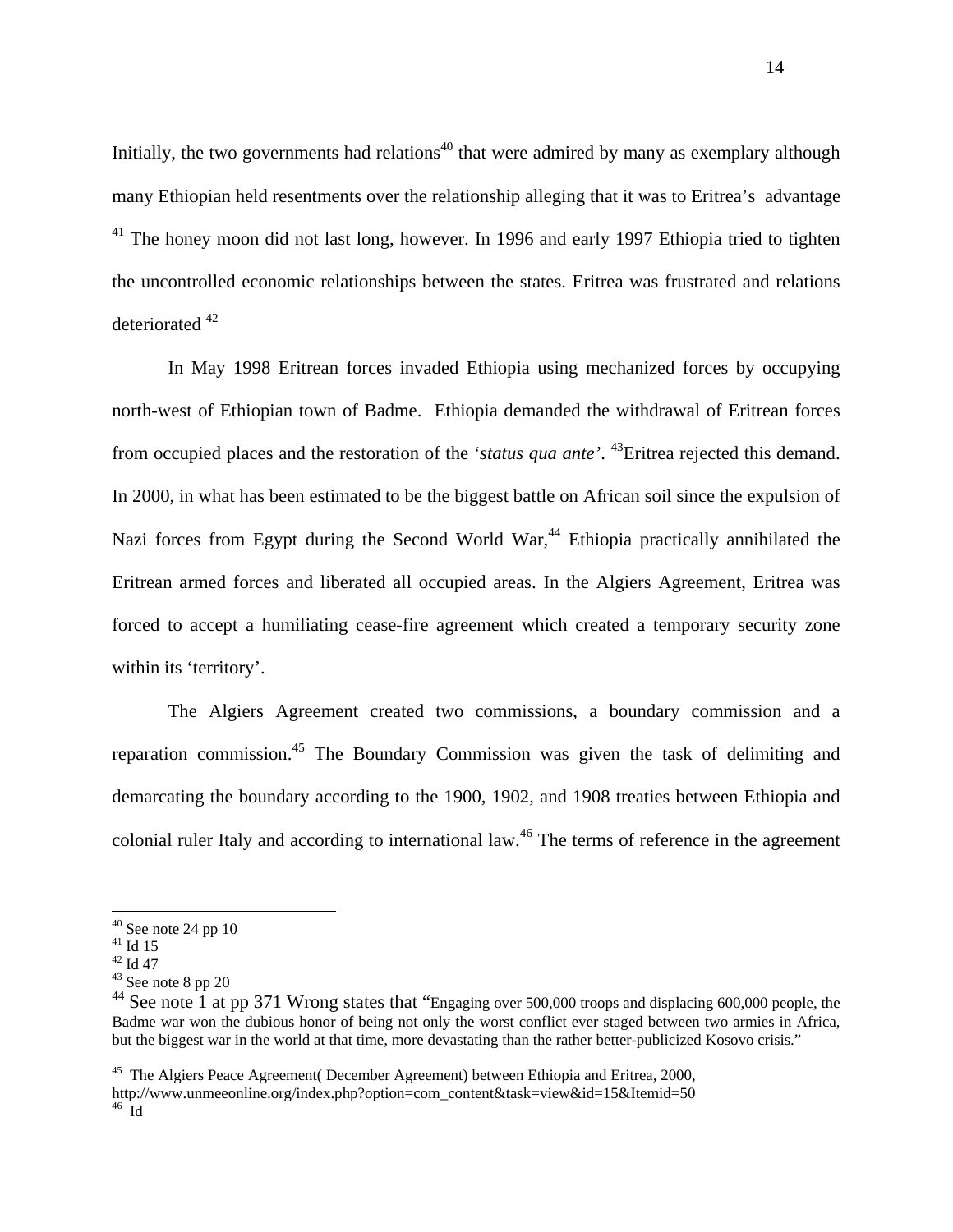Initially, the two governments had relations[40] that were admired by many as exemplary although many Ethiopian held resentments over the relationship alleging that it was to Eritrea's advantage [41] The honey moon did not last long, however. In 1996 and early 1997 Ethiopia tried to tighten the uncontrolled economic relationships between the states. Eritrea was frustrated and relations deteriorated [42]

In May 1998 Eritrean forces invaded Ethiopia using mechanized forces by occupying north-west of Ethiopian town of Badme. Ethiopia demanded the withdrawal of Eritrean forces from occupied places and the restoration of the '*status qua ante'*. [43]Eritrea rejected this demand. In 2000, in what has been estimated to be the biggest battle on African soil since the expulsion of Nazi forces from Egypt during the Second World War,[44] Ethiopia practically annihilated the Eritrean armed forces and liberated all occupied areas. In the Algiers Agreement, Eritrea was forced to accept a humiliating cease-fire agreement which created a temporary security zone within its 'territory'.

The Algiers Agreement created two commissions, a boundary commission and a reparation commission.[45] The Boundary Commission was given the task of delimiting and demarcating the boundary according to the 1900, 1902, and 1908 treaties between Ethiopia and colonial ruler Italy and according to international law.[46] The terms of reference in the agreement

---

[40] See note 24 pp 10
[41] Id 15
[42] Id 47
[43] See note 8 pp 20
[44] See note 1 at pp 371 Wrong states that "Engaging over 500,000 troops and displacing 600,000 people, the Badme war won the dubious honor of being not only the worst conflict ever staged between two armies in Africa, but the biggest war in the world at that time, more devastating than the rather better-publicized Kosovo crisis."

[45] The Algiers Peace Agreement( December Agreement) between Ethiopia and Eritrea, 2000, http://www.unmeeonline.org/index.php?option=com_content&task=view&id=15&Itemid=50
[46] Id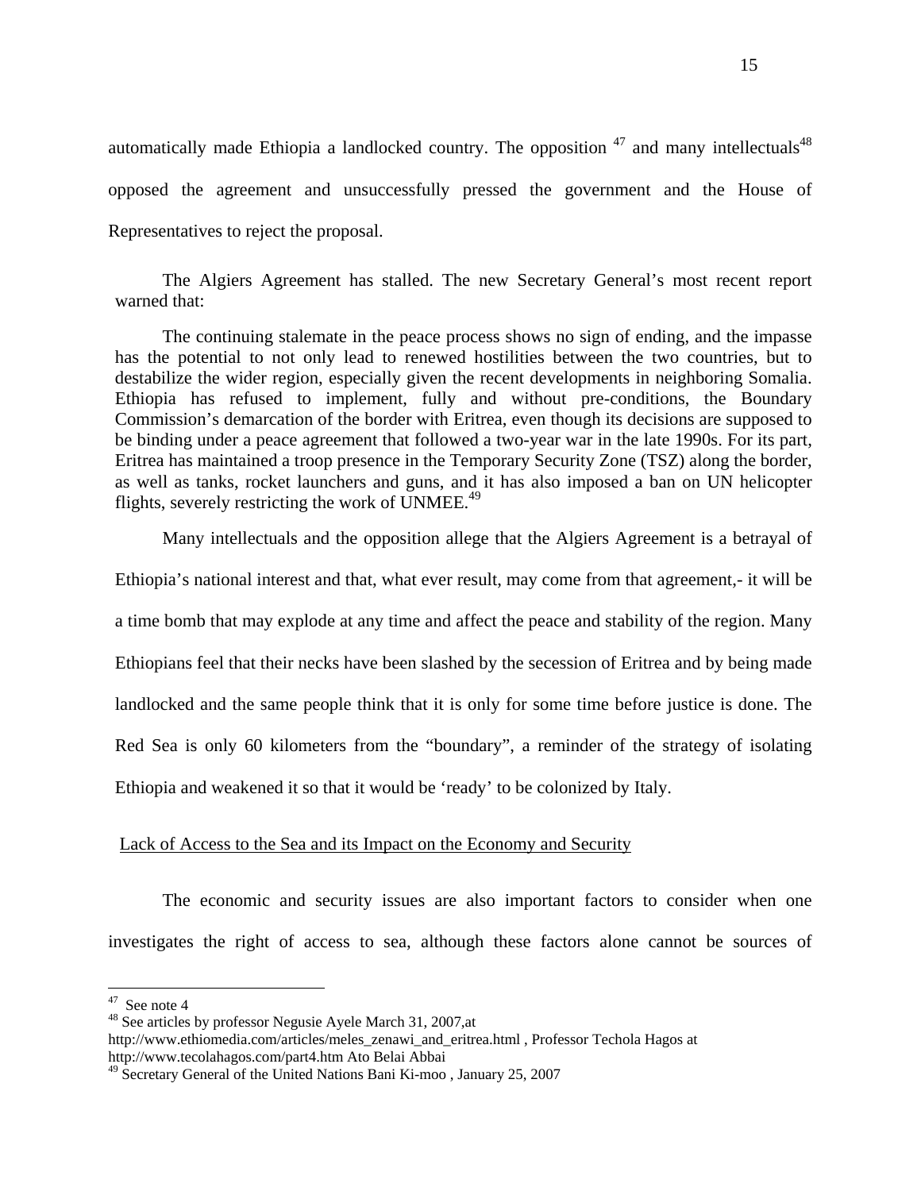automatically made Ethiopia a landlocked country. The opposition [47] and many intellectuals[48] opposed the agreement and unsuccessfully pressed the government and the House of Representatives to reject the proposal.

The Algiers Agreement has stalled. The new Secretary General's most recent report warned that:

> The continuing stalemate in the peace process shows no sign of ending, and the impasse has the potential to not only lead to renewed hostilities between the two countries, but to destabilize the wider region, especially given the recent developments in neighboring Somalia. Ethiopia has refused to implement, fully and without pre-conditions, the Boundary Commission's demarcation of the border with Eritrea, even though its decisions are supposed to be binding under a peace agreement that followed a two-year war in the late 1990s. For its part, Eritrea has maintained a troop presence in the Temporary Security Zone (TSZ) along the border, as well as tanks, rocket launchers and guns, and it has also imposed a ban on UN helicopter flights, severely restricting the work of UNMEE.[49]

Many intellectuals and the opposition allege that the Algiers Agreement is a betrayal of Ethiopia's national interest and that, what ever result, may come from that agreement,- it will be a time bomb that may explode at any time and affect the peace and stability of the region. Many Ethiopians feel that their necks have been slashed by the secession of Eritrea and by being made landlocked and the same people think that it is only for some time before justice is done. The Red Sea is only 60 kilometers from the "boundary", a reminder of the strategy of isolating Ethiopia and weakened it so that it would be 'ready' to be colonized by Italy.

## Lack of Access to the Sea and its Impact on the Economy and Security

The economic and security issues are also important factors to consider when one investigates the right of access to sea, although these factors alone cannot be sources of

---

[47] See note 4

[48] See articles by professor Negusie Ayele March 31, 2007,at http://www.ethiomedia.com/articles/meles_zenawi_and_eritrea.html , Professor Techola Hagos at http://www.tecolahagos.com/part4.htm Ato Belai Abbai

[49] Secretary General of the United Nations Bani Ki-moo , January 25, 2007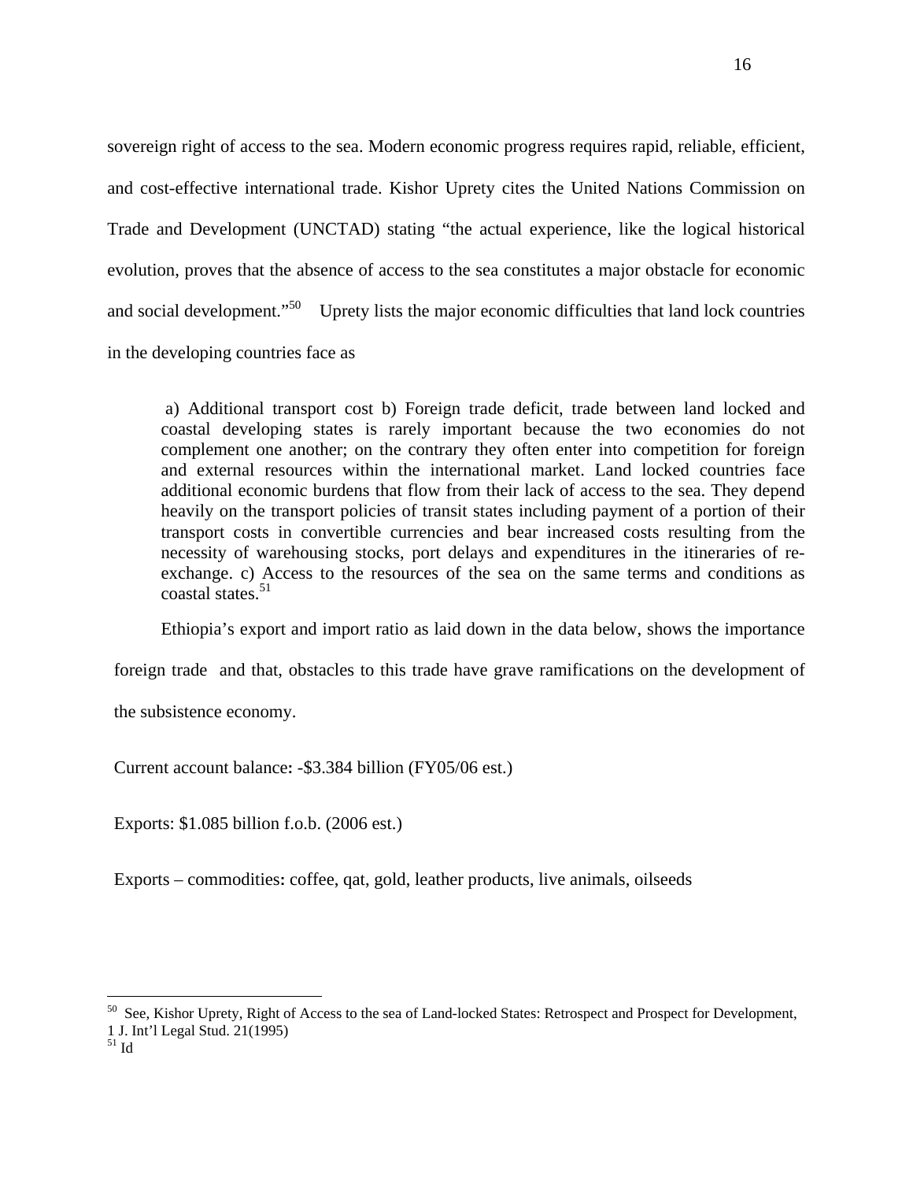sovereign right of access to the sea. Modern economic progress requires rapid, reliable, efficient, and cost-effective international trade. Kishor Uprety cites the United Nations Commission on Trade and Development (UNCTAD) stating "the actual experience, like the logical historical evolution, proves that the absence of access to the sea constitutes a major obstacle for economic and social development."[50] Uprety lists the major economic difficulties that land lock countries in the developing countries face as

> a) Additional transport cost b) Foreign trade deficit, trade between land locked and coastal developing states is rarely important because the two economies do not complement one another; on the contrary they often enter into competition for foreign and external resources within the international market. Land locked countries face additional economic burdens that flow from their lack of access to the sea. They depend heavily on the transport policies of transit states including payment of a portion of their transport costs in convertible currencies and bear increased costs resulting from the necessity of warehousing stocks, port delays and expenditures in the itineraries of re-exchange. c) Access to the resources of the sea on the same terms and conditions as coastal states.[51]

Ethiopia's export and import ratio as laid down in the data below, shows the importance foreign trade and that, obstacles to this trade have grave ramifications on the development of the subsistence economy.

Current account balance**:** -$3.384 billion (FY05/06 est.)

Exports: $1.085 billion f.o.b. (2006 est.)

Exports – commodities**:** coffee, qat, gold, leather products, live animals, oilseeds

---

[50] See, Kishor Uprety, Right of Access to the sea of Land-locked States: Retrospect and Prospect for Development, 1 J. Int'l Legal Stud. 21(1995)

[51] Id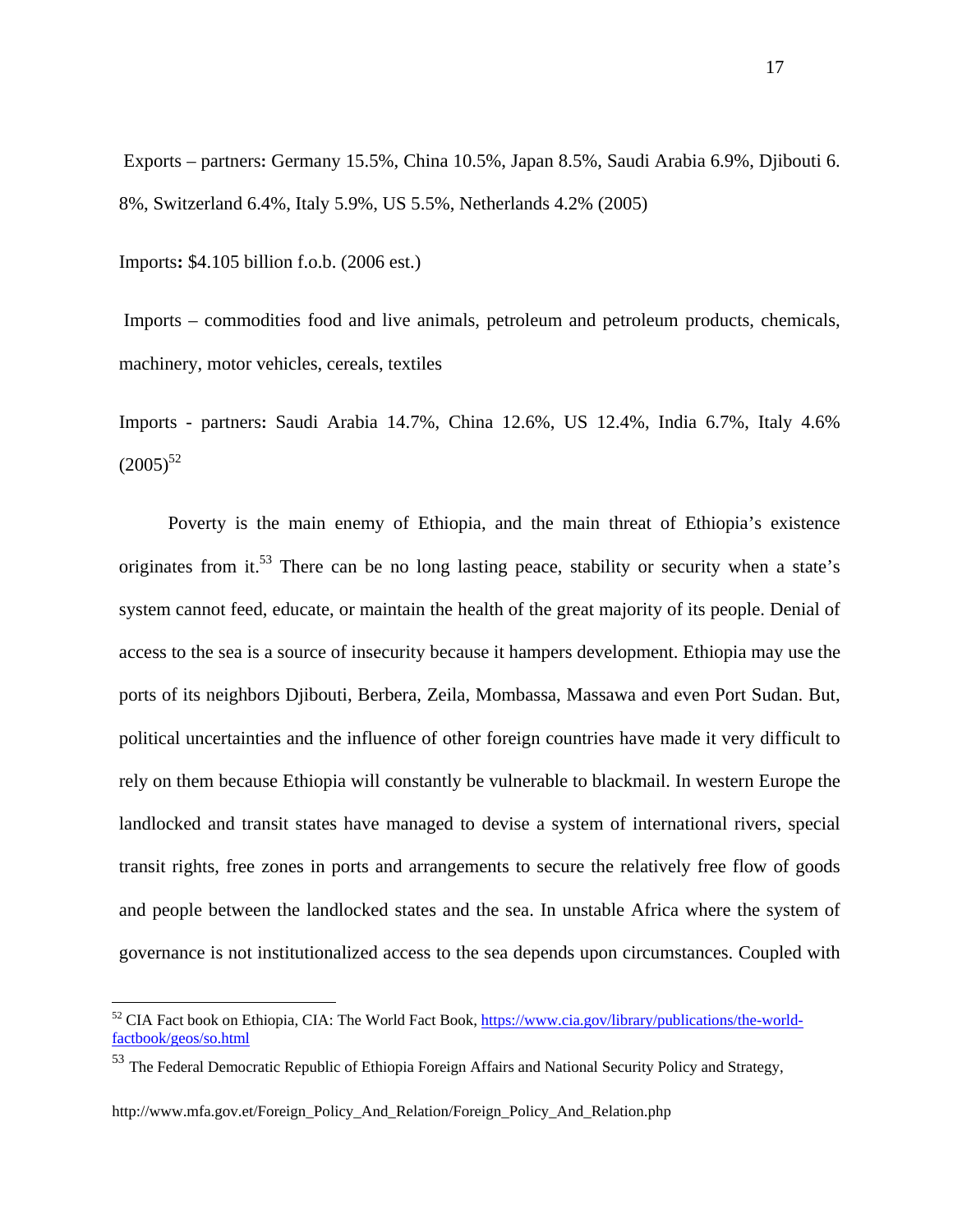Exports – partners: Germany 15.5%, China 10.5%, Japan 8.5%, Saudi Arabia 6.9%, Djibouti 6. 8%, Switzerland 6.4%, Italy 5.9%, US 5.5%, Netherlands 4.2% (2005)

Imports**:** $4.105 billion f.o.b. (2006 est.)

Imports – commodities food and live animals, petroleum and petroleum products, chemicals, machinery, motor vehicles, cereals, textiles

Imports - partners**:** Saudi Arabia 14.7%, China 12.6%, US 12.4%, India 6.7%, Italy 4.6% (2005)[52]

Poverty is the main enemy of Ethiopia, and the main threat of Ethiopia's existence originates from it.[53] There can be no long lasting peace, stability or security when a state's system cannot feed, educate, or maintain the health of the great majority of its people. Denial of access to the sea is a source of insecurity because it hampers development. Ethiopia may use the ports of its neighbors Djibouti, Berbera, Zeila, Mombassa, Massawa and even Port Sudan. But, political uncertainties and the influence of other foreign countries have made it very difficult to rely on them because Ethiopia will constantly be vulnerable to blackmail. In western Europe the landlocked and transit states have managed to devise a system of international rivers, special transit rights, free zones in ports and arrangements to secure the relatively free flow of goods and people between the landlocked states and the sea. In unstable Africa where the system of governance is not institutionalized access to the sea depends upon circumstances. Coupled with

---

[52] CIA Fact book on Ethiopia, CIA: The World Fact Book, https://www.cia.gov/library/publications/the-world-factbook/geos/so.html

[53] The Federal Democratic Republic of Ethiopia Foreign Affairs and National Security Policy and Strategy,

http://www.mfa.gov.et/Foreign_Policy_And_Relation/Foreign_Policy_And_Relation.php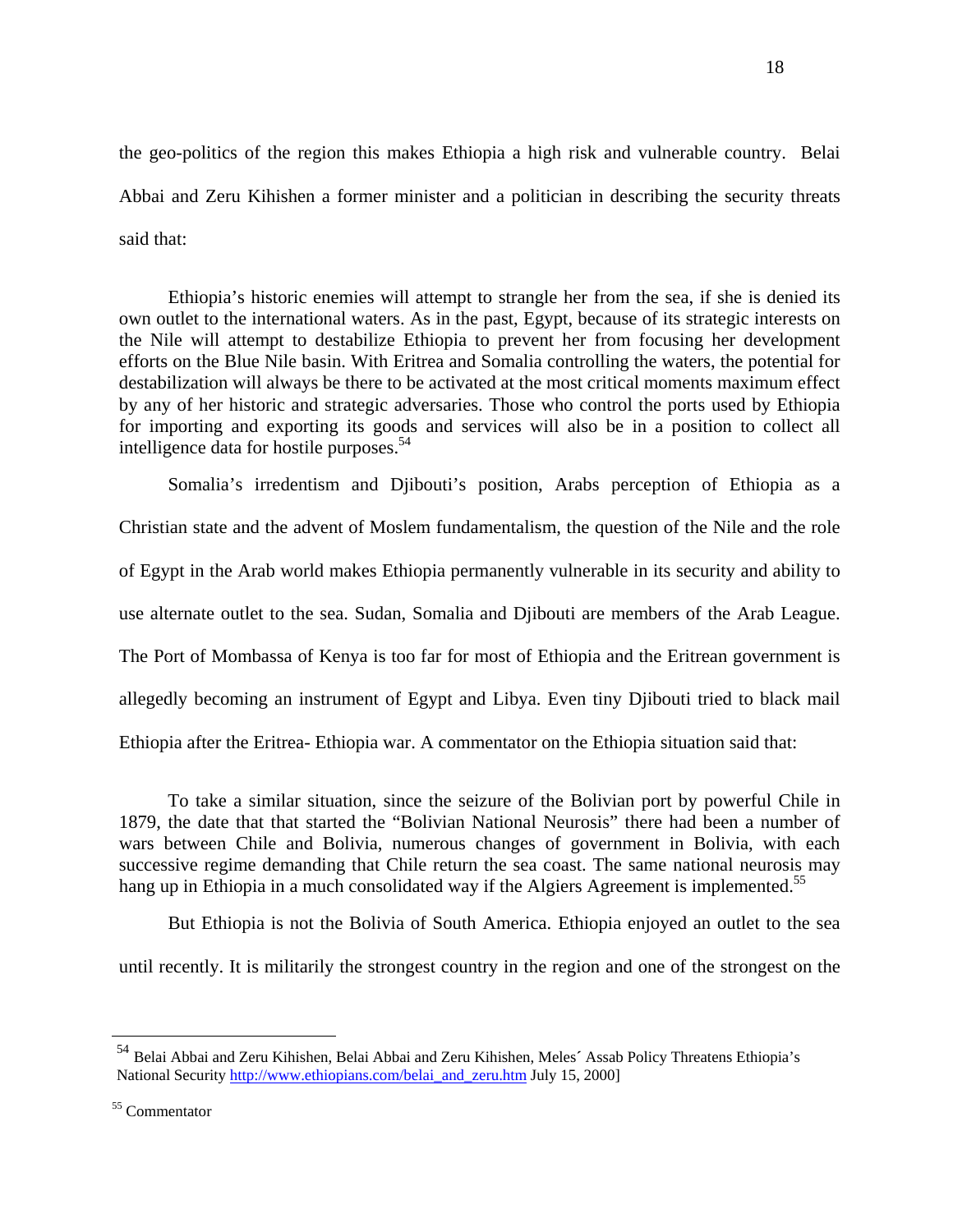the geo-politics of the region this makes Ethiopia a high risk and vulnerable country. Belai Abbai and Zeru Kihishen a former minister and a politician in describing the security threats said that:

> Ethiopia's historic enemies will attempt to strangle her from the sea, if she is denied its own outlet to the international waters. As in the past, Egypt, because of its strategic interests on the Nile will attempt to destabilize Ethiopia to prevent her from focusing her development efforts on the Blue Nile basin. With Eritrea and Somalia controlling the waters, the potential for destabilization will always be there to be activated at the most critical moments maximum effect by any of her historic and strategic adversaries. Those who control the ports used by Ethiopia for importing and exporting its goods and services will also be in a position to collect all intelligence data for hostile purposes.[54]

Somalia's irredentism and Djibouti's position, Arabs perception of Ethiopia as a Christian state and the advent of Moslem fundamentalism, the question of the Nile and the role of Egypt in the Arab world makes Ethiopia permanently vulnerable in its security and ability to use alternate outlet to the sea. Sudan, Somalia and Djibouti are members of the Arab League. The Port of Mombassa of Kenya is too far for most of Ethiopia and the Eritrean government is allegedly becoming an instrument of Egypt and Libya. Even tiny Djibouti tried to black mail Ethiopia after the Eritrea- Ethiopia war. A commentator on the Ethiopia situation said that:

> To take a similar situation, since the seizure of the Bolivian port by powerful Chile in 1879, the date that that started the "Bolivian National Neurosis" there had been a number of wars between Chile and Bolivia, numerous changes of government in Bolivia, with each successive regime demanding that Chile return the sea coast. The same national neurosis may hang up in Ethiopia in a much consolidated way if the Algiers Agreement is implemented.[55]

But Ethiopia is not the Bolivia of South America. Ethiopia enjoyed an outlet to the sea until recently. It is militarily the strongest country in the region and one of the strongest on the

---

[54] Belai Abbai and Zeru Kihishen, Belai Abbai and Zeru Kihishen, Meles´ Assab Policy Threatens Ethiopia's National Security http://www.ethiopians.com/belai_and_zeru.htm July 15, 2000]

[55] Commentator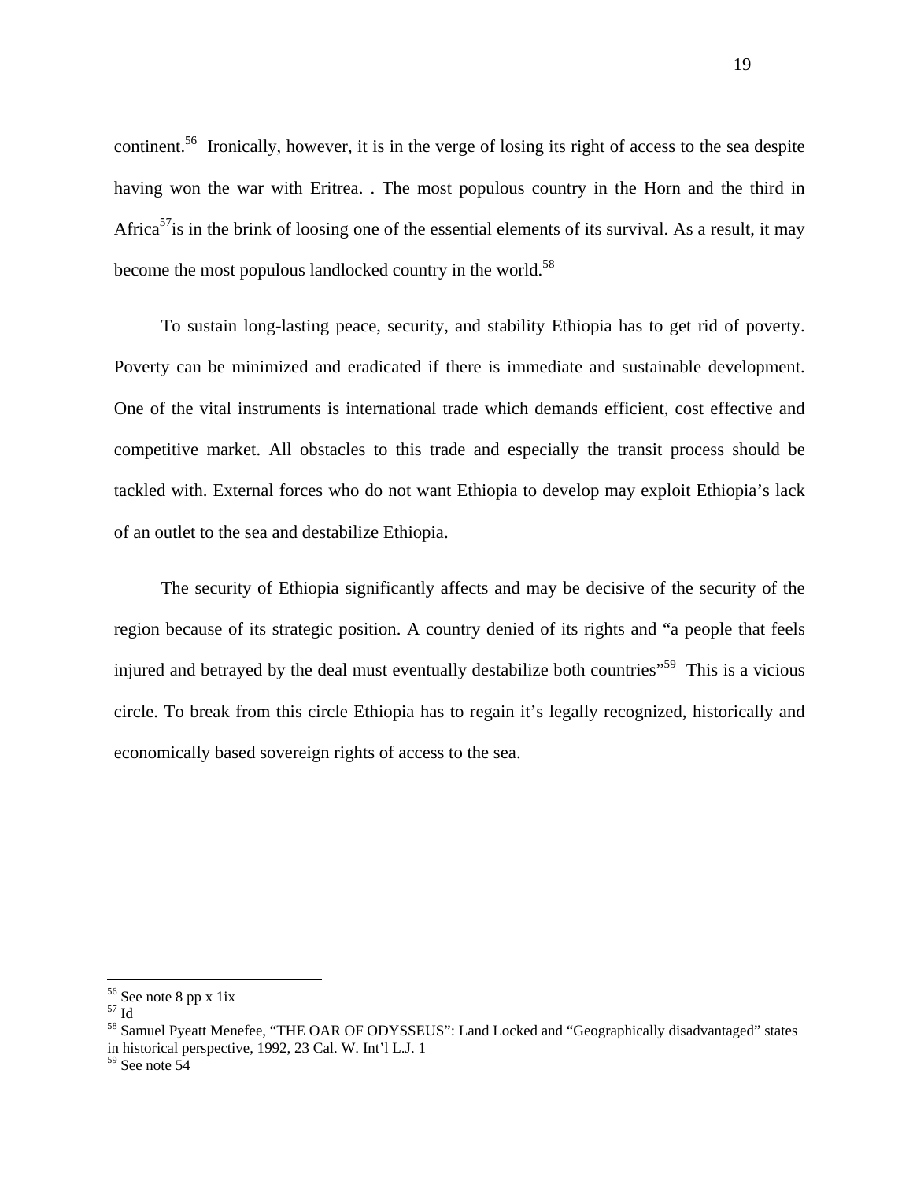continent.[56] Ironically, however, it is in the verge of losing its right of access to the sea despite having won the war with Eritrea. . The most populous country in the Horn and the third in Africa[57]is in the brink of loosing one of the essential elements of its survival. As a result, it may become the most populous landlocked country in the world.[58]

To sustain long-lasting peace, security, and stability Ethiopia has to get rid of poverty. Poverty can be minimized and eradicated if there is immediate and sustainable development. One of the vital instruments is international trade which demands efficient, cost effective and competitive market. All obstacles to this trade and especially the transit process should be tackled with. External forces who do not want Ethiopia to develop may exploit Ethiopia's lack of an outlet to the sea and destabilize Ethiopia.

The security of Ethiopia significantly affects and may be decisive of the security of the region because of its strategic position. A country denied of its rights and "a people that feels injured and betrayed by the deal must eventually destabilize both countries"[59] This is a vicious circle. To break from this circle Ethiopia has to regain it's legally recognized, historically and economically based sovereign rights of access to the sea.

---

[56] See note 8 pp x 1ix

[57] Id

[58] Samuel Pyeatt Menefee, "THE OAR OF ODYSSEUS": Land Locked and "Geographically disadvantaged" states in historical perspective, 1992, 23 Cal. W. Int'l L.J. 1

[59] See note 54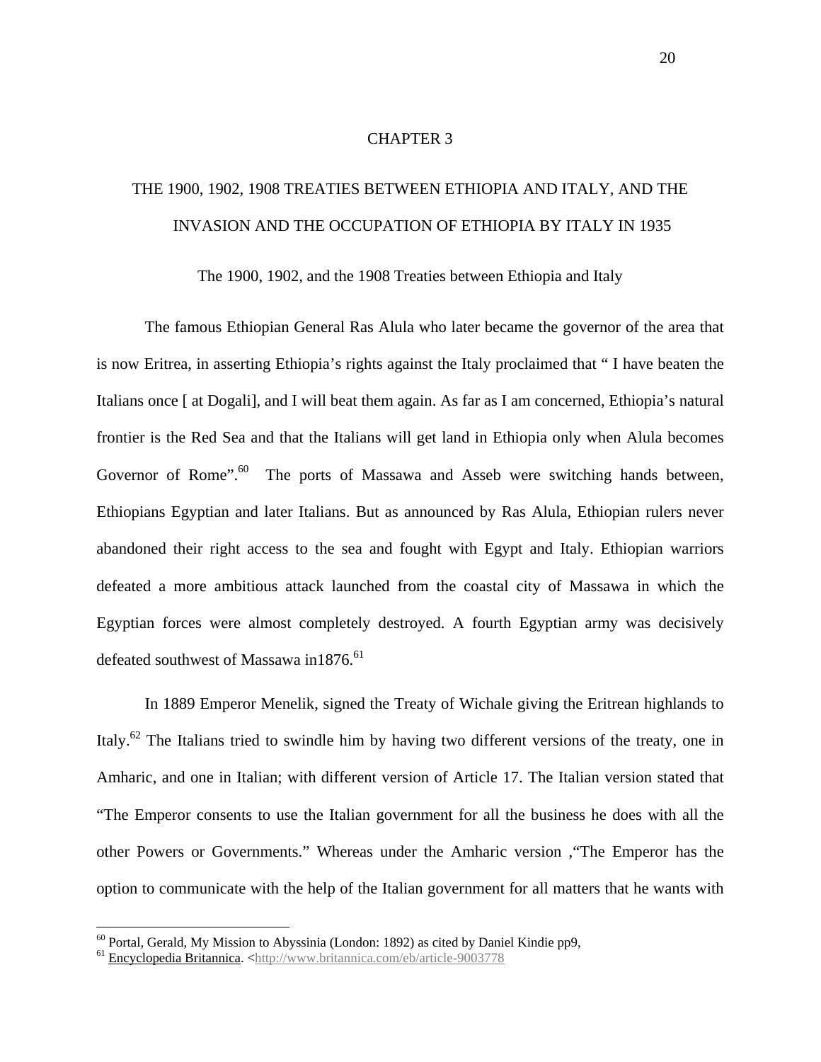# CHAPTER 3

# THE 1900, 1902, 1908 TREATIES BETWEEN ETHIOPIA AND ITALY, AND THE INVASION AND THE OCCUPATION OF ETHIOPIA BY ITALY IN 1935

## The 1900, 1902, and the 1908 Treaties between Ethiopia and Italy

The famous Ethiopian General Ras Alula who later became the governor of the area that is now Eritrea, in asserting Ethiopia's rights against the Italy proclaimed that " I have beaten the Italians once [ at Dogali], and I will beat them again. As far as I am concerned, Ethiopia's natural frontier is the Red Sea and that the Italians will get land in Ethiopia only when Alula becomes Governor of Rome".[60] The ports of Massawa and Asseb were switching hands between, Ethiopians Egyptian and later Italians. But as announced by Ras Alula, Ethiopian rulers never abandoned their right access to the sea and fought with Egypt and Italy. Ethiopian warriors defeated a more ambitious attack launched from the coastal city of Massawa in which the Egyptian forces were almost completely destroyed. A fourth Egyptian army was decisively defeated southwest of Massawa in1876.[61]

In 1889 Emperor Menelik, signed the Treaty of Wichale giving the Eritrean highlands to Italy.[62] The Italians tried to swindle him by having two different versions of the treaty, one in Amharic, and one in Italian; with different version of Article 17. The Italian version stated that "The Emperor consents to use the Italian government for all the business he does with all the other Powers or Governments." Whereas under the Amharic version ,"The Emperor has the option to communicate with the help of the Italian government for all matters that he wants with

---

[60] Portal, Gerald, My Mission to Abyssinia (London: 1892) as cited by Daniel Kindie pp9,

[61] Encyclopedia Britannica. <http://www.britannica.com/eb/article-9003778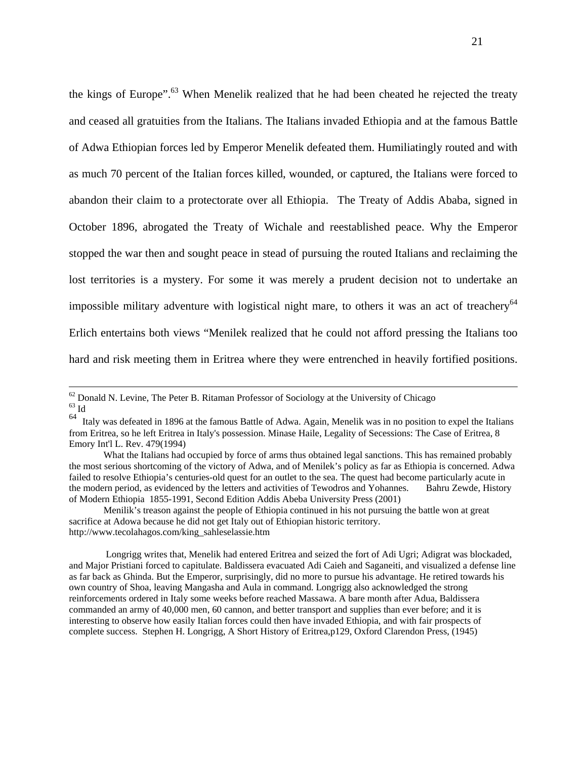the kings of Europe".[63] When Menelik realized that he had been cheated he rejected the treaty and ceased all gratuities from the Italians. The Italians invaded Ethiopia and at the famous Battle of Adwa Ethiopian forces led by Emperor Menelik defeated them. Humiliatingly routed and with as much 70 percent of the Italian forces killed, wounded, or captured, the Italians were forced to abandon their claim to a protectorate over all Ethiopia. The Treaty of Addis Ababa, signed in October 1896, abrogated the Treaty of Wichale and reestablished peace. Why the Emperor stopped the war then and sought peace in stead of pursuing the routed Italians and reclaiming the lost territories is a mystery. For some it was merely a prudent decision not to undertake an impossible military adventure with logistical night mare, to others it was an act of treachery[64] Erlich entertains both views "Menilek realized that he could not afford pressing the Italians too hard and risk meeting them in Eritrea where they were entrenched in heavily fortified positions.

---

[62] Donald N. Levine, The Peter B. Ritaman Professor of Sociology at the University of Chicago

[63] Id

[64] Italy was defeated in 1896 at the famous Battle of Adwa. Again, Menelik was in no position to expel the Italians from Eritrea, so he left Eritrea in Italy's possession. Minase Haile, Legality of Secessions: The Case of Eritrea, 8 Emory Int'l L. Rev. 479(1994)

What the Italians had occupied by force of arms thus obtained legal sanctions. This has remained probably the most serious shortcoming of the victory of Adwa, and of Menilek's policy as far as Ethiopia is concerned. Adwa failed to resolve Ethiopia's centuries-old quest for an outlet to the sea. The quest had become particularly acute in the modern period, as evidenced by the letters and activities of Tewodros and Yohannes. Bahru Zewde, History of Modern Ethiopia 1855-1991, Second Edition Addis Abeba University Press (2001)

Menilik's treason against the people of Ethiopia continued in his not pursuing the battle won at great sacrifice at Adowa because he did not get Italy out of Ethiopian historic territory. http://www.tecolahagos.com/king_sahleselassie.htm

Longrigg writes that, Menelik had entered Eritrea and seized the fort of Adi Ugri; Adigrat was blockaded, and Major Pristiani forced to capitulate. Baldissera evacuated Adi Caieh and Saganeiti, and visualized a defense line as far back as Ghinda. But the Emperor, surprisingly, did no more to pursue his advantage. He retired towards his own country of Shoa, leaving Mangasha and Aula in command. Longrigg also acknowledged the strong reinforcements ordered in Italy some weeks before reached Massawa. A bare month after Adua, Baldissera commanded an army of 40,000 men, 60 cannon, and better transport and supplies than ever before; and it is interesting to observe how easily Italian forces could then have invaded Ethiopia, and with fair prospects of complete success. Stephen H. Longrigg, A Short History of Eritrea,p129, Oxford Clarendon Press, (1945)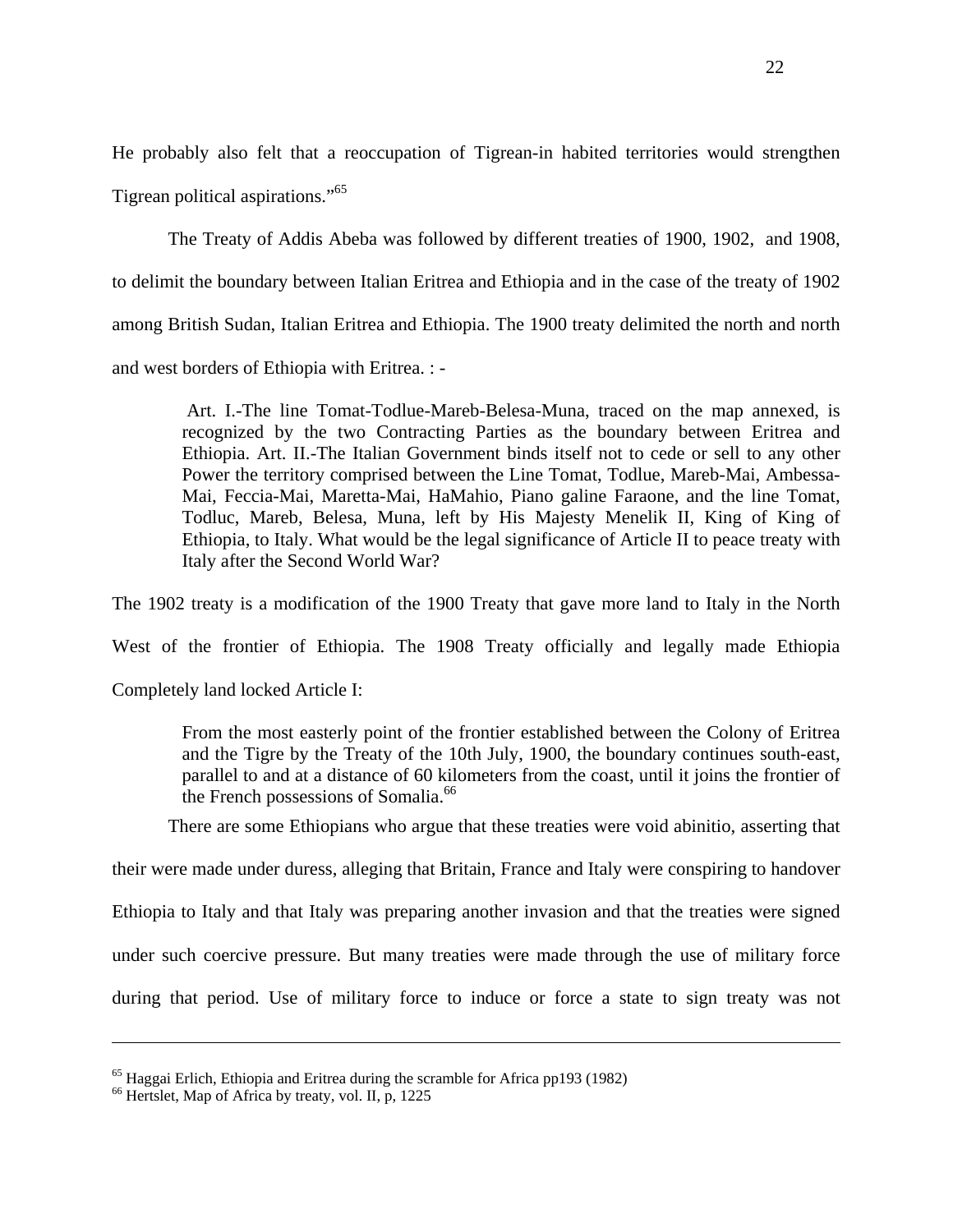He probably also felt that a reoccupation of Tigrean-in habited territories would strengthen Tigrean political aspirations."[65]

The Treaty of Addis Abeba was followed by different treaties of 1900, 1902, and 1908, to delimit the boundary between Italian Eritrea and Ethiopia and in the case of the treaty of 1902 among British Sudan, Italian Eritrea and Ethiopia. The 1900 treaty delimited the north and north and west borders of Ethiopia with Eritrea. : -

> Art. I.-The line Tomat-Todlue-Mareb-Belesa-Muna, traced on the map annexed, is recognized by the two Contracting Parties as the boundary between Eritrea and Ethiopia. Art. II.-The Italian Government binds itself not to cede or sell to any other Power the territory comprised between the Line Tomat, Todlue, Mareb-Mai, Ambessa-Mai, Feccia-Mai, Maretta-Mai, HaMahio, Piano galine Faraone, and the line Tomat, Todluc, Mareb, Belesa, Muna, left by His Majesty Menelik II, King of King of Ethiopia, to Italy. What would be the legal significance of Article II to peace treaty with Italy after the Second World War?

The 1902 treaty is a modification of the 1900 Treaty that gave more land to Italy in the North West of the frontier of Ethiopia. The 1908 Treaty officially and legally made Ethiopia Completely land locked Article I:

> From the most easterly point of the frontier established between the Colony of Eritrea and the Tigre by the Treaty of the 10th July, 1900, the boundary continues south-east, parallel to and at a distance of 60 kilometers from the coast, until it joins the frontier of the French possessions of Somalia.[66]

There are some Ethiopians who argue that these treaties were void abinitio, asserting that their were made under duress, alleging that Britain, France and Italy were conspiring to handover Ethiopia to Italy and that Italy was preparing another invasion and that the treaties were signed under such coercive pressure. But many treaties were made through the use of military force during that period. Use of military force to induce or force a state to sign treaty was not

---

[65] Haggai Erlich, Ethiopia and Eritrea during the scramble for Africa pp193 (1982)

[66] Hertslet, Map of Africa by treaty, vol. II, p, 1225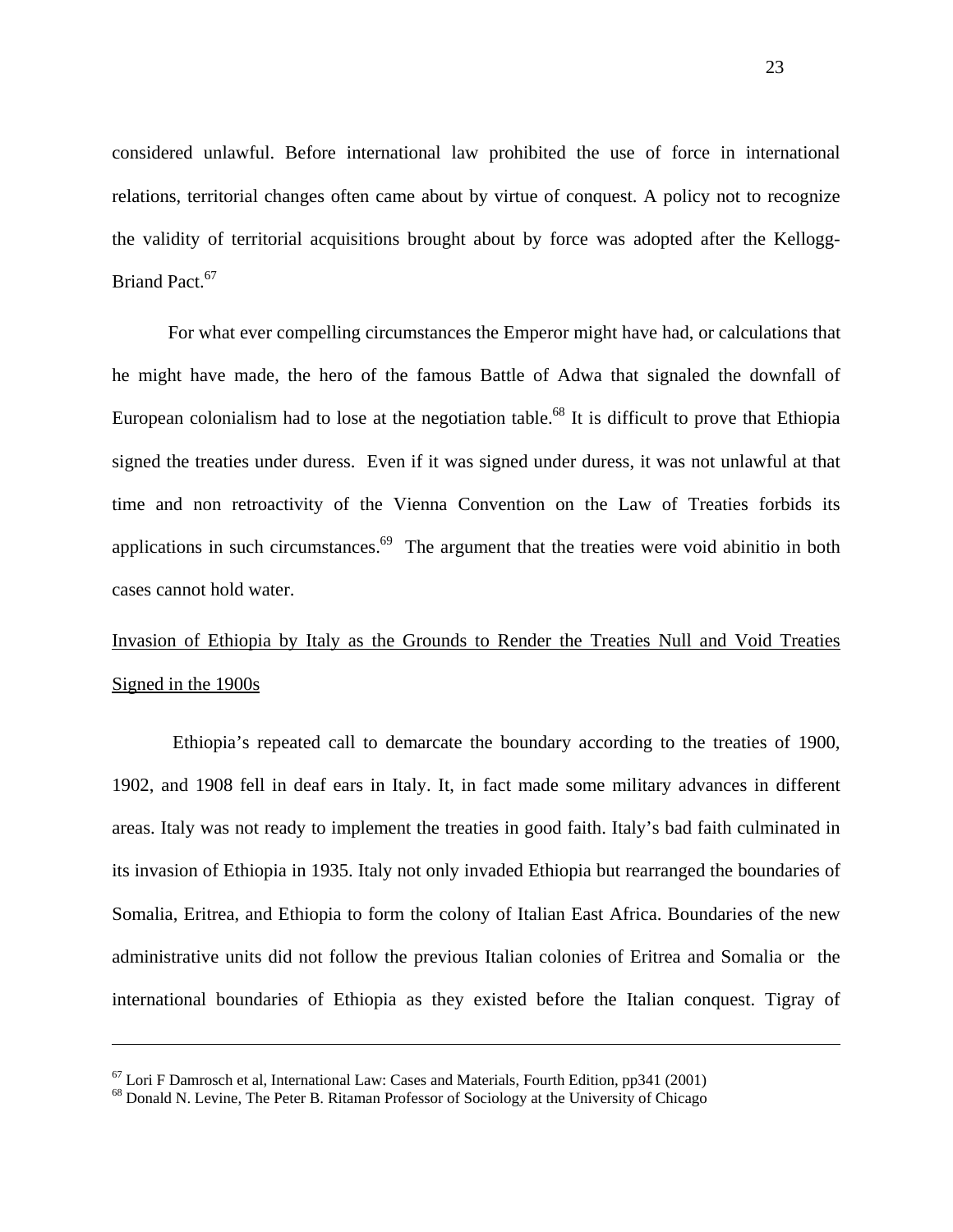considered unlawful. Before international law prohibited the use of force in international relations, territorial changes often came about by virtue of conquest. A policy not to recognize the validity of territorial acquisitions brought about by force was adopted after the Kellogg-Briand Pact.[67]

For what ever compelling circumstances the Emperor might have had, or calculations that he might have made, the hero of the famous Battle of Adwa that signaled the downfall of European colonialism had to lose at the negotiation table.[68] It is difficult to prove that Ethiopia signed the treaties under duress. Even if it was signed under duress, it was not unlawful at that time and non retroactivity of the Vienna Convention on the Law of Treaties forbids its applications in such circumstances.[69] The argument that the treaties were void abinitio in both cases cannot hold water.

<u>Invasion of Ethiopia by Italy as the Grounds to Render the Treaties Null and Void Treaties Signed in the 1900s</u>

Ethiopia's repeated call to demarcate the boundary according to the treaties of 1900, 1902, and 1908 fell in deaf ears in Italy. It, in fact made some military advances in different areas. Italy was not ready to implement the treaties in good faith. Italy's bad faith culminated in its invasion of Ethiopia in 1935. Italy not only invaded Ethiopia but rearranged the boundaries of Somalia, Eritrea, and Ethiopia to form the colony of Italian East Africa. Boundaries of the new administrative units did not follow the previous Italian colonies of Eritrea and Somalia or the international boundaries of Ethiopia as they existed before the Italian conquest. Tigray of

---

[67] Lori F Damrosch et al, International Law: Cases and Materials, Fourth Edition, pp341 (2001)

[68] Donald N. Levine, The Peter B. Ritaman Professor of Sociology at the University of Chicago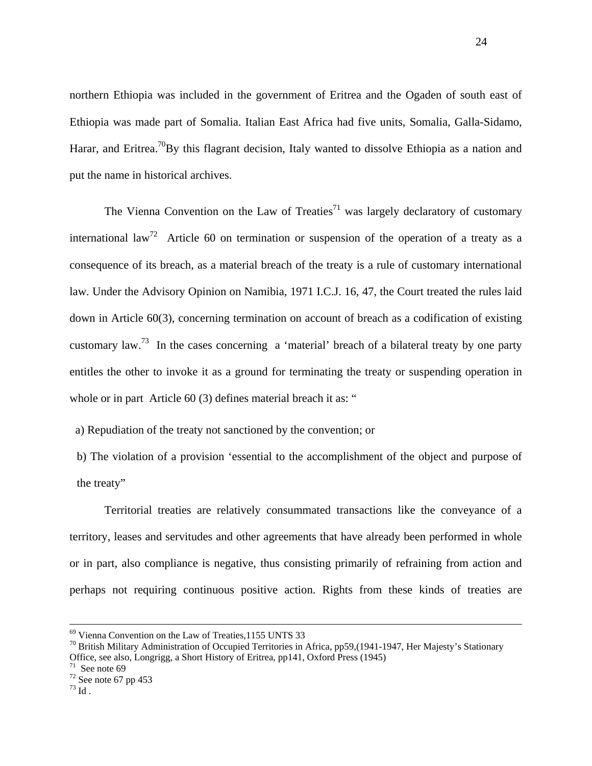northern Ethiopia was included in the government of Eritrea and the Ogaden of south east of Ethiopia was made part of Somalia. Italian East Africa had five units, Somalia, Galla-Sidamo, Harar, and Eritrea.[70]By this flagrant decision, Italy wanted to dissolve Ethiopia as a nation and put the name in historical archives.

The Vienna Convention on the Law of Treaties[71] was largely declaratory of customary international law[72] Article 60 on termination or suspension of the operation of a treaty as a consequence of its breach, as a material breach of the treaty is a rule of customary international law. Under the Advisory Opinion on Namibia, 1971 I.C.J. 16, 47, the Court treated the rules laid down in Article 60(3), concerning termination on account of breach as a codification of existing customary law.[73] In the cases concerning a 'material' breach of a bilateral treaty by one party entitles the other to invoke it as a ground for terminating the treaty or suspending operation in whole or in part Article 60 (3) defines material breach it as: "

a) Repudiation of the treaty not sanctioned by the convention; or

b) The violation of a provision 'essential to the accomplishment of the object and purpose of the treaty"

Territorial treaties are relatively consummated transactions like the conveyance of a territory, leases and servitudes and other agreements that have already been performed in whole or in part, also compliance is negative, thus consisting primarily of refraining from action and perhaps not requiring continuous positive action. Rights from these kinds of treaties are

---

[69] Vienna Convention on the Law of Treaties,1155 UNTS 33

[70] British Military Administration of Occupied Territories in Africa, pp59,(1941-1947, Her Majesty's Stationary Office, see also, Longrigg, a Short History of Eritrea, pp141, Oxford Press (1945)

[71] See note 69

[72] See note 67 pp 453

[73] Id .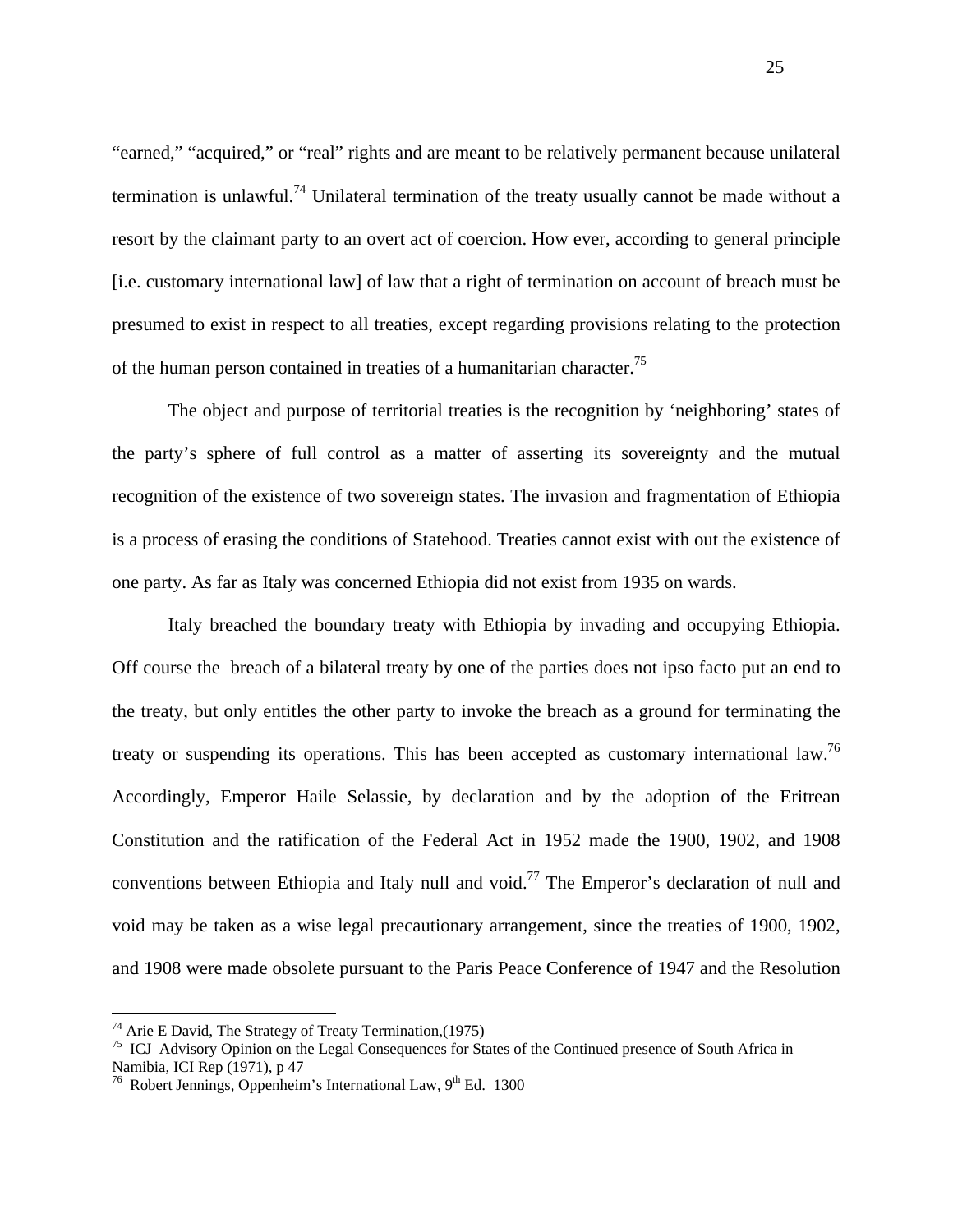"earned," "acquired," or "real" rights and are meant to be relatively permanent because unilateral termination is unlawful.[74] Unilateral termination of the treaty usually cannot be made without a resort by the claimant party to an overt act of coercion. How ever, according to general principle [i.e. customary international law] of law that a right of termination on account of breach must be presumed to exist in respect to all treaties, except regarding provisions relating to the protection of the human person contained in treaties of a humanitarian character.[75]

The object and purpose of territorial treaties is the recognition by 'neighboring' states of the party's sphere of full control as a matter of asserting its sovereignty and the mutual recognition of the existence of two sovereign states. The invasion and fragmentation of Ethiopia is a process of erasing the conditions of Statehood. Treaties cannot exist with out the existence of one party. As far as Italy was concerned Ethiopia did not exist from 1935 on wards.

Italy breached the boundary treaty with Ethiopia by invading and occupying Ethiopia. Off course the breach of a bilateral treaty by one of the parties does not ipso facto put an end to the treaty, but only entitles the other party to invoke the breach as a ground for terminating the treaty or suspending its operations. This has been accepted as customary international law.[76] Accordingly, Emperor Haile Selassie, by declaration and by the adoption of the Eritrean Constitution and the ratification of the Federal Act in 1952 made the 1900, 1902, and 1908 conventions between Ethiopia and Italy null and void.[77] The Emperor's declaration of null and void may be taken as a wise legal precautionary arrangement, since the treaties of 1900, 1902, and 1908 were made obsolete pursuant to the Paris Peace Conference of 1947 and the Resolution

---

[74] Arie E David, The Strategy of Treaty Termination,(1975)

[75] ICJ Advisory Opinion on the Legal Consequences for States of the Continued presence of South Africa in Namibia, ICI Rep (1971), p 47

[76] Robert Jennings, Oppenheim's International Law, 9th Ed. 1300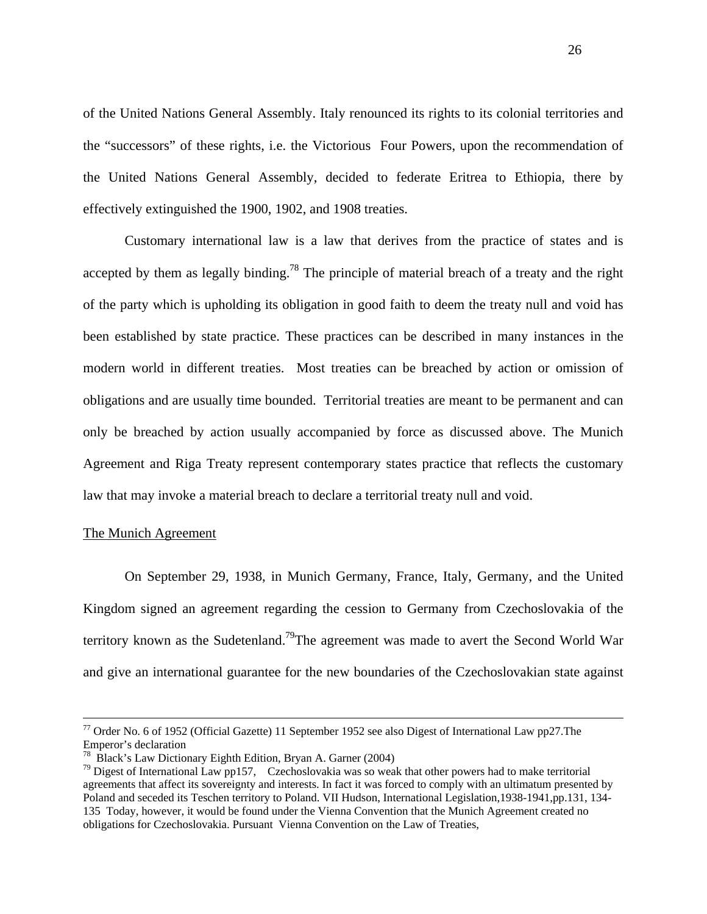of the United Nations General Assembly. Italy renounced its rights to its colonial territories and the "successors" of these rights, i.e. the Victorious Four Powers, upon the recommendation of the United Nations General Assembly, decided to federate Eritrea to Ethiopia, there by effectively extinguished the 1900, 1902, and 1908 treaties.

Customary international law is a law that derives from the practice of states and is accepted by them as legally binding.[78] The principle of material breach of a treaty and the right of the party which is upholding its obligation in good faith to deem the treaty null and void has been established by state practice. These practices can be described in many instances in the modern world in different treaties. Most treaties can be breached by action or omission of obligations and are usually time bounded. Territorial treaties are meant to be permanent and can only be breached by action usually accompanied by force as discussed above. The Munich Agreement and Riga Treaty represent contemporary states practice that reflects the customary law that may invoke a material breach to declare a territorial treaty null and void.

<u>The Munich Agreement</u>

On September 29, 1938, in Munich Germany, France, Italy, Germany, and the United Kingdom signed an agreement regarding the cession to Germany from Czechoslovakia of the territory known as the Sudetenland.[79]The agreement was made to avert the Second World War and give an international guarantee for the new boundaries of the Czechoslovakian state against

---

[77] Order No. 6 of 1952 (Official Gazette) 11 September 1952 see also Digest of International Law pp27.The Emperor's declaration

[78] Black's Law Dictionary Eighth Edition, Bryan A. Garner (2004)

[79] Digest of International Law pp157, Czechoslovakia was so weak that other powers had to make territorial agreements that affect its sovereignty and interests. In fact it was forced to comply with an ultimatum presented by Poland and seceded its Teschen territory to Poland. VII Hudson, International Legislation,1938-1941,pp.131, 134-135 Today, however, it would be found under the Vienna Convention that the Munich Agreement created no obligations for Czechoslovakia. Pursuant Vienna Convention on the Law of Treaties,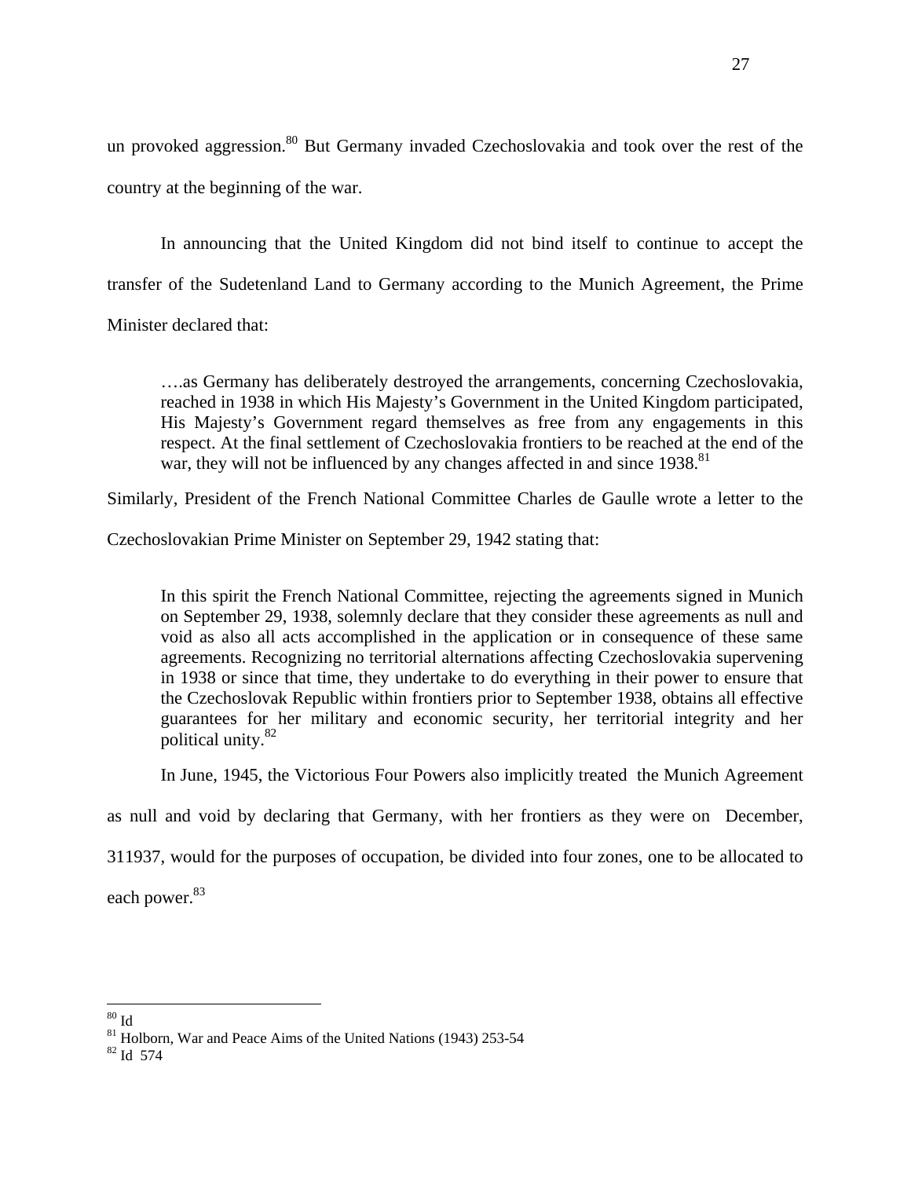un provoked aggression.[80] But Germany invaded Czechoslovakia and took over the rest of the country at the beginning of the war.

In announcing that the United Kingdom did not bind itself to continue to accept the transfer of the Sudetenland Land to Germany according to the Munich Agreement, the Prime Minister declared that:

> ….as Germany has deliberately destroyed the arrangements, concerning Czechoslovakia, reached in 1938 in which His Majesty's Government in the United Kingdom participated, His Majesty's Government regard themselves as free from any engagements in this respect. At the final settlement of Czechoslovakia frontiers to be reached at the end of the war, they will not be influenced by any changes affected in and since 1938.[81]

Similarly, President of the French National Committee Charles de Gaulle wrote a letter to the Czechoslovakian Prime Minister on September 29, 1942 stating that:

> In this spirit the French National Committee, rejecting the agreements signed in Munich on September 29, 1938, solemnly declare that they consider these agreements as null and void as also all acts accomplished in the application or in consequence of these same agreements. Recognizing no territorial alternations affecting Czechoslovakia supervening in 1938 or since that time, they undertake to do everything in their power to ensure that the Czechoslovak Republic within frontiers prior to September 1938, obtains all effective guarantees for her military and economic security, her territorial integrity and her political unity.[82]

In June, 1945, the Victorious Four Powers also implicitly treated the Munich Agreement as null and void by declaring that Germany, with her frontiers as they were on December, 311937, would for the purposes of occupation, be divided into four zones, one to be allocated to each power.[83]

---

[80] Id

[81] Holborn, War and Peace Aims of the United Nations (1943) 253-54

[82] Id 574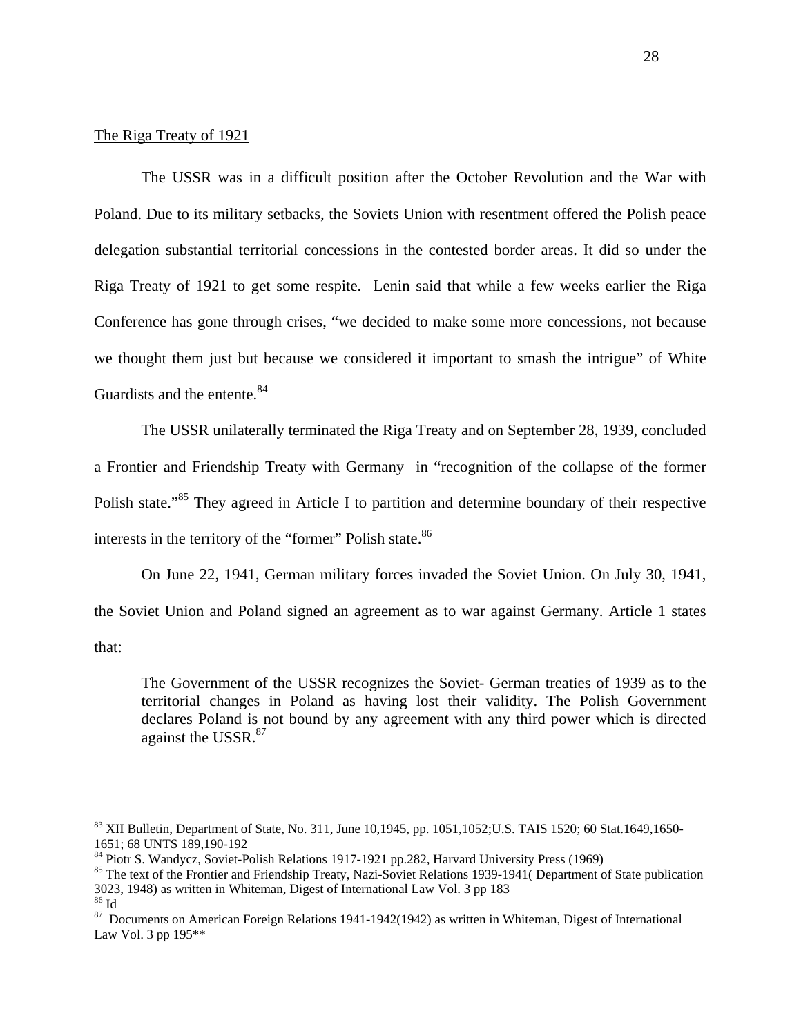The Riga Treaty of 1921

The USSR was in a difficult position after the October Revolution and the War with Poland. Due to its military setbacks, the Soviets Union with resentment offered the Polish peace delegation substantial territorial concessions in the contested border areas. It did so under the Riga Treaty of 1921 to get some respite. Lenin said that while a few weeks earlier the Riga Conference has gone through crises, "we decided to make some more concessions, not because we thought them just but because we considered it important to smash the intrigue" of White Guardists and the entente.[84]

The USSR unilaterally terminated the Riga Treaty and on September 28, 1939, concluded a Frontier and Friendship Treaty with Germany in "recognition of the collapse of the former Polish state."[85] They agreed in Article I to partition and determine boundary of their respective interests in the territory of the "former" Polish state.[86]

On June 22, 1941, German military forces invaded the Soviet Union. On July 30, 1941, the Soviet Union and Poland signed an agreement as to war against Germany. Article 1 states that:

> The Government of the USSR recognizes the Soviet- German treaties of 1939 as to the territorial changes in Poland as having lost their validity. The Polish Government declares Poland is not bound by any agreement with any third power which is directed against the USSR.[87]

---

[83] XII Bulletin, Department of State, No. 311, June 10,1945, pp. 1051,1052;U.S. TAIS 1520; 60 Stat.1649,1650-1651; 68 UNTS 189,190-192

[84] Piotr S. Wandycz, Soviet-Polish Relations 1917-1921 pp.282, Harvard University Press (1969)

[85] The text of the Frontier and Friendship Treaty, Nazi-Soviet Relations 1939-1941( Department of State publication 3023, 1948) as written in Whiteman, Digest of International Law Vol. 3 pp 183

[86] Id

[87] Documents on American Foreign Relations 1941-1942(1942) as written in Whiteman, Digest of International Law Vol. 3 pp 195**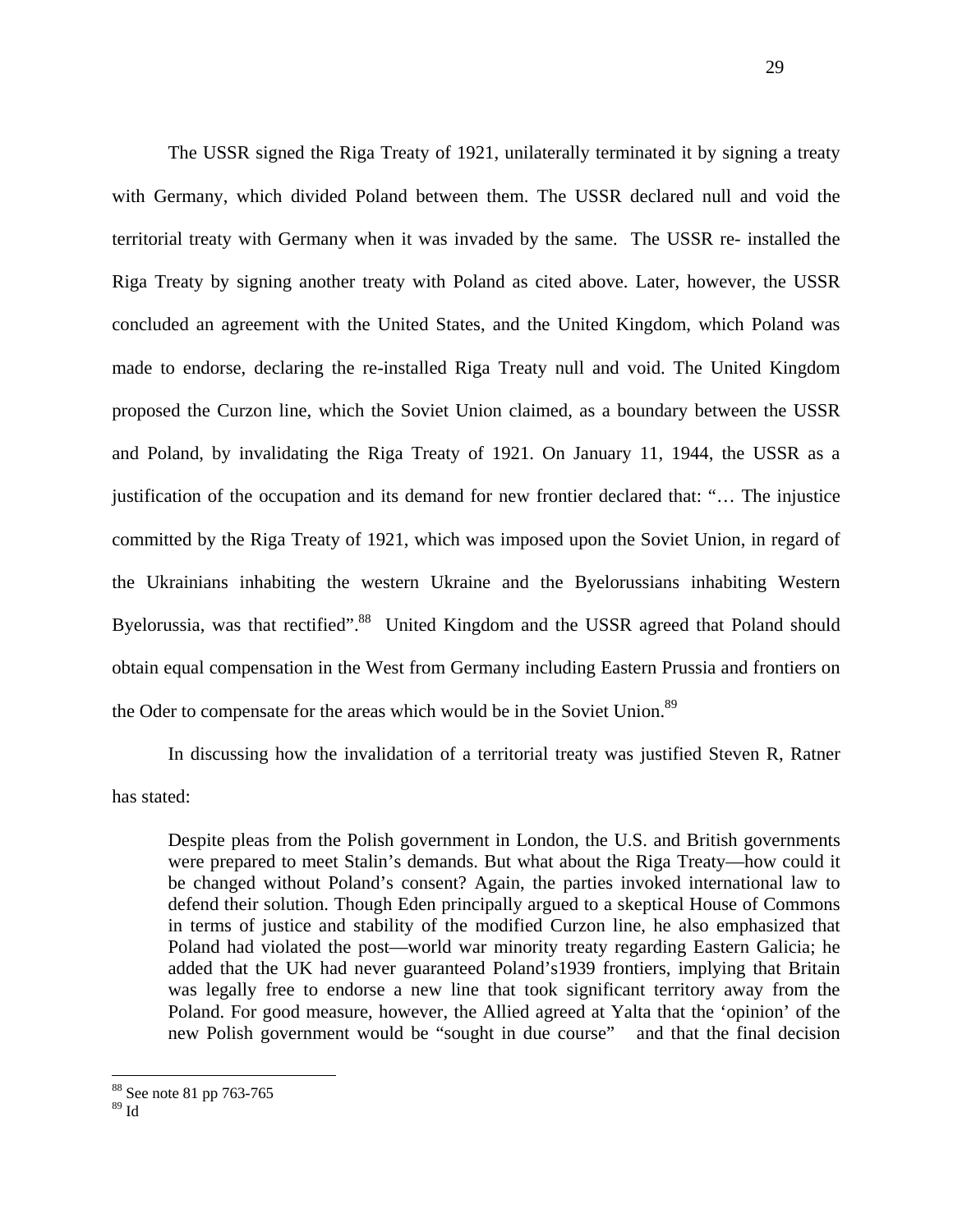The USSR signed the Riga Treaty of 1921, unilaterally terminated it by signing a treaty with Germany, which divided Poland between them. The USSR declared null and void the territorial treaty with Germany when it was invaded by the same. The USSR re- installed the Riga Treaty by signing another treaty with Poland as cited above. Later, however, the USSR concluded an agreement with the United States, and the United Kingdom, which Poland was made to endorse, declaring the re-installed Riga Treaty null and void. The United Kingdom proposed the Curzon line, which the Soviet Union claimed, as a boundary between the USSR and Poland, by invalidating the Riga Treaty of 1921. On January 11, 1944, the USSR as a justification of the occupation and its demand for new frontier declared that: "… The injustice committed by the Riga Treaty of 1921, which was imposed upon the Soviet Union, in regard of the Ukrainians inhabiting the western Ukraine and the Byelorussians inhabiting Western Byelorussia, was that rectified".[88] United Kingdom and the USSR agreed that Poland should obtain equal compensation in the West from Germany including Eastern Prussia and frontiers on the Oder to compensate for the areas which would be in the Soviet Union.[89]

In discussing how the invalidation of a territorial treaty was justified Steven R, Ratner has stated:

> Despite pleas from the Polish government in London, the U.S. and British governments were prepared to meet Stalin's demands. But what about the Riga Treaty—how could it be changed without Poland's consent? Again, the parties invoked international law to defend their solution. Though Eden principally argued to a skeptical House of Commons in terms of justice and stability of the modified Curzon line, he also emphasized that Poland had violated the post—world war minority treaty regarding Eastern Galicia; he added that the UK had never guaranteed Poland's1939 frontiers, implying that Britain was legally free to endorse a new line that took significant territory away from the Poland. For good measure, however, the Allied agreed at Yalta that the 'opinion' of the new Polish government would be "sought in due course" and that the final decision

---

[88] See note 81 pp 763-765

[89] Id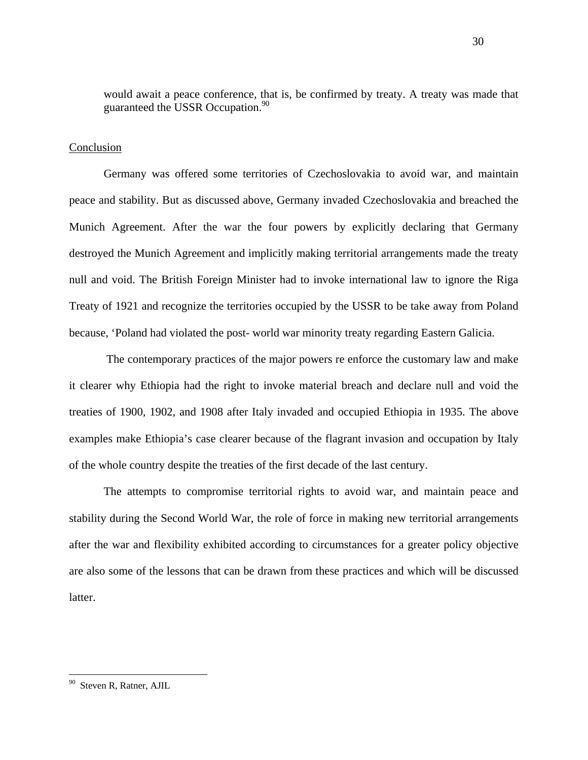would await a peace conference, that is, be confirmed by treaty. A treaty was made that guaranteed the USSR Occupation.[90]

## Conclusion

Germany was offered some territories of Czechoslovakia to avoid war, and maintain peace and stability. But as discussed above, Germany invaded Czechoslovakia and breached the Munich Agreement. After the war the four powers by explicitly declaring that Germany destroyed the Munich Agreement and implicitly making territorial arrangements made the treaty null and void. The British Foreign Minister had to invoke international law to ignore the Riga Treaty of 1921 and recognize the territories occupied by the USSR to be take away from Poland because, 'Poland had violated the post- world war minority treaty regarding Eastern Galicia.

The contemporary practices of the major powers re enforce the customary law and make it clearer why Ethiopia had the right to invoke material breach and declare null and void the treaties of 1900, 1902, and 1908 after Italy invaded and occupied Ethiopia in 1935. The above examples make Ethiopia's case clearer because of the flagrant invasion and occupation by Italy of the whole country despite the treaties of the first decade of the last century.

The attempts to compromise territorial rights to avoid war, and maintain peace and stability during the Second World War, the role of force in making new territorial arrangements after the war and flexibility exhibited according to circumstances for a greater policy objective are also some of the lessons that can be drawn from these practices and which will be discussed latter.

---

[90] Steven R, Ratner, AJIL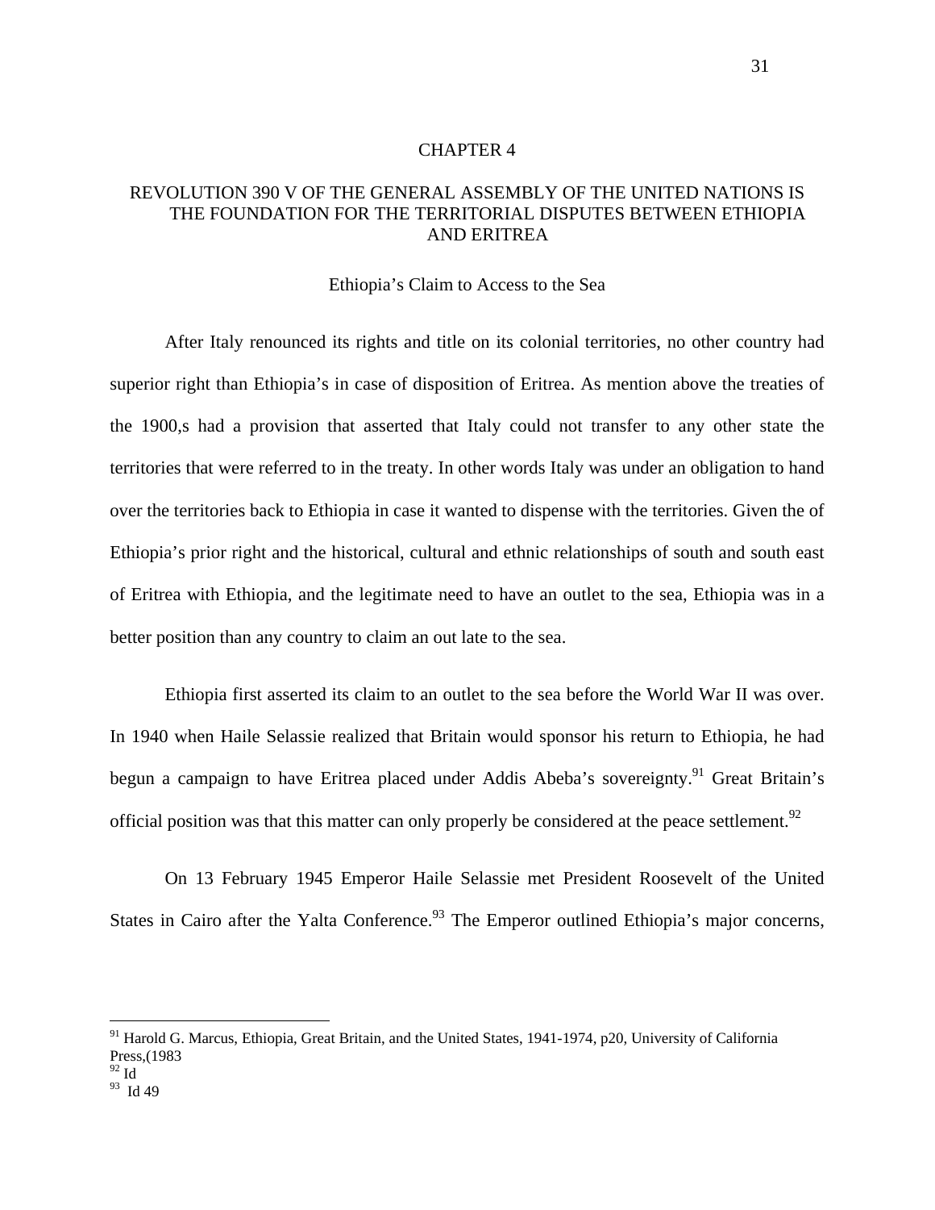# CHAPTER 4

## REVOLUTION 390 V OF THE GENERAL ASSEMBLY OF THE UNITED NATIONS IS THE FOUNDATION FOR THE TERRITORIAL DISPUTES BETWEEN ETHIOPIA AND ERITREA

### Ethiopia's Claim to Access to the Sea

After Italy renounced its rights and title on its colonial territories, no other country had superior right than Ethiopia's in case of disposition of Eritrea. As mention above the treaties of the 1900,s had a provision that asserted that Italy could not transfer to any other state the territories that were referred to in the treaty. In other words Italy was under an obligation to hand over the territories back to Ethiopia in case it wanted to dispense with the territories. Given the of Ethiopia's prior right and the historical, cultural and ethnic relationships of south and south east of Eritrea with Ethiopia, and the legitimate need to have an outlet to the sea, Ethiopia was in a better position than any country to claim an out late to the sea.

Ethiopia first asserted its claim to an outlet to the sea before the World War II was over. In 1940 when Haile Selassie realized that Britain would sponsor his return to Ethiopia, he had begun a campaign to have Eritrea placed under Addis Abeba's sovereignty.[91] Great Britain's official position was that this matter can only properly be considered at the peace settlement.[92]

On 13 February 1945 Emperor Haile Selassie met President Roosevelt of the United States in Cairo after the Yalta Conference.[93] The Emperor outlined Ethiopia's major concerns,

---

[91] Harold G. Marcus, Ethiopia, Great Britain, and the United States, 1941-1974, p20, University of California Press,(1983

[92] Id

[93] Id 49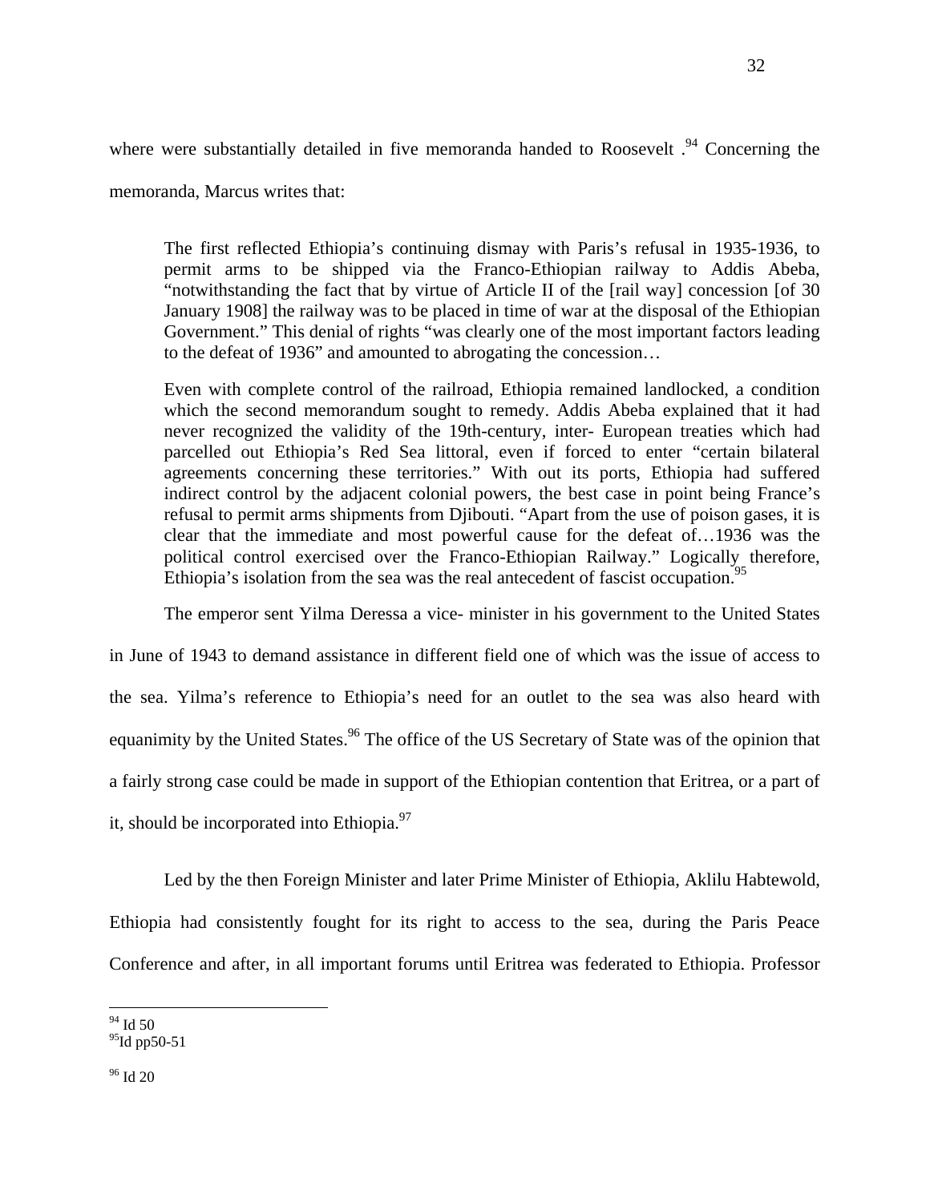where were substantially detailed in five memoranda handed to Roosevelt .[94] Concerning the memoranda, Marcus writes that:

> The first reflected Ethiopia's continuing dismay with Paris's refusal in 1935-1936, to permit arms to be shipped via the Franco-Ethiopian railway to Addis Abeba, "notwithstanding the fact that by virtue of Article II of the [rail way] concession [of 30 January 1908] the railway was to be placed in time of war at the disposal of the Ethiopian Government." This denial of rights "was clearly one of the most important factors leading to the defeat of 1936" and amounted to abrogating the concession…
>
> Even with complete control of the railroad, Ethiopia remained landlocked, a condition which the second memorandum sought to remedy. Addis Abeba explained that it had never recognized the validity of the 19th-century, inter- European treaties which had parcelled out Ethiopia's Red Sea littoral, even if forced to enter "certain bilateral agreements concerning these territories." With out its ports, Ethiopia had suffered indirect control by the adjacent colonial powers, the best case in point being France's refusal to permit arms shipments from Djibouti. "Apart from the use of poison gases, it is clear that the immediate and most powerful cause for the defeat of…1936 was the political control exercised over the Franco-Ethiopian Railway." Logically therefore, Ethiopia's isolation from the sea was the real antecedent of fascist occupation.[95]

The emperor sent Yilma Deressa a vice- minister in his government to the United States in June of 1943 to demand assistance in different field one of which was the issue of access to the sea. Yilma's reference to Ethiopia's need for an outlet to the sea was also heard with equanimity by the United States.[96] The office of the US Secretary of State was of the opinion that a fairly strong case could be made in support of the Ethiopian contention that Eritrea, or a part of it, should be incorporated into Ethiopia.[97]

Led by the then Foreign Minister and later Prime Minister of Ethiopia, Aklilu Habtewold, Ethiopia had consistently fought for its right to access to the sea, during the Paris Peace Conference and after, in all important forums until Eritrea was federated to Ethiopia. Professor

---

[94] Id 50

[95] Id pp50-51

[96] Id 20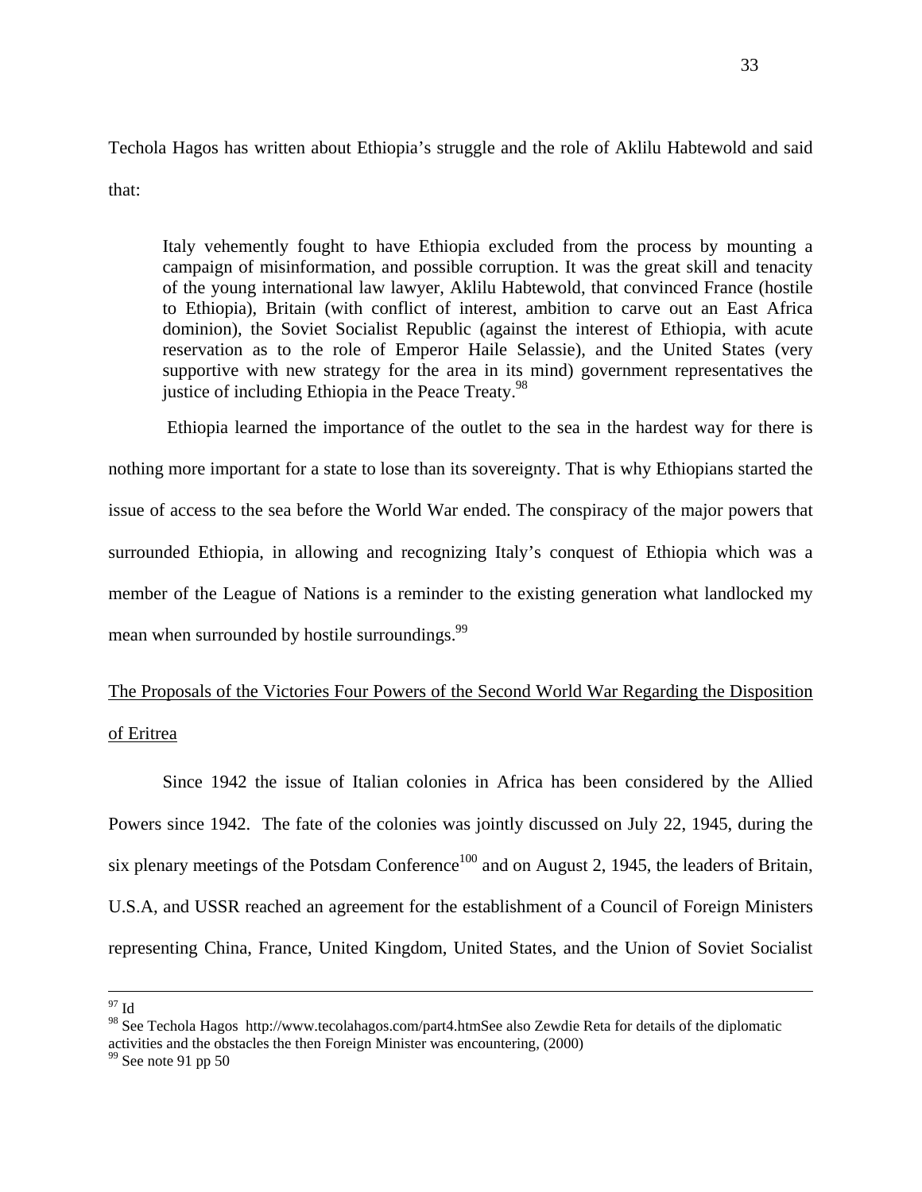Techola Hagos has written about Ethiopia's struggle and the role of Aklilu Habtewold and said that:

> Italy vehemently fought to have Ethiopia excluded from the process by mounting a campaign of misinformation, and possible corruption. It was the great skill and tenacity of the young international law lawyer, Aklilu Habtewold, that convinced France (hostile to Ethiopia), Britain (with conflict of interest, ambition to carve out an East Africa dominion), the Soviet Socialist Republic (against the interest of Ethiopia, with acute reservation as to the role of Emperor Haile Selassie), and the United States (very supportive with new strategy for the area in its mind) government representatives the justice of including Ethiopia in the Peace Treaty.[98]

Ethiopia learned the importance of the outlet to the sea in the hardest way for there is nothing more important for a state to lose than its sovereignty. That is why Ethiopians started the issue of access to the sea before the World War ended. The conspiracy of the major powers that surrounded Ethiopia, in allowing and recognizing Italy's conquest of Ethiopia which was a member of the League of Nations is a reminder to the existing generation what landlocked my mean when surrounded by hostile surroundings.[99]

<u>The Proposals of the Victories Four Powers of the Second World War Regarding the Disposition of Eritrea</u>

Since 1942 the issue of Italian colonies in Africa has been considered by the Allied Powers since 1942. The fate of the colonies was jointly discussed on July 22, 1945, during the six plenary meetings of the Potsdam Conference[100] and on August 2, 1945, the leaders of Britain, U.S.A, and USSR reached an agreement for the establishment of a Council of Foreign Ministers representing China, France, United Kingdom, United States, and the Union of Soviet Socialist

---

[97] Id

[98] See Techola Hagos http://www.tecolahagos.com/part4.htmSee also Zewdie Reta for details of the diplomatic activities and the obstacles the then Foreign Minister was encountering, (2000)

[99] See note 91 pp 50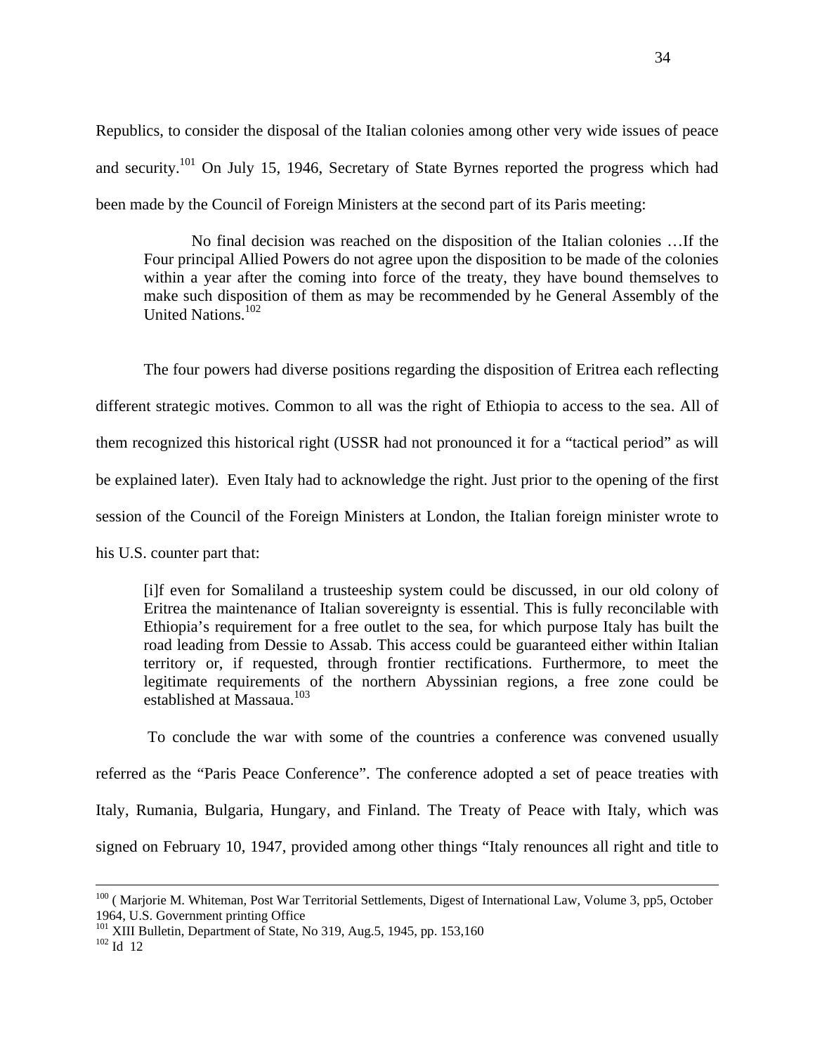Republics, to consider the disposal of the Italian colonies among other very wide issues of peace and security.[101] On July 15, 1946, Secretary of State Byrnes reported the progress which had been made by the Council of Foreign Ministers at the second part of its Paris meeting:

> No final decision was reached on the disposition of the Italian colonies …If the Four principal Allied Powers do not agree upon the disposition to be made of the colonies within a year after the coming into force of the treaty, they have bound themselves to make such disposition of them as may be recommended by he General Assembly of the United Nations.[102]

The four powers had diverse positions regarding the disposition of Eritrea each reflecting different strategic motives. Common to all was the right of Ethiopia to access to the sea. All of them recognized this historical right (USSR had not pronounced it for a "tactical period" as will be explained later). Even Italy had to acknowledge the right. Just prior to the opening of the first session of the Council of the Foreign Ministers at London, the Italian foreign minister wrote to his U.S. counter part that:

> [i]f even for Somaliland a trusteeship system could be discussed, in our old colony of Eritrea the maintenance of Italian sovereignty is essential. This is fully reconcilable with Ethiopia's requirement for a free outlet to the sea, for which purpose Italy has built the road leading from Dessie to Assab. This access could be guaranteed either within Italian territory or, if requested, through frontier rectifications. Furthermore, to meet the legitimate requirements of the northern Abyssinian regions, a free zone could be established at Massaua.[103]

To conclude the war with some of the countries a conference was convened usually referred as the "Paris Peace Conference". The conference adopted a set of peace treaties with Italy, Rumania, Bulgaria, Hungary, and Finland. The Treaty of Peace with Italy, which was signed on February 10, 1947, provided among other things "Italy renounces all right and title to

---

[100] ( Marjorie M. Whiteman, Post War Territorial Settlements, Digest of International Law, Volume 3, pp5, October 1964, U.S. Government printing Office

[101] XIII Bulletin, Department of State, No 319, Aug.5, 1945, pp. 153,160

[102] Id 12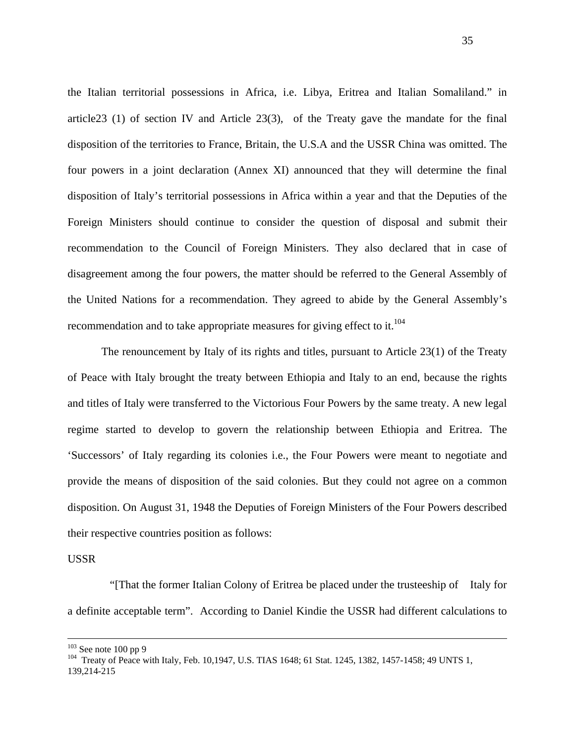the Italian territorial possessions in Africa, i.e. Libya, Eritrea and Italian Somaliland." in article23 (1) of section IV and Article 23(3), of the Treaty gave the mandate for the final disposition of the territories to France, Britain, the U.S.A and the USSR China was omitted. The four powers in a joint declaration (Annex XI) announced that they will determine the final disposition of Italy's territorial possessions in Africa within a year and that the Deputies of the Foreign Ministers should continue to consider the question of disposal and submit their recommendation to the Council of Foreign Ministers. They also declared that in case of disagreement among the four powers, the matter should be referred to the General Assembly of the United Nations for a recommendation. They agreed to abide by the General Assembly's recommendation and to take appropriate measures for giving effect to it.[104]

The renouncement by Italy of its rights and titles, pursuant to Article 23(1) of the Treaty of Peace with Italy brought the treaty between Ethiopia and Italy to an end, because the rights and titles of Italy were transferred to the Victorious Four Powers by the same treaty. A new legal regime started to develop to govern the relationship between Ethiopia and Eritrea. The 'Successors' of Italy regarding its colonies i.e., the Four Powers were meant to negotiate and provide the means of disposition of the said colonies. But they could not agree on a common disposition. On August 31, 1948 the Deputies of Foreign Ministers of the Four Powers described their respective countries position as follows:

USSR

"[That the former Italian Colony of Eritrea be placed under the trusteeship of Italy for a definite acceptable term". According to Daniel Kindie the USSR had different calculations to

---

[103] See note 100 pp 9

[104] Treaty of Peace with Italy, Feb. 10,1947, U.S. TIAS 1648; 61 Stat. 1245, 1382, 1457-1458; 49 UNTS 1, 139,214-215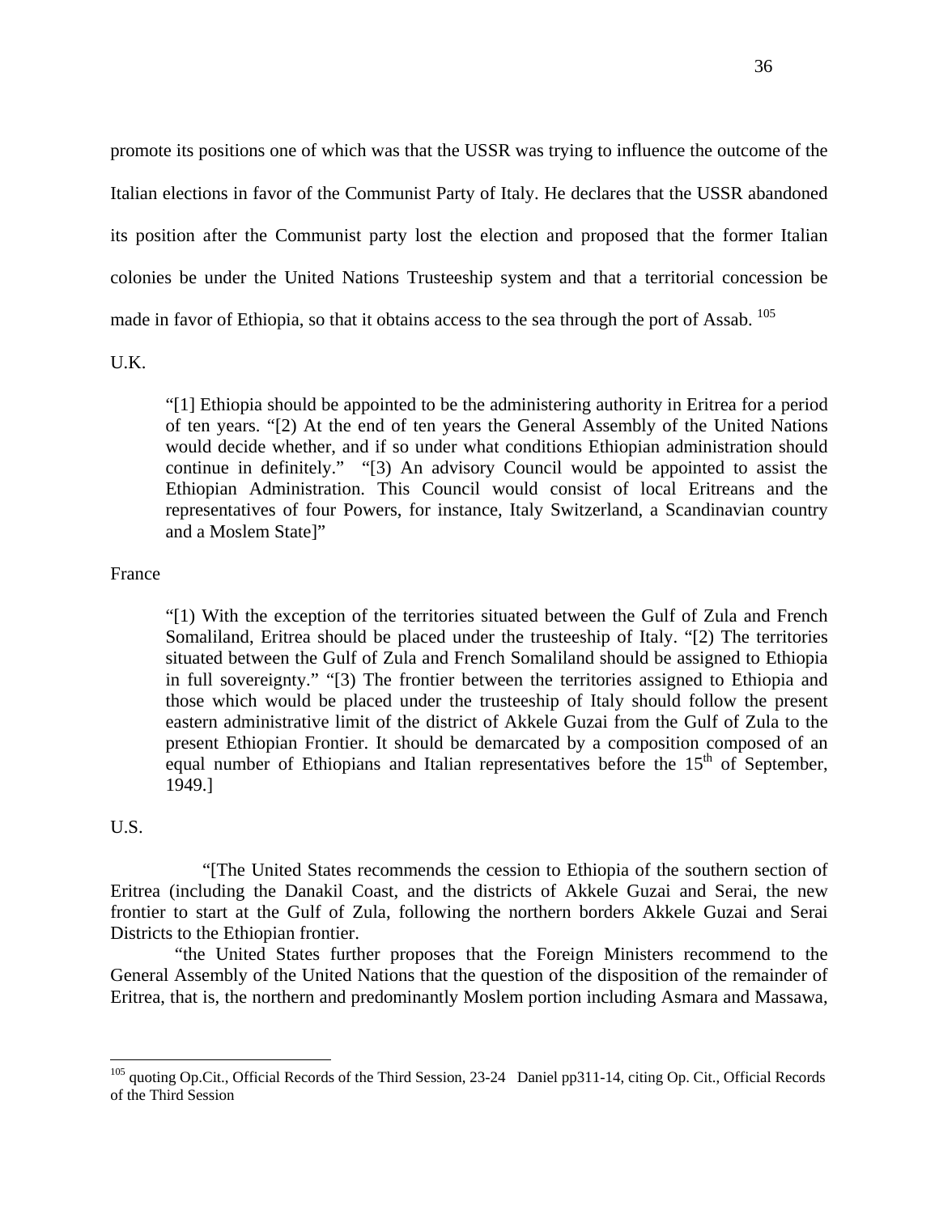promote its positions one of which was that the USSR was trying to influence the outcome of the Italian elections in favor of the Communist Party of Italy. He declares that the USSR abandoned its position after the Communist party lost the election and proposed that the former Italian colonies be under the United Nations Trusteeship system and that a territorial concession be made in favor of Ethiopia, so that it obtains access to the sea through the port of Assab. [105]

U.K.

> "[1] Ethiopia should be appointed to be the administering authority in Eritrea for a period of ten years. "[2) At the end of ten years the General Assembly of the United Nations would decide whether, and if so under what conditions Ethiopian administration should continue in definitely." "[3) An advisory Council would be appointed to assist the Ethiopian Administration. This Council would consist of local Eritreans and the representatives of four Powers, for instance, Italy Switzerland, a Scandinavian country and a Moslem State]"

France

> "[1) With the exception of the territories situated between the Gulf of Zula and French Somaliland, Eritrea should be placed under the trusteeship of Italy. "[2) The territories situated between the Gulf of Zula and French Somaliland should be assigned to Ethiopia in full sovereignty." "[3) The frontier between the territories assigned to Ethiopia and those which would be placed under the trusteeship of Italy should follow the present eastern administrative limit of the district of Akkele Guzai from the Gulf of Zula to the present Ethiopian Frontier. It should be demarcated by a composition composed of an equal number of Ethiopians and Italian representatives before the 15th of September, 1949.]

U.S.

> "[The United States recommends the cession to Ethiopia of the southern section of Eritrea (including the Danakil Coast, and the districts of Akkele Guzai and Serai, the new frontier to start at the Gulf of Zula, following the northern borders Akkele Guzai and Serai Districts to the Ethiopian frontier.
>
> "the United States further proposes that the Foreign Ministers recommend to the General Assembly of the United Nations that the question of the disposition of the remainder of Eritrea, that is, the northern and predominantly Moslem portion including Asmara and Massawa,

---

[105] quoting Op.Cit., Official Records of the Third Session, 23-24 Daniel pp311-14, citing Op. Cit., Official Records of the Third Session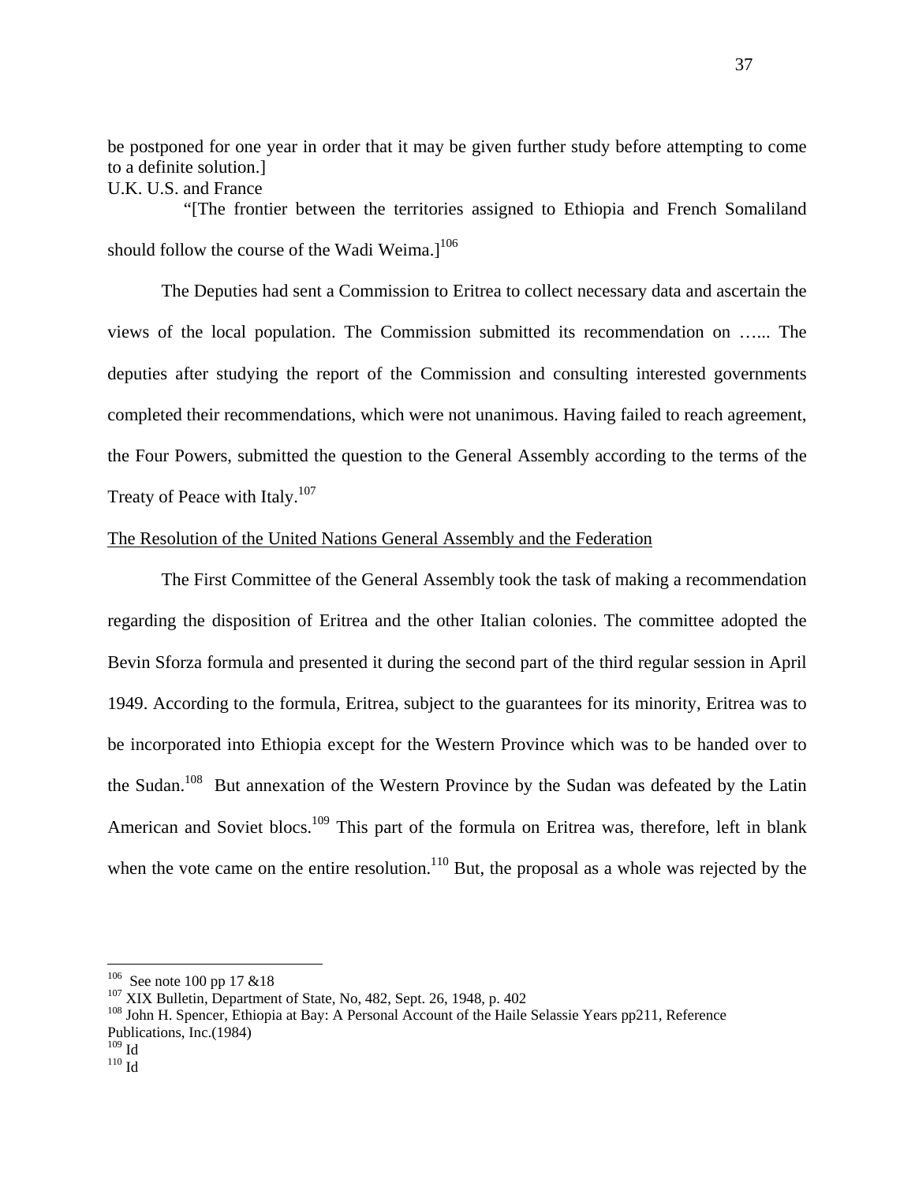be postponed for one year in order that it may be given further study before attempting to come to a definite solution.]

U.K. U.S. and France

"[The frontier between the territories assigned to Ethiopia and French Somaliland should follow the course of the Wadi Weima.][106]

The Deputies had sent a Commission to Eritrea to collect necessary data and ascertain the views of the local population. The Commission submitted its recommendation on …... The deputies after studying the report of the Commission and consulting interested governments completed their recommendations, which were not unanimous. Having failed to reach agreement, the Four Powers, submitted the question to the General Assembly according to the terms of the Treaty of Peace with Italy.[107]

The Resolution of the United Nations General Assembly and the Federation

The First Committee of the General Assembly took the task of making a recommendation regarding the disposition of Eritrea and the other Italian colonies. The committee adopted the Bevin Sforza formula and presented it during the second part of the third regular session in April 1949. According to the formula, Eritrea, subject to the guarantees for its minority, Eritrea was to be incorporated into Ethiopia except for the Western Province which was to be handed over to the Sudan.[108] But annexation of the Western Province by the Sudan was defeated by the Latin American and Soviet blocs.[109] This part of the formula on Eritrea was, therefore, left in blank when the vote came on the entire resolution.[110] But, the proposal as a whole was rejected by the

---

[106] See note 100 pp 17 &18

[107] XIX Bulletin, Department of State, No, 482, Sept. 26, 1948, p. 402

[108] John H. Spencer, Ethiopia at Bay: A Personal Account of the Haile Selassie Years pp211, Reference Publications, Inc.(1984)

[109] Id

[110] Id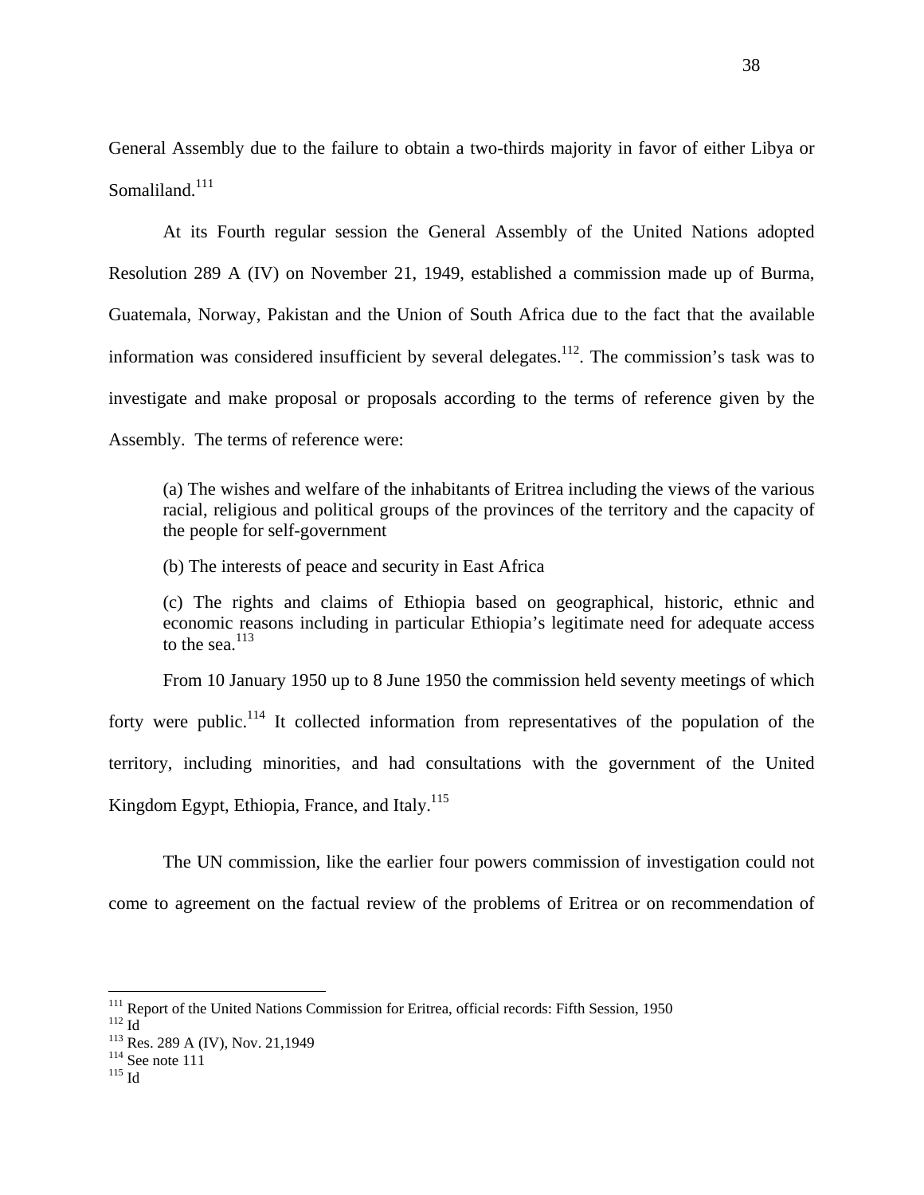General Assembly due to the failure to obtain a two-thirds majority in favor of either Libya or Somaliland.[111]

At its Fourth regular session the General Assembly of the United Nations adopted Resolution 289 A (IV) on November 21, 1949, established a commission made up of Burma, Guatemala, Norway, Pakistan and the Union of South Africa due to the fact that the available information was considered insufficient by several delegates.[112]. The commission's task was to investigate and make proposal or proposals according to the terms of reference given by the Assembly. The terms of reference were:

> (a) The wishes and welfare of the inhabitants of Eritrea including the views of the various racial, religious and political groups of the provinces of the territory and the capacity of the people for self-government
>
> (b) The interests of peace and security in East Africa
>
> (c) The rights and claims of Ethiopia based on geographical, historic, ethnic and economic reasons including in particular Ethiopia's legitimate need for adequate access to the sea.[113]

From 10 January 1950 up to 8 June 1950 the commission held seventy meetings of which forty were public.[114] It collected information from representatives of the population of the territory, including minorities, and had consultations with the government of the United Kingdom Egypt, Ethiopia, France, and Italy.[115]

The UN commission, like the earlier four powers commission of investigation could not come to agreement on the factual review of the problems of Eritrea or on recommendation of

---

[111] Report of the United Nations Commission for Eritrea, official records: Fifth Session, 1950

[112] Id

[113] Res. 289 A (IV), Nov. 21,1949

[114] See note 111

[115] Id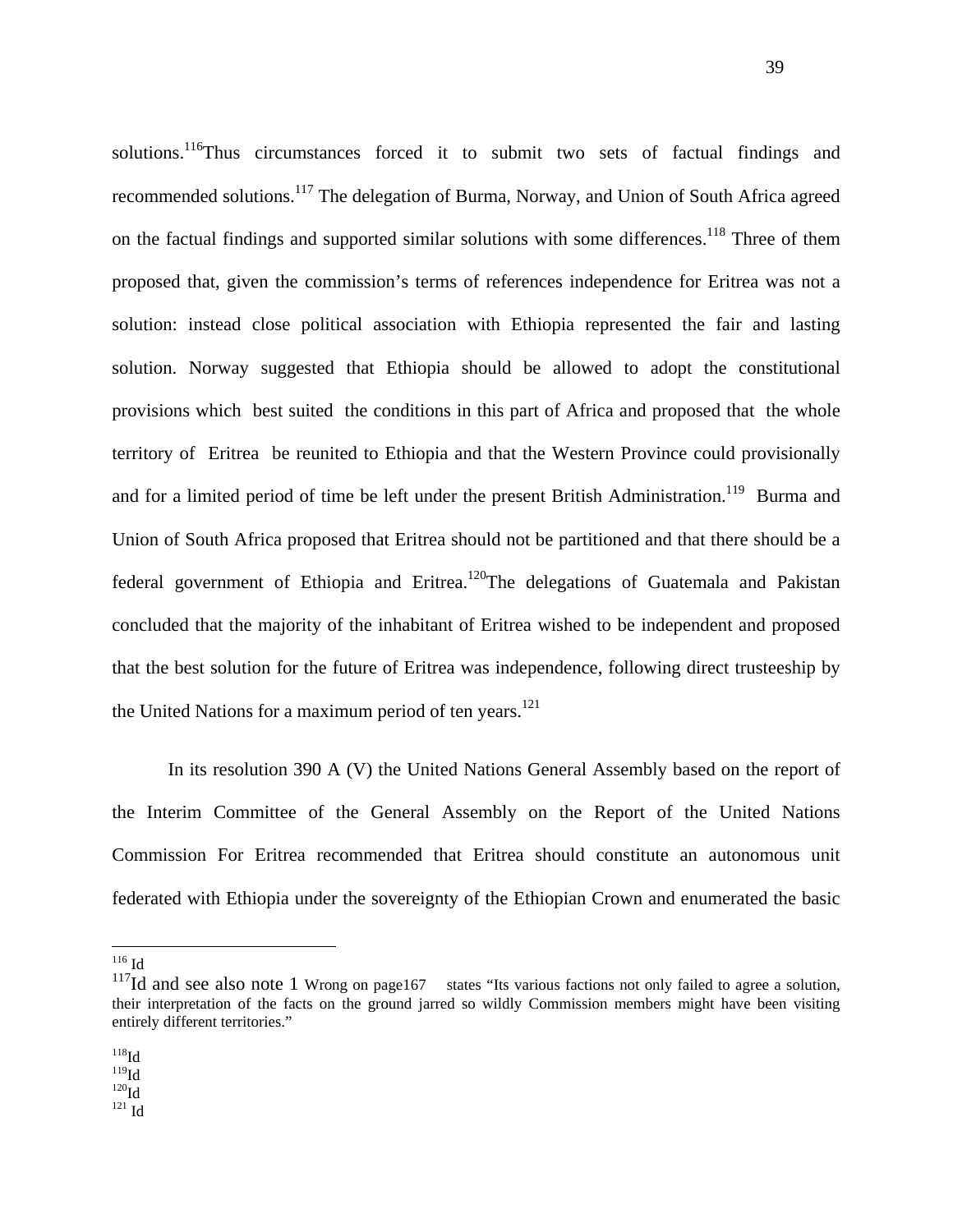solutions.[116]Thus circumstances forced it to submit two sets of factual findings and recommended solutions.[117] The delegation of Burma, Norway, and Union of South Africa agreed on the factual findings and supported similar solutions with some differences.[118] Three of them proposed that, given the commission's terms of references independence for Eritrea was not a solution: instead close political association with Ethiopia represented the fair and lasting solution. Norway suggested that Ethiopia should be allowed to adopt the constitutional provisions which best suited the conditions in this part of Africa and proposed that the whole territory of Eritrea be reunited to Ethiopia and that the Western Province could provisionally and for a limited period of time be left under the present British Administration.[119] Burma and Union of South Africa proposed that Eritrea should not be partitioned and that there should be a federal government of Ethiopia and Eritrea.[120]The delegations of Guatemala and Pakistan concluded that the majority of the inhabitant of Eritrea wished to be independent and proposed that the best solution for the future of Eritrea was independence, following direct trusteeship by the United Nations for a maximum period of ten years.[121]

In its resolution 390 A (V) the United Nations General Assembly based on the report of the Interim Committee of the General Assembly on the Report of the United Nations Commission For Eritrea recommended that Eritrea should constitute an autonomous unit federated with Ethiopia under the sovereignty of the Ethiopian Crown and enumerated the basic

---

[116] Id

[117] Id and see also note 1 Wrong on page167 states "Its various factions not only failed to agree a solution, their interpretation of the facts on the ground jarred so wildly Commission members might have been visiting entirely different territories."

[118] Id

[119] Id

[120] Id

[121] Id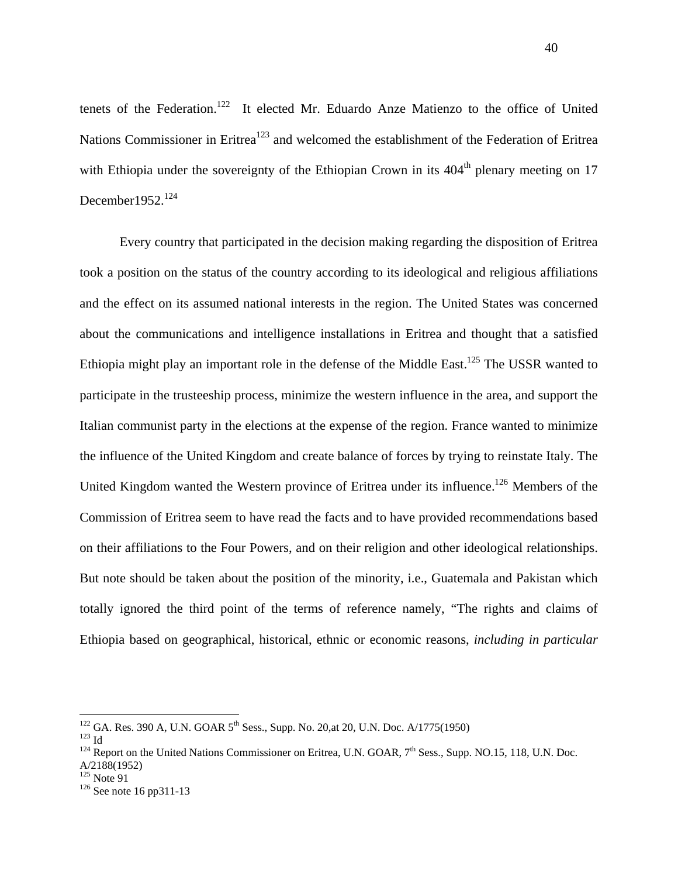tenets of the Federation.[122] It elected Mr. Eduardo Anze Matienzo to the office of United Nations Commissioner in Eritrea[123] and welcomed the establishment of the Federation of Eritrea with Ethiopia under the sovereignty of the Ethiopian Crown in its 404th plenary meeting on 17 December1952.[124]

Every country that participated in the decision making regarding the disposition of Eritrea took a position on the status of the country according to its ideological and religious affiliations and the effect on its assumed national interests in the region. The United States was concerned about the communications and intelligence installations in Eritrea and thought that a satisfied Ethiopia might play an important role in the defense of the Middle East.[125] The USSR wanted to participate in the trusteeship process, minimize the western influence in the area, and support the Italian communist party in the elections at the expense of the region. France wanted to minimize the influence of the United Kingdom and create balance of forces by trying to reinstate Italy. The United Kingdom wanted the Western province of Eritrea under its influence.[126] Members of the Commission of Eritrea seem to have read the facts and to have provided recommendations based on their affiliations to the Four Powers, and on their religion and other ideological relationships. But note should be taken about the position of the minority, i.e., Guatemala and Pakistan which totally ignored the third point of the terms of reference namely, "The rights and claims of Ethiopia based on geographical, historical, ethnic or economic reasons, *including in particular*

---

[122] GA. Res. 390 A, U.N. GOAR 5th Sess., Supp. No. 20,at 20, U.N. Doc. A/1775(1950)
[123] Id
[124] Report on the United Nations Commissioner on Eritrea, U.N. GOAR, 7th Sess., Supp. NO.15, 118, U.N. Doc. A/2188(1952)
[125] Note 91
[126] See note 16 pp311-13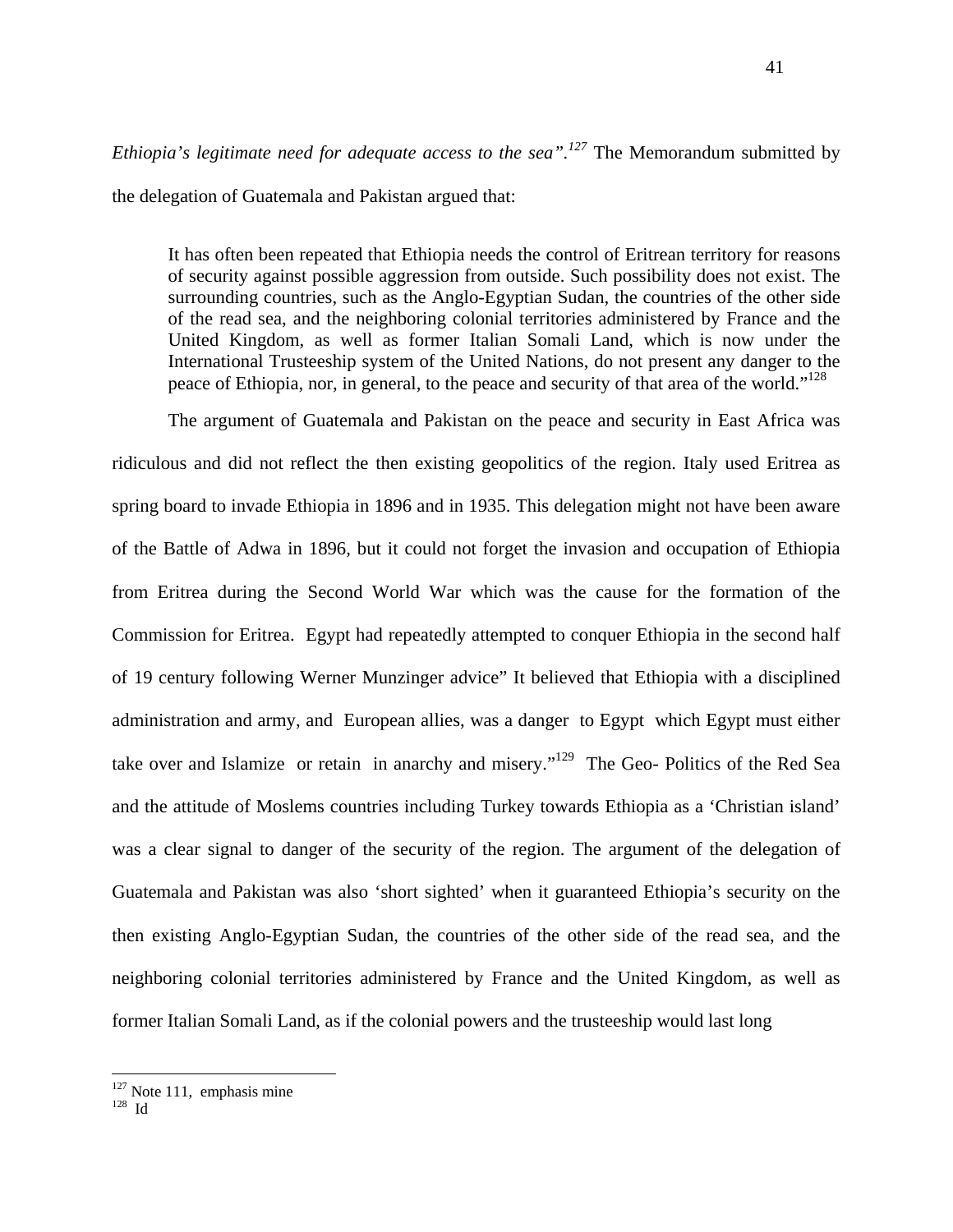*Ethiopia's legitimate need for adequate access to the sea".*[127] The Memorandum submitted by the delegation of Guatemala and Pakistan argued that:

> It has often been repeated that Ethiopia needs the control of Eritrean territory for reasons of security against possible aggression from outside. Such possibility does not exist. The surrounding countries, such as the Anglo-Egyptian Sudan, the countries of the other side of the read sea, and the neighboring colonial territories administered by France and the United Kingdom, as well as former Italian Somali Land, which is now under the International Trusteeship system of the United Nations, do not present any danger to the peace of Ethiopia, nor, in general, to the peace and security of that area of the world."[128]

The argument of Guatemala and Pakistan on the peace and security in East Africa was ridiculous and did not reflect the then existing geopolitics of the region. Italy used Eritrea as spring board to invade Ethiopia in 1896 and in 1935. This delegation might not have been aware of the Battle of Adwa in 1896, but it could not forget the invasion and occupation of Ethiopia from Eritrea during the Second World War which was the cause for the formation of the Commission for Eritrea. Egypt had repeatedly attempted to conquer Ethiopia in the second half of 19 century following Werner Munzinger advice" It believed that Ethiopia with a disciplined administration and army, and European allies, was a danger to Egypt which Egypt must either take over and Islamize or retain in anarchy and misery."[129] The Geo- Politics of the Red Sea and the attitude of Moslems countries including Turkey towards Ethiopia as a 'Christian island' was a clear signal to danger of the security of the region. The argument of the delegation of Guatemala and Pakistan was also 'short sighted' when it guaranteed Ethiopia's security on the then existing Anglo-Egyptian Sudan, the countries of the other side of the read sea, and the neighboring colonial territories administered by France and the United Kingdom, as well as former Italian Somali Land, as if the colonial powers and the trusteeship would last long

---

[127] Note 111, emphasis mine

[128] Id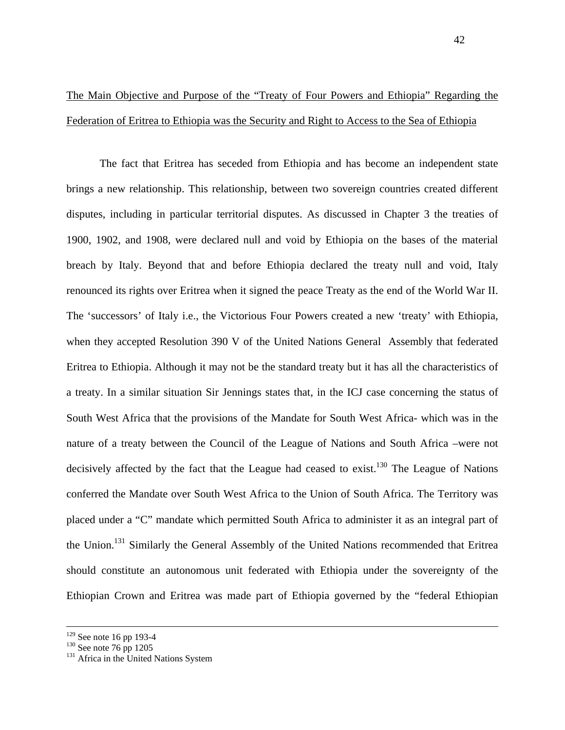The Main Objective and Purpose of the "Treaty of Four Powers and Ethiopia" Regarding the Federation of Eritrea to Ethiopia was the Security and Right to Access to the Sea of Ethiopia

The fact that Eritrea has seceded from Ethiopia and has become an independent state brings a new relationship. This relationship, between two sovereign countries created different disputes, including in particular territorial disputes. As discussed in Chapter 3 the treaties of 1900, 1902, and 1908, were declared null and void by Ethiopia on the bases of the material breach by Italy. Beyond that and before Ethiopia declared the treaty null and void, Italy renounced its rights over Eritrea when it signed the peace Treaty as the end of the World War II. The 'successors' of Italy i.e., the Victorious Four Powers created a new 'treaty' with Ethiopia, when they accepted Resolution 390 V of the United Nations General Assembly that federated Eritrea to Ethiopia. Although it may not be the standard treaty but it has all the characteristics of a treaty. In a similar situation Sir Jennings states that, in the ICJ case concerning the status of South West Africa that the provisions of the Mandate for South West Africa- which was in the nature of a treaty between the Council of the League of Nations and South Africa –were not decisively affected by the fact that the League had ceased to exist.[130] The League of Nations conferred the Mandate over South West Africa to the Union of South Africa. The Territory was placed under a "C" mandate which permitted South Africa to administer it as an integral part of the Union.[131] Similarly the General Assembly of the United Nations recommended that Eritrea should constitute an autonomous unit federated with Ethiopia under the sovereignty of the Ethiopian Crown and Eritrea was made part of Ethiopia governed by the "federal Ethiopian

---

[129] See note 16 pp 193-4
[130] See note 76 pp 1205
[131] Africa in the United Nations System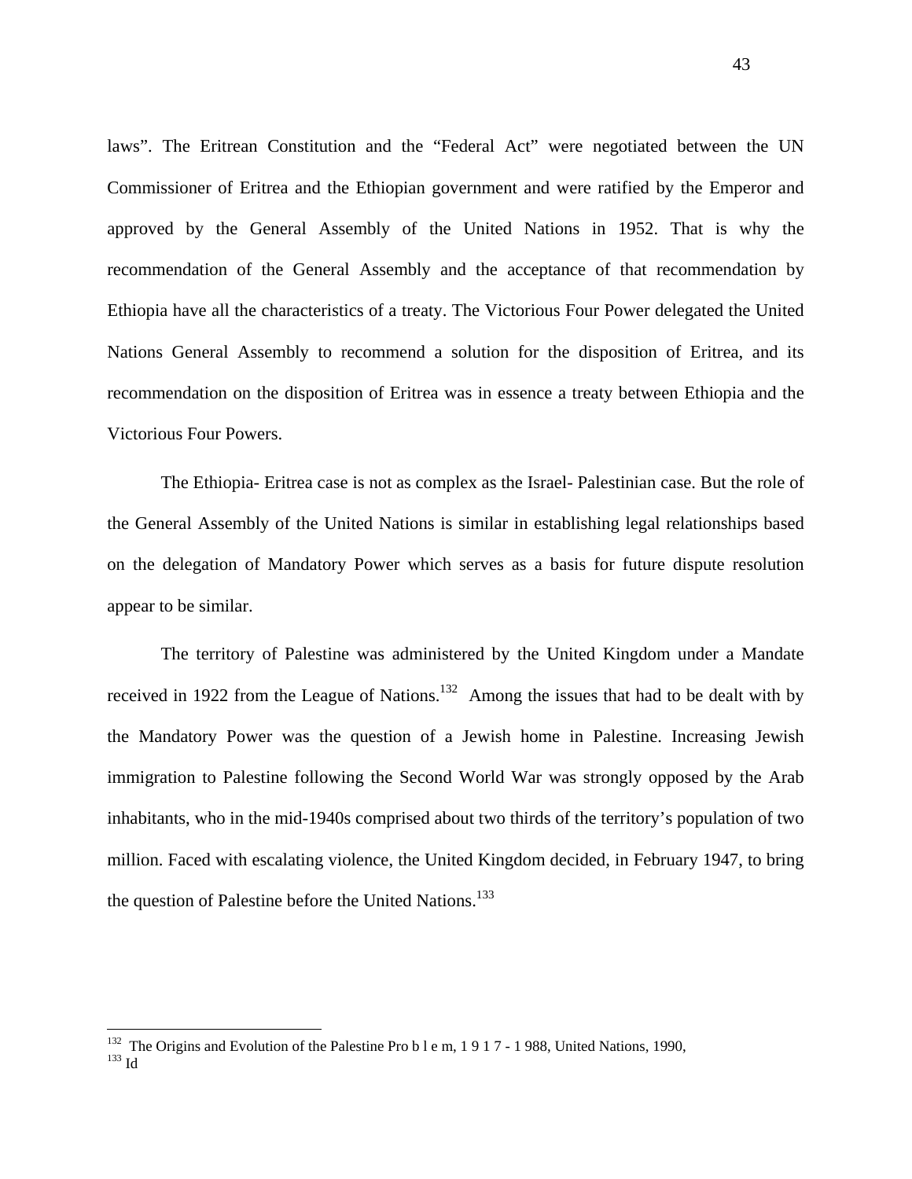laws". The Eritrean Constitution and the "Federal Act" were negotiated between the UN Commissioner of Eritrea and the Ethiopian government and were ratified by the Emperor and approved by the General Assembly of the United Nations in 1952. That is why the recommendation of the General Assembly and the acceptance of that recommendation by Ethiopia have all the characteristics of a treaty. The Victorious Four Power delegated the United Nations General Assembly to recommend a solution for the disposition of Eritrea, and its recommendation on the disposition of Eritrea was in essence a treaty between Ethiopia and the Victorious Four Powers.

The Ethiopia- Eritrea case is not as complex as the Israel- Palestinian case. But the role of the General Assembly of the United Nations is similar in establishing legal relationships based on the delegation of Mandatory Power which serves as a basis for future dispute resolution appear to be similar.

The territory of Palestine was administered by the United Kingdom under a Mandate received in 1922 from the League of Nations.[132] Among the issues that had to be dealt with by the Mandatory Power was the question of a Jewish home in Palestine. Increasing Jewish immigration to Palestine following the Second World War was strongly opposed by the Arab inhabitants, who in the mid-1940s comprised about two thirds of the territory's population of two million. Faced with escalating violence, the United Kingdom decided, in February 1947, to bring the question of Palestine before the United Nations.[133]

---

[132] The Origins and Evolution of the Palestine Pro b l e m, 1 9 1 7 - 1 988, United Nations, 1990,

[133] Id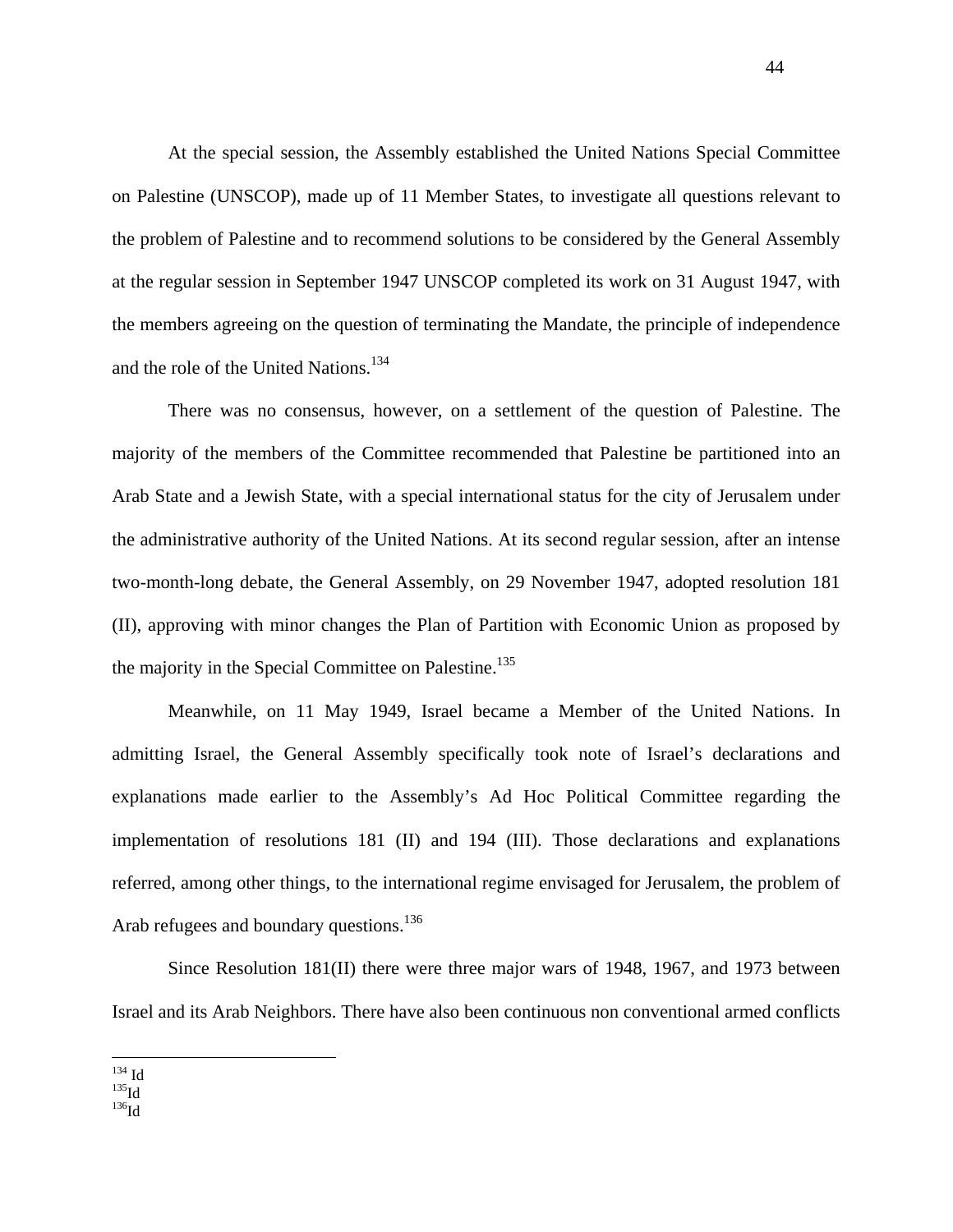At the special session, the Assembly established the United Nations Special Committee on Palestine (UNSCOP), made up of 11 Member States, to investigate all questions relevant to the problem of Palestine and to recommend solutions to be considered by the General Assembly at the regular session in September 1947 UNSCOP completed its work on 31 August 1947, with the members agreeing on the question of terminating the Mandate, the principle of independence and the role of the United Nations.[134]

There was no consensus, however, on a settlement of the question of Palestine. The majority of the members of the Committee recommended that Palestine be partitioned into an Arab State and a Jewish State, with a special international status for the city of Jerusalem under the administrative authority of the United Nations. At its second regular session, after an intense two-month-long debate, the General Assembly, on 29 November 1947, adopted resolution 181 (II), approving with minor changes the Plan of Partition with Economic Union as proposed by the majority in the Special Committee on Palestine.[135]

Meanwhile, on 11 May 1949, Israel became a Member of the United Nations. In admitting Israel, the General Assembly specifically took note of Israel's declarations and explanations made earlier to the Assembly's Ad Hoc Political Committee regarding the implementation of resolutions 181 (II) and 194 (III). Those declarations and explanations referred, among other things, to the international regime envisaged for Jerusalem, the problem of Arab refugees and boundary questions.[136]

Since Resolution 181(II) there were three major wars of 1948, 1967, and 1973 between Israel and its Arab Neighbors. There have also been continuous non conventional armed conflicts

---

[134] Id

[135] Id

[136] Id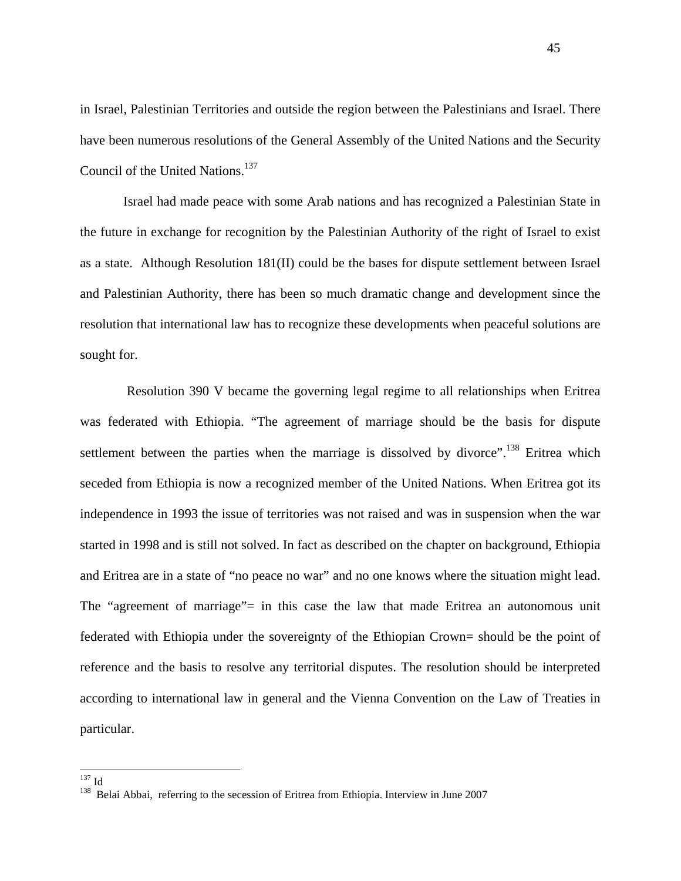in Israel, Palestinian Territories and outside the region between the Palestinians and Israel. There have been numerous resolutions of the General Assembly of the United Nations and the Security Council of the United Nations.[137]

Israel had made peace with some Arab nations and has recognized a Palestinian State in the future in exchange for recognition by the Palestinian Authority of the right of Israel to exist as a state. Although Resolution 181(II) could be the bases for dispute settlement between Israel and Palestinian Authority, there has been so much dramatic change and development since the resolution that international law has to recognize these developments when peaceful solutions are sought for.

Resolution 390 V became the governing legal regime to all relationships when Eritrea was federated with Ethiopia. "The agreement of marriage should be the basis for dispute settlement between the parties when the marriage is dissolved by divorce".[138] Eritrea which seceded from Ethiopia is now a recognized member of the United Nations. When Eritrea got its independence in 1993 the issue of territories was not raised and was in suspension when the war started in 1998 and is still not solved. In fact as described on the chapter on background, Ethiopia and Eritrea are in a state of "no peace no war" and no one knows where the situation might lead. The "agreement of marriage"= in this case the law that made Eritrea an autonomous unit federated with Ethiopia under the sovereignty of the Ethiopian Crown= should be the point of reference and the basis to resolve any territorial disputes. The resolution should be interpreted according to international law in general and the Vienna Convention on the Law of Treaties in particular.

---

[137] Id

[138] Belai Abbai, referring to the secession of Eritrea from Ethiopia. Interview in June 2007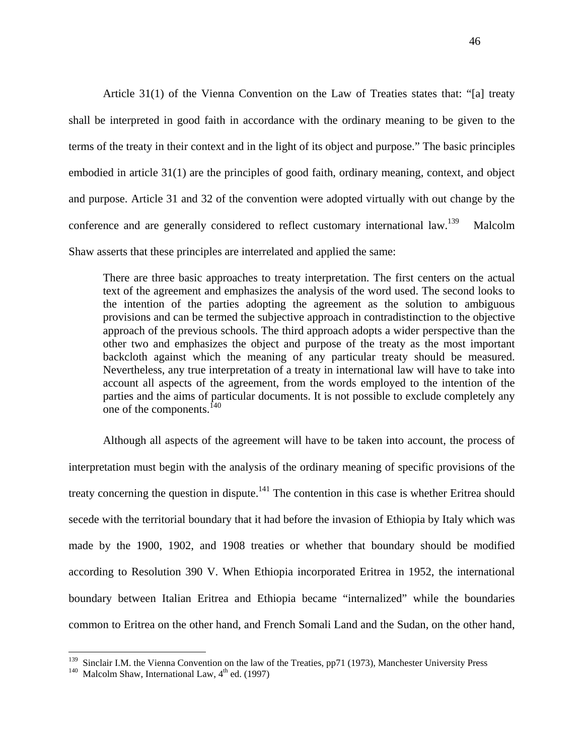Article 31(1) of the Vienna Convention on the Law of Treaties states that: "[a] treaty shall be interpreted in good faith in accordance with the ordinary meaning to be given to the terms of the treaty in their context and in the light of its object and purpose." The basic principles embodied in article 31(1) are the principles of good faith, ordinary meaning, context, and object and purpose. Article 31 and 32 of the convention were adopted virtually with out change by the conference and are generally considered to reflect customary international law.[139] Malcolm Shaw asserts that these principles are interrelated and applied the same:

> There are three basic approaches to treaty interpretation. The first centers on the actual text of the agreement and emphasizes the analysis of the word used. The second looks to the intention of the parties adopting the agreement as the solution to ambiguous provisions and can be termed the subjective approach in contradistinction to the objective approach of the previous schools. The third approach adopts a wider perspective than the other two and emphasizes the object and purpose of the treaty as the most important backcloth against which the meaning of any particular treaty should be measured. Nevertheless, any true interpretation of a treaty in international law will have to take into account all aspects of the agreement, from the words employed to the intention of the parties and the aims of particular documents. It is not possible to exclude completely any one of the components.[140]

Although all aspects of the agreement will have to be taken into account, the process of interpretation must begin with the analysis of the ordinary meaning of specific provisions of the treaty concerning the question in dispute.[141] The contention in this case is whether Eritrea should secede with the territorial boundary that it had before the invasion of Ethiopia by Italy which was made by the 1900, 1902, and 1908 treaties or whether that boundary should be modified according to Resolution 390 V. When Ethiopia incorporated Eritrea in 1952, the international boundary between Italian Eritrea and Ethiopia became "internalized" while the boundaries common to Eritrea on the other hand, and French Somali Land and the Sudan, on the other hand,

---

[139] Sinclair I.M. the Vienna Convention on the law of the Treaties, pp71 (1973), Manchester University Press

[140] Malcolm Shaw, International Law, 4th ed. (1997)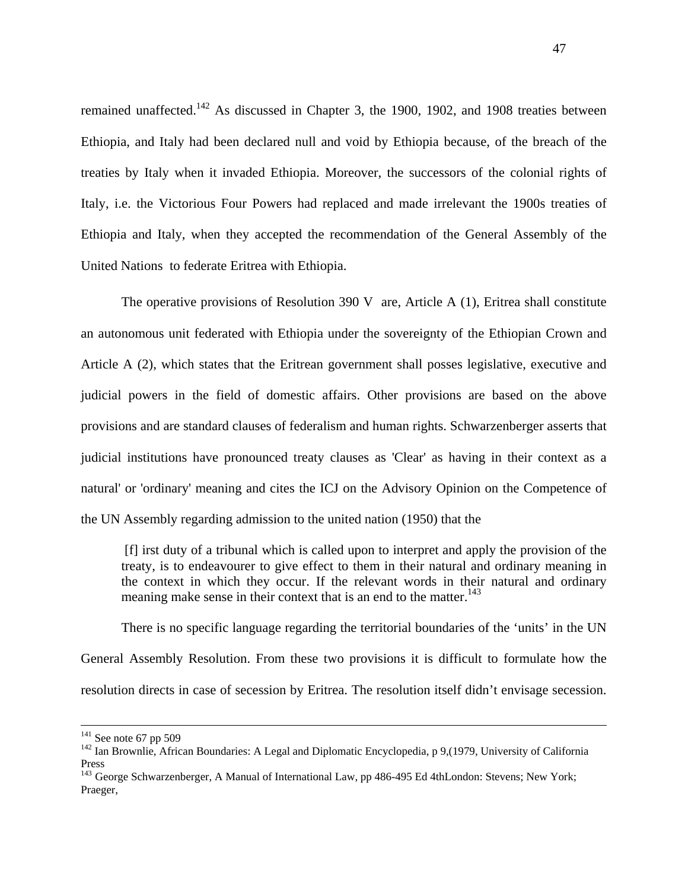remained unaffected.[142] As discussed in Chapter 3, the 1900, 1902, and 1908 treaties between Ethiopia, and Italy had been declared null and void by Ethiopia because, of the breach of the treaties by Italy when it invaded Ethiopia. Moreover, the successors of the colonial rights of Italy, i.e. the Victorious Four Powers had replaced and made irrelevant the 1900s treaties of Ethiopia and Italy, when they accepted the recommendation of the General Assembly of the United Nations to federate Eritrea with Ethiopia.

The operative provisions of Resolution 390 V are, Article A (1), Eritrea shall constitute an autonomous unit federated with Ethiopia under the sovereignty of the Ethiopian Crown and Article A (2), which states that the Eritrean government shall posses legislative, executive and judicial powers in the field of domestic affairs. Other provisions are based on the above provisions and are standard clauses of federalism and human rights. Schwarzenberger asserts that judicial institutions have pronounced treaty clauses as 'Clear' as having in their context as a natural' or 'ordinary' meaning and cites the ICJ on the Advisory Opinion on the Competence of the UN Assembly regarding admission to the united nation (1950) that the

> [f] irst duty of a tribunal which is called upon to interpret and apply the provision of the treaty, is to endeavourer to give effect to them in their natural and ordinary meaning in the context in which they occur. If the relevant words in their natural and ordinary meaning make sense in their context that is an end to the matter.[143]

There is no specific language regarding the territorial boundaries of the 'units' in the UN General Assembly Resolution. From these two provisions it is difficult to formulate how the resolution directs in case of secession by Eritrea. The resolution itself didn't envisage secession.

---

[141] See note 67 pp 509

[142] Ian Brownlie, African Boundaries: A Legal and Diplomatic Encyclopedia, p 9,(1979, University of California Press

[143] George Schwarzenberger, A Manual of International Law, pp 486-495 Ed 4thLondon: Stevens; New York; Praeger,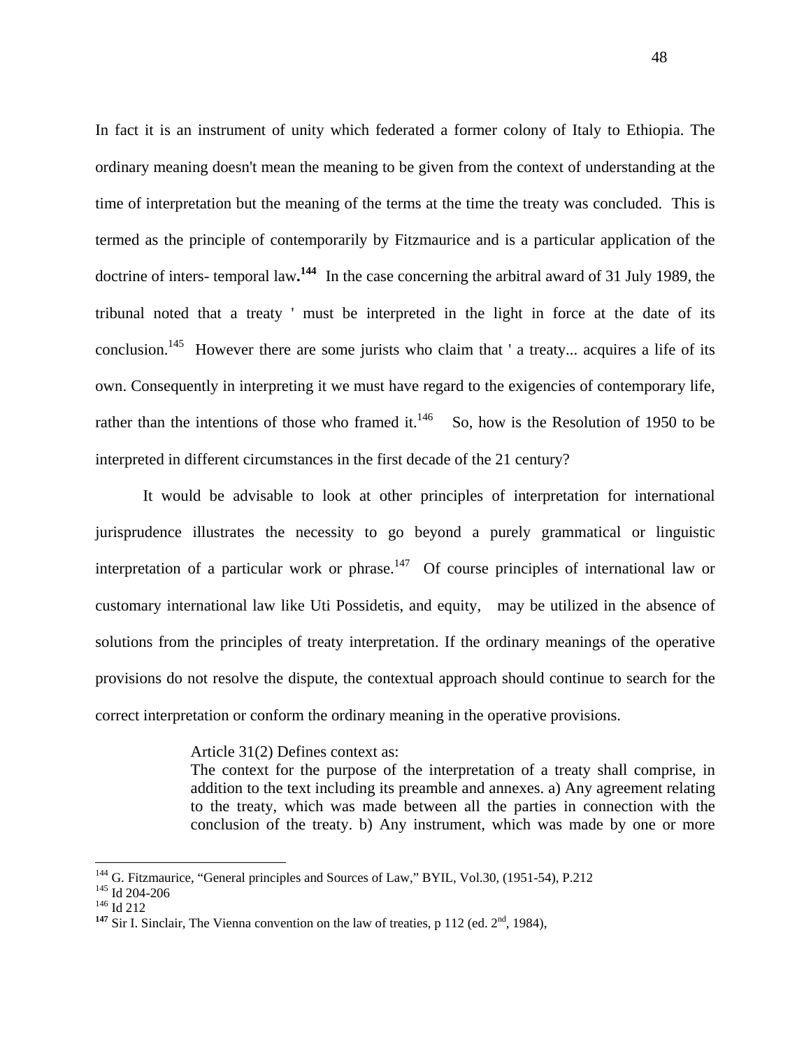In fact it is an instrument of unity which federated a former colony of Italy to Ethiopia. The ordinary meaning doesn't mean the meaning to be given from the context of understanding at the time of interpretation but the meaning of the terms at the time the treaty was concluded. This is termed as the principle of contemporarily by Fitzmaurice and is a particular application of the doctrine of inters- temporal law.[144] In the case concerning the arbitral award of 31 July 1989, the tribunal noted that a treaty ' must be interpreted in the light in force at the date of its conclusion.[145] However there are some jurists who claim that ' a treaty... acquires a life of its own. Consequently in interpreting it we must have regard to the exigencies of contemporary life, rather than the intentions of those who framed it.[146] So, how is the Resolution of 1950 to be interpreted in different circumstances in the first decade of the 21 century?

It would be advisable to look at other principles of interpretation for international jurisprudence illustrates the necessity to go beyond a purely grammatical or linguistic interpretation of a particular work or phrase.[147] Of course principles of international law or customary international law like Uti Possidetis, and equity, may be utilized in the absence of solutions from the principles of treaty interpretation. If the ordinary meanings of the operative provisions do not resolve the dispute, the contextual approach should continue to search for the correct interpretation or conform the ordinary meaning in the operative provisions.

> Article 31(2) Defines context as:
> The context for the purpose of the interpretation of a treaty shall comprise, in addition to the text including its preamble and annexes. a) Any agreement relating to the treaty, which was made between all the parties in connection with the conclusion of the treaty. b) Any instrument, which was made by one or more

---

[144] G. Fitzmaurice, "General principles and Sources of Law," BYIL, Vol.30, (1951-54), P.212

[145] Id 204-206

[146] Id 212

[147] Sir I. Sinclair, The Vienna convention on the law of treaties, p 112 (ed. 2nd, 1984),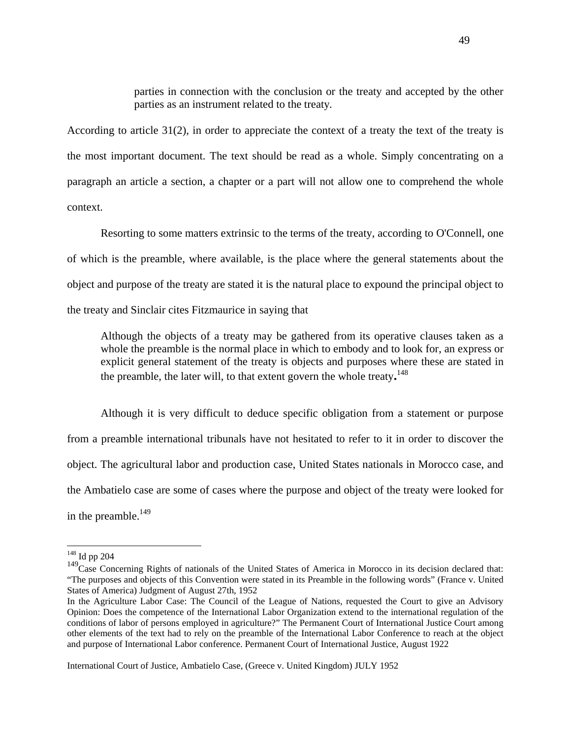> parties in connection with the conclusion or the treaty and accepted by the other parties as an instrument related to the treaty.

According to article 31(2), in order to appreciate the context of a treaty the text of the treaty is the most important document. The text should be read as a whole. Simply concentrating on a paragraph an article a section, a chapter or a part will not allow one to comprehend the whole context.

Resorting to some matters extrinsic to the terms of the treaty, according to O'Connell, one of which is the preamble, where available, is the place where the general statements about the object and purpose of the treaty are stated it is the natural place to expound the principal object to the treaty and Sinclair cites Fitzmaurice in saying that

> Although the objects of a treaty may be gathered from its operative clauses taken as a whole the preamble is the normal place in which to embody and to look for, an express or explicit general statement of the treaty is objects and purposes where these are stated in the preamble, the later will, to that extent govern the whole treaty.[148]

Although it is very difficult to deduce specific obligation from a statement or purpose from a preamble international tribunals have not hesitated to refer to it in order to discover the object. The agricultural labor and production case, United States nationals in Morocco case, and the Ambatielo case are some of cases where the purpose and object of the treaty were looked for in the preamble.[149]

---

[148] Id pp 204

[149] Case Concerning Rights of nationals of the United States of America in Morocco in its decision declared that: "The purposes and objects of this Convention were stated in its Preamble in the following words" (France v. United States of America) Judgment of August 27th, 1952

In the Agriculture Labor Case: The Council of the League of Nations, requested the Court to give an Advisory Opinion: Does the competence of the International Labor Organization extend to the international regulation of the conditions of labor of persons employed in agriculture?" The Permanent Court of International Justice Court among other elements of the text had to rely on the preamble of the International Labor Conference to reach at the object and purpose of International Labor conference. Permanent Court of International Justice, August 1922

International Court of Justice, Ambatielo Case, (Greece v. United Kingdom) JULY 1952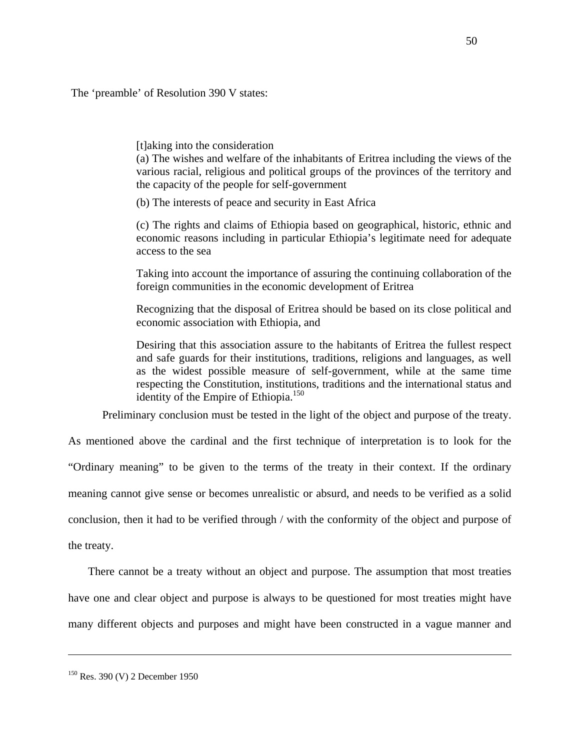The 'preamble' of Resolution 390 V states:

> [t]aking into the consideration
> (a) The wishes and welfare of the inhabitants of Eritrea including the views of the various racial, religious and political groups of the provinces of the territory and the capacity of the people for self-government
>
> (b) The interests of peace and security in East Africa
>
> (c) The rights and claims of Ethiopia based on geographical, historic, ethnic and economic reasons including in particular Ethiopia's legitimate need for adequate access to the sea
>
> Taking into account the importance of assuring the continuing collaboration of the foreign communities in the economic development of Eritrea
>
> Recognizing that the disposal of Eritrea should be based on its close political and economic association with Ethiopia, and
>
> Desiring that this association assure to the habitants of Eritrea the fullest respect and safe guards for their institutions, traditions, religions and languages, as well as the widest possible measure of self-government, while at the same time respecting the Constitution, institutions, traditions and the international status and identity of the Empire of Ethiopia.[150]

Preliminary conclusion must be tested in the light of the object and purpose of the treaty. As mentioned above the cardinal and the first technique of interpretation is to look for the "Ordinary meaning" to be given to the terms of the treaty in their context. If the ordinary meaning cannot give sense or becomes unrealistic or absurd, and needs to be verified as a solid conclusion, then it had to be verified through / with the conformity of the object and purpose of the treaty.

There cannot be a treaty without an object and purpose. The assumption that most treaties have one and clear object and purpose is always to be questioned for most treaties might have many different objects and purposes and might have been constructed in a vague manner and

---

[150] Res. 390 (V) 2 December 1950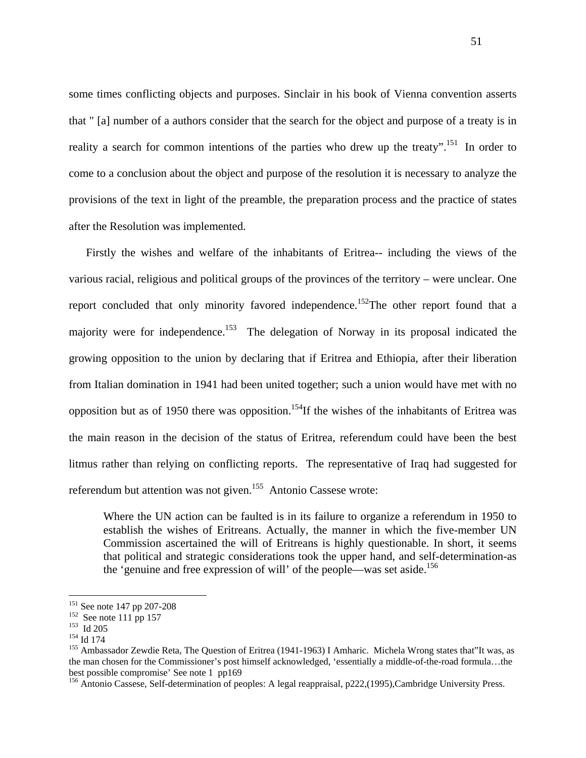some times conflicting objects and purposes. Sinclair in his book of Vienna convention asserts that " [a] number of a authors consider that the search for the object and purpose of a treaty is in reality a search for common intentions of the parties who drew up the treaty".[151] In order to come to a conclusion about the object and purpose of the resolution it is necessary to analyze the provisions of the text in light of the preamble, the preparation process and the practice of states after the Resolution was implemented.

Firstly the wishes and welfare of the inhabitants of Eritrea-- including the views of the various racial, religious and political groups of the provinces of the territory – were unclear. One report concluded that only minority favored independence.[152]The other report found that a majority were for independence.[153] The delegation of Norway in its proposal indicated the growing opposition to the union by declaring that if Eritrea and Ethiopia, after their liberation from Italian domination in 1941 had been united together; such a union would have met with no opposition but as of 1950 there was opposition.[154]If the wishes of the inhabitants of Eritrea was the main reason in the decision of the status of Eritrea, referendum could have been the best litmus rather than relying on conflicting reports. The representative of Iraq had suggested for referendum but attention was not given.[155] Antonio Cassese wrote:

> Where the UN action can be faulted is in its failure to organize a referendum in 1950 to establish the wishes of Eritreans. Actually, the manner in which the five-member UN Commission ascertained the will of Eritreans is highly questionable. In short, it seems that political and strategic considerations took the upper hand, and self-determination-as the 'genuine and free expression of will' of the people—was set aside.[156]

---

[151] See note 147 pp 207-208

[152] See note 111 pp 157

[153] Id 205

[154] Id 174

[155] Ambassador Zewdie Reta, The Question of Eritrea (1941-1963) I Amharic. Michela Wrong states that"It was, as the man chosen for the Commissioner's post himself acknowledged, 'essentially a middle-of-the-road formula…the best possible compromise' See note 1 pp169

[156] Antonio Cassese, Self-determination of peoples: A legal reappraisal, p222,(1995),Cambridge University Press.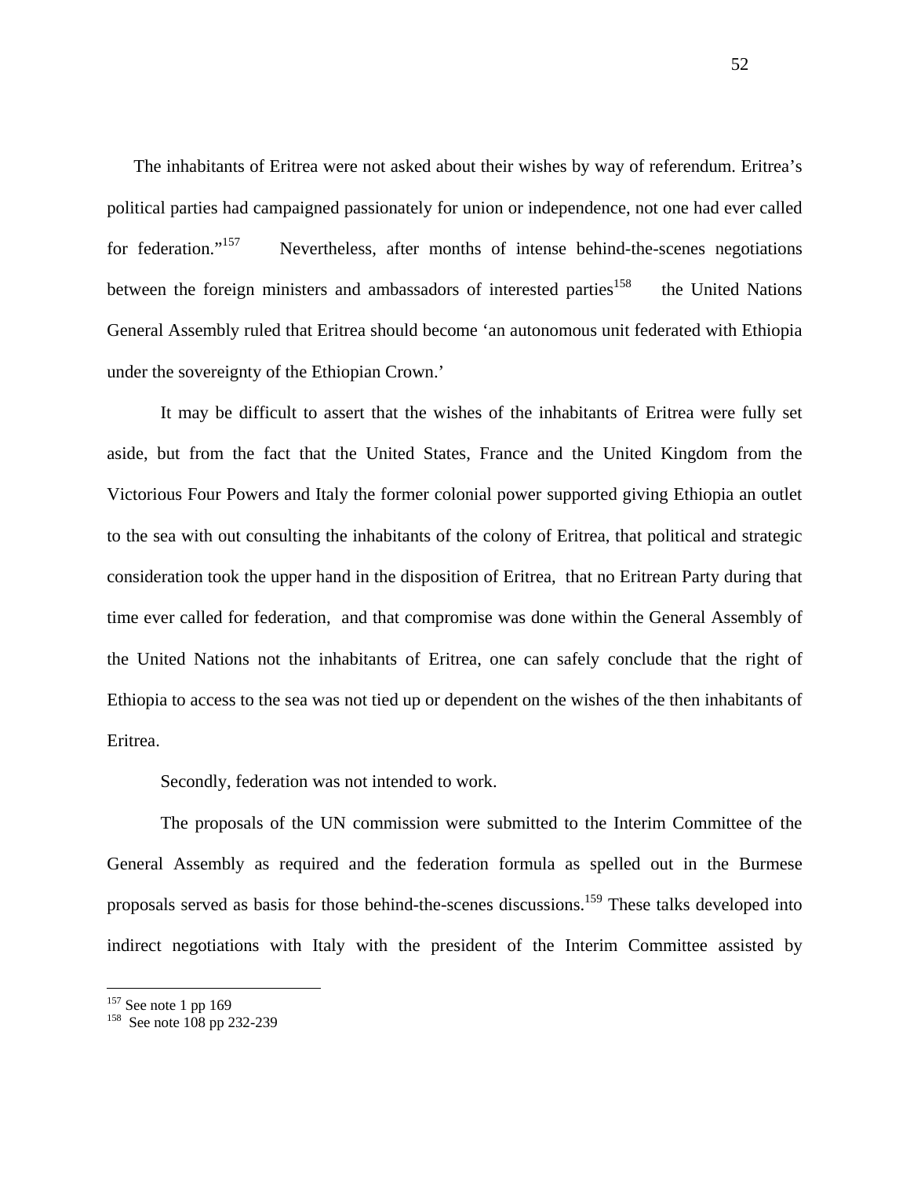The inhabitants of Eritrea were not asked about their wishes by way of referendum. Eritrea's political parties had campaigned passionately for union or independence, not one had ever called for federation."[157] Nevertheless, after months of intense behind-the-scenes negotiations between the foreign ministers and ambassadors of interested parties[158] the United Nations General Assembly ruled that Eritrea should become 'an autonomous unit federated with Ethiopia under the sovereignty of the Ethiopian Crown.'

It may be difficult to assert that the wishes of the inhabitants of Eritrea were fully set aside, but from the fact that the United States, France and the United Kingdom from the Victorious Four Powers and Italy the former colonial power supported giving Ethiopia an outlet to the sea with out consulting the inhabitants of the colony of Eritrea, that political and strategic consideration took the upper hand in the disposition of Eritrea, that no Eritrean Party during that time ever called for federation, and that compromise was done within the General Assembly of the United Nations not the inhabitants of Eritrea, one can safely conclude that the right of Ethiopia to access to the sea was not tied up or dependent on the wishes of the then inhabitants of Eritrea.

Secondly, federation was not intended to work.

The proposals of the UN commission were submitted to the Interim Committee of the General Assembly as required and the federation formula as spelled out in the Burmese proposals served as basis for those behind-the-scenes discussions.[159] These talks developed into indirect negotiations with Italy with the president of the Interim Committee assisted by

---

[157] See note 1 pp 169

[158] See note 108 pp 232-239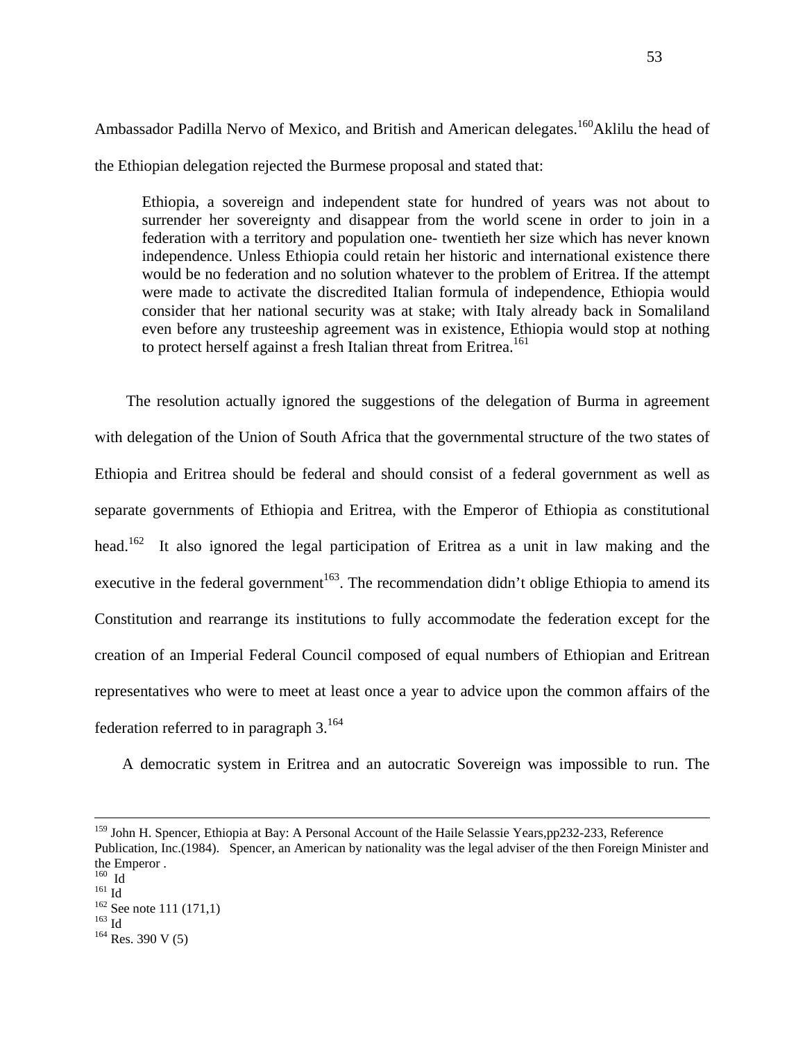Ambassador Padilla Nervo of Mexico, and British and American delegates.[160]Aklilu the head of the Ethiopian delegation rejected the Burmese proposal and stated that:

> Ethiopia, a sovereign and independent state for hundred of years was not about to surrender her sovereignty and disappear from the world scene in order to join in a federation with a territory and population one- twentieth her size which has never known independence. Unless Ethiopia could retain her historic and international existence there would be no federation and no solution whatever to the problem of Eritrea. If the attempt were made to activate the discredited Italian formula of independence, Ethiopia would consider that her national security was at stake; with Italy already back in Somaliland even before any trusteeship agreement was in existence, Ethiopia would stop at nothing to protect herself against a fresh Italian threat from Eritrea.[161]

The resolution actually ignored the suggestions of the delegation of Burma in agreement with delegation of the Union of South Africa that the governmental structure of the two states of Ethiopia and Eritrea should be federal and should consist of a federal government as well as separate governments of Ethiopia and Eritrea, with the Emperor of Ethiopia as constitutional head.[162] It also ignored the legal participation of Eritrea as a unit in law making and the executive in the federal government[163]. The recommendation didn't oblige Ethiopia to amend its Constitution and rearrange its institutions to fully accommodate the federation except for the creation of an Imperial Federal Council composed of equal numbers of Ethiopian and Eritrean representatives who were to meet at least once a year to advice upon the common affairs of the federation referred to in paragraph 3.[164]

A democratic system in Eritrea and an autocratic Sovereign was impossible to run. The

---

[159] John H. Spencer, Ethiopia at Bay: A Personal Account of the Haile Selassie Years,pp232-233, Reference Publication, Inc.(1984). Spencer, an American by nationality was the legal adviser of the then Foreign Minister and the Emperor .

[160] Id

[161] Id

[162] See note 111 (171,1)

[163] Id

[164] Res. 390 V (5)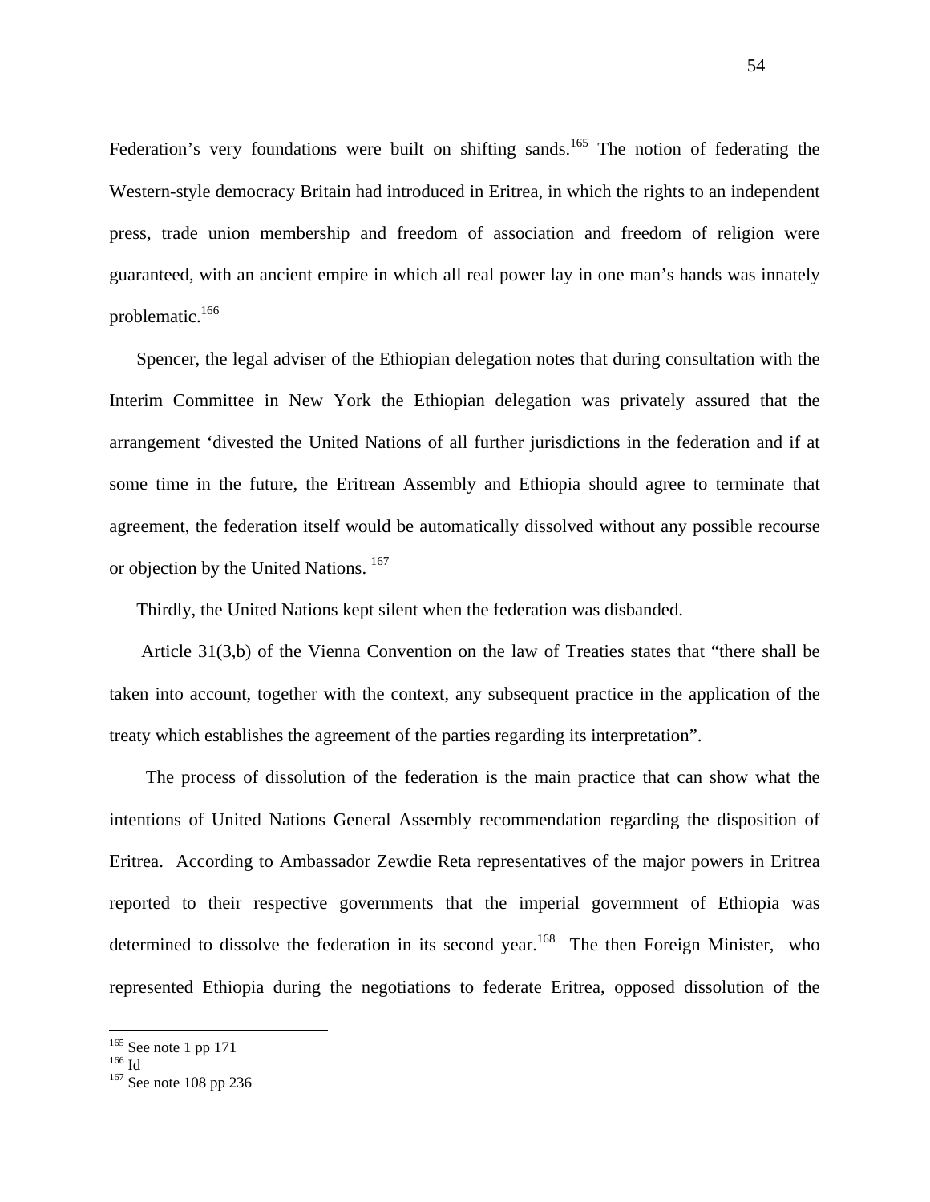Federation's very foundations were built on shifting sands.[165] The notion of federating the Western-style democracy Britain had introduced in Eritrea, in which the rights to an independent press, trade union membership and freedom of association and freedom of religion were guaranteed, with an ancient empire in which all real power lay in one man's hands was innately problematic.[166]

Spencer, the legal adviser of the Ethiopian delegation notes that during consultation with the Interim Committee in New York the Ethiopian delegation was privately assured that the arrangement 'divested the United Nations of all further jurisdictions in the federation and if at some time in the future, the Eritrean Assembly and Ethiopia should agree to terminate that agreement, the federation itself would be automatically dissolved without any possible recourse or objection by the United Nations. [167]

Thirdly, the United Nations kept silent when the federation was disbanded.

Article 31(3,b) of the Vienna Convention on the law of Treaties states that "there shall be taken into account, together with the context, any subsequent practice in the application of the treaty which establishes the agreement of the parties regarding its interpretation".

The process of dissolution of the federation is the main practice that can show what the intentions of United Nations General Assembly recommendation regarding the disposition of Eritrea. According to Ambassador Zewdie Reta representatives of the major powers in Eritrea reported to their respective governments that the imperial government of Ethiopia was determined to dissolve the federation in its second year.[168] The then Foreign Minister, who represented Ethiopia during the negotiations to federate Eritrea, opposed dissolution of the

---

[165] See note 1 pp 171
[166] Id
[167] See note 108 pp 236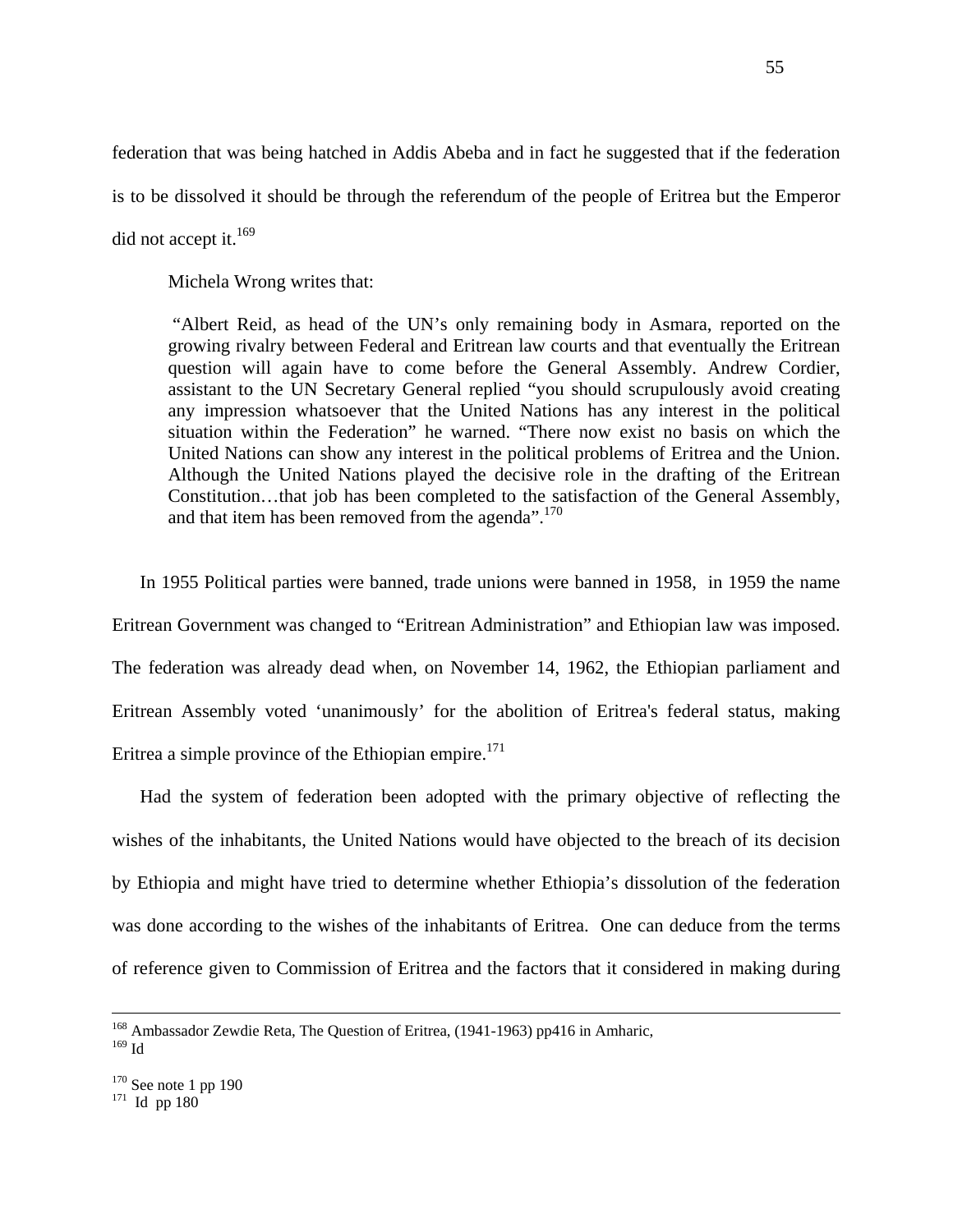federation that was being hatched in Addis Abeba and in fact he suggested that if the federation is to be dissolved it should be through the referendum of the people of Eritrea but the Emperor did not accept it.[169]

Michela Wrong writes that:

> "Albert Reid, as head of the UN's only remaining body in Asmara, reported on the growing rivalry between Federal and Eritrean law courts and that eventually the Eritrean question will again have to come before the General Assembly. Andrew Cordier, assistant to the UN Secretary General replied "you should scrupulously avoid creating any impression whatsoever that the United Nations has any interest in the political situation within the Federation" he warned. "There now exist no basis on which the United Nations can show any interest in the political problems of Eritrea and the Union. Although the United Nations played the decisive role in the drafting of the Eritrean Constitution…that job has been completed to the satisfaction of the General Assembly, and that item has been removed from the agenda".[170]

In 1955 Political parties were banned, trade unions were banned in 1958, in 1959 the name Eritrean Government was changed to "Eritrean Administration" and Ethiopian law was imposed. The federation was already dead when, on November 14, 1962, the Ethiopian parliament and Eritrean Assembly voted 'unanimously' for the abolition of Eritrea's federal status, making Eritrea a simple province of the Ethiopian empire.[171]

Had the system of federation been adopted with the primary objective of reflecting the wishes of the inhabitants, the United Nations would have objected to the breach of its decision by Ethiopia and might have tried to determine whether Ethiopia's dissolution of the federation was done according to the wishes of the inhabitants of Eritrea. One can deduce from the terms of reference given to Commission of Eritrea and the factors that it considered in making during

---

[168] Ambassador Zewdie Reta, The Question of Eritrea, (1941-1963) pp416 in Amharic,
[169] Id

[170] See note 1 pp 190
[171] Id pp 180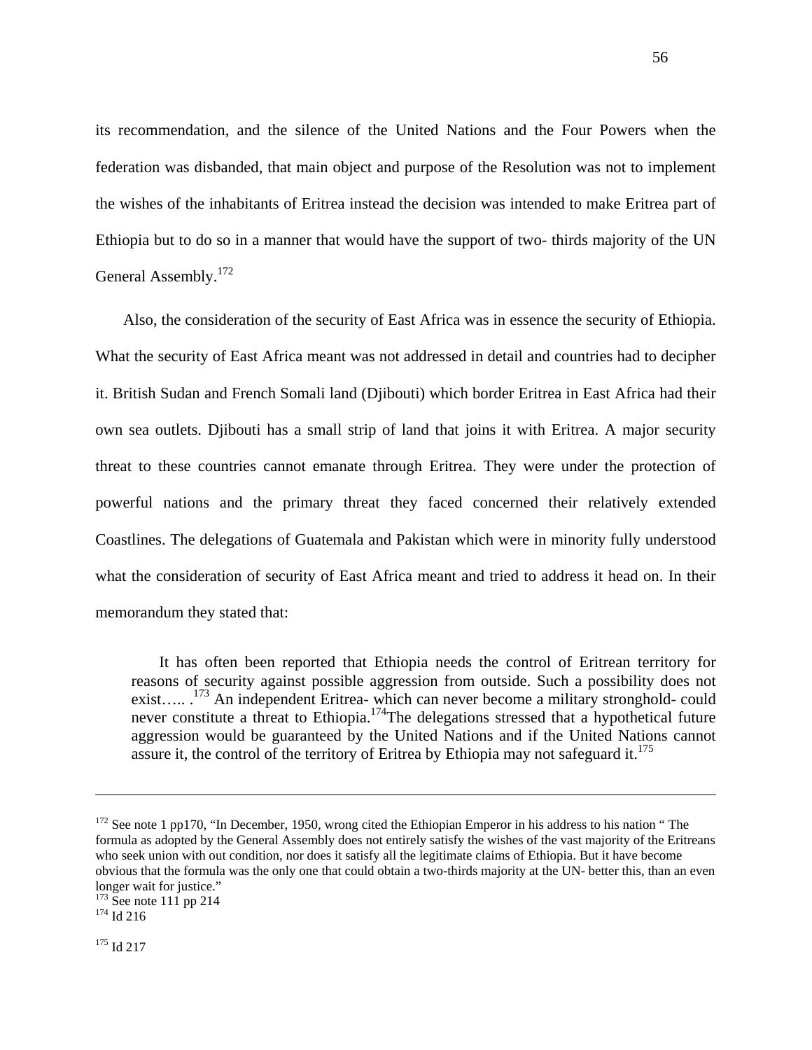its recommendation, and the silence of the United Nations and the Four Powers when the federation was disbanded, that main object and purpose of the Resolution was not to implement the wishes of the inhabitants of Eritrea instead the decision was intended to make Eritrea part of Ethiopia but to do so in a manner that would have the support of two- thirds majority of the UN General Assembly.[172]

Also, the consideration of the security of East Africa was in essence the security of Ethiopia. What the security of East Africa meant was not addressed in detail and countries had to decipher it. British Sudan and French Somali land (Djibouti) which border Eritrea in East Africa had their own sea outlets. Djibouti has a small strip of land that joins it with Eritrea. A major security threat to these countries cannot emanate through Eritrea. They were under the protection of powerful nations and the primary threat they faced concerned their relatively extended Coastlines. The delegations of Guatemala and Pakistan which were in minority fully understood what the consideration of security of East Africa meant and tried to address it head on. In their memorandum they stated that:

> It has often been reported that Ethiopia needs the control of Eritrean territory for reasons of security against possible aggression from outside. Such a possibility does not exist….. .[173] An independent Eritrea- which can never become a military stronghold- could never constitute a threat to Ethiopia.[174]The delegations stressed that a hypothetical future aggression would be guaranteed by the United Nations and if the United Nations cannot assure it, the control of the territory of Eritrea by Ethiopia may not safeguard it.[175]

---

[172] See note 1 pp170, "In December, 1950, wrong cited the Ethiopian Emperor in his address to his nation " The formula as adopted by the General Assembly does not entirely satisfy the wishes of the vast majority of the Eritreans who seek union with out condition, nor does it satisfy all the legitimate claims of Ethiopia. But it have become obvious that the formula was the only one that could obtain a two-thirds majority at the UN- better this, than an even longer wait for justice."

[173] See note 111 pp 214

[174] Id 216

[175] Id 217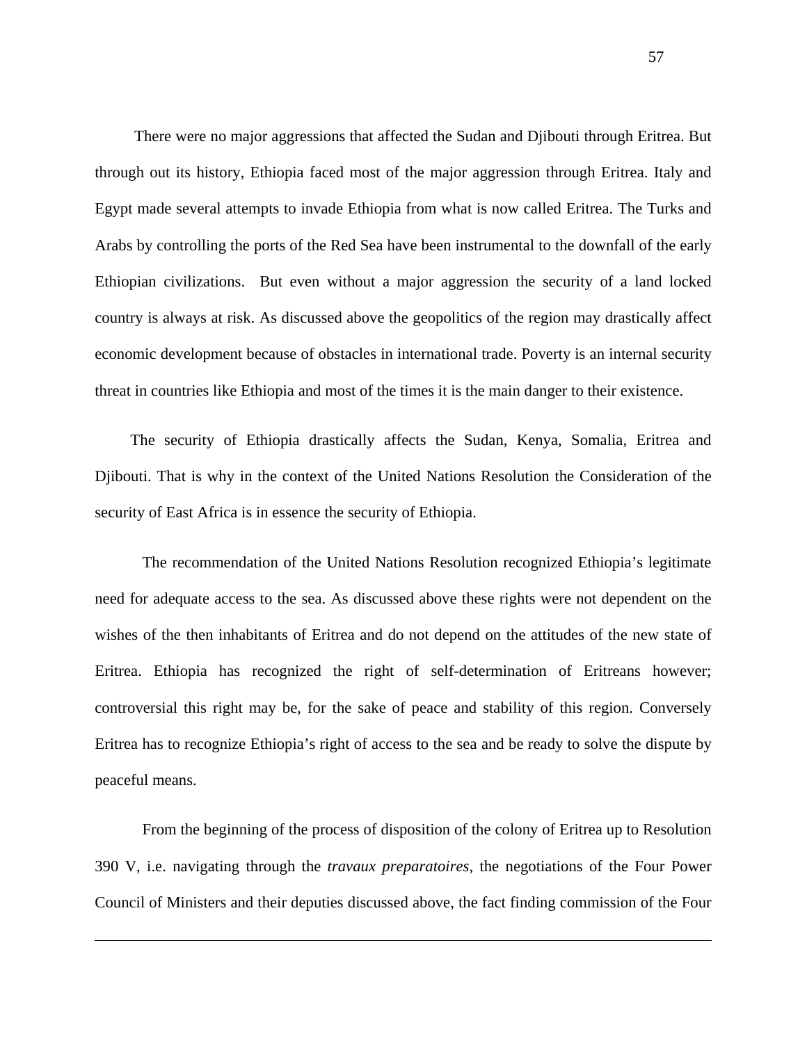There were no major aggressions that affected the Sudan and Djibouti through Eritrea. But through out its history, Ethiopia faced most of the major aggression through Eritrea. Italy and Egypt made several attempts to invade Ethiopia from what is now called Eritrea. The Turks and Arabs by controlling the ports of the Red Sea have been instrumental to the downfall of the early Ethiopian civilizations. But even without a major aggression the security of a land locked country is always at risk. As discussed above the geopolitics of the region may drastically affect economic development because of obstacles in international trade. Poverty is an internal security threat in countries like Ethiopia and most of the times it is the main danger to their existence.

The security of Ethiopia drastically affects the Sudan, Kenya, Somalia, Eritrea and Djibouti. That is why in the context of the United Nations Resolution the Consideration of the security of East Africa is in essence the security of Ethiopia.

The recommendation of the United Nations Resolution recognized Ethiopia's legitimate need for adequate access to the sea. As discussed above these rights were not dependent on the wishes of the then inhabitants of Eritrea and do not depend on the attitudes of the new state of Eritrea. Ethiopia has recognized the right of self-determination of Eritreans however; controversial this right may be, for the sake of peace and stability of this region. Conversely Eritrea has to recognize Ethiopia's right of access to the sea and be ready to solve the dispute by peaceful means.

From the beginning of the process of disposition of the colony of Eritrea up to Resolution 390 V, i.e. navigating through the *travaux preparatoires*, the negotiations of the Four Power Council of Ministers and their deputies discussed above, the fact finding commission of the Four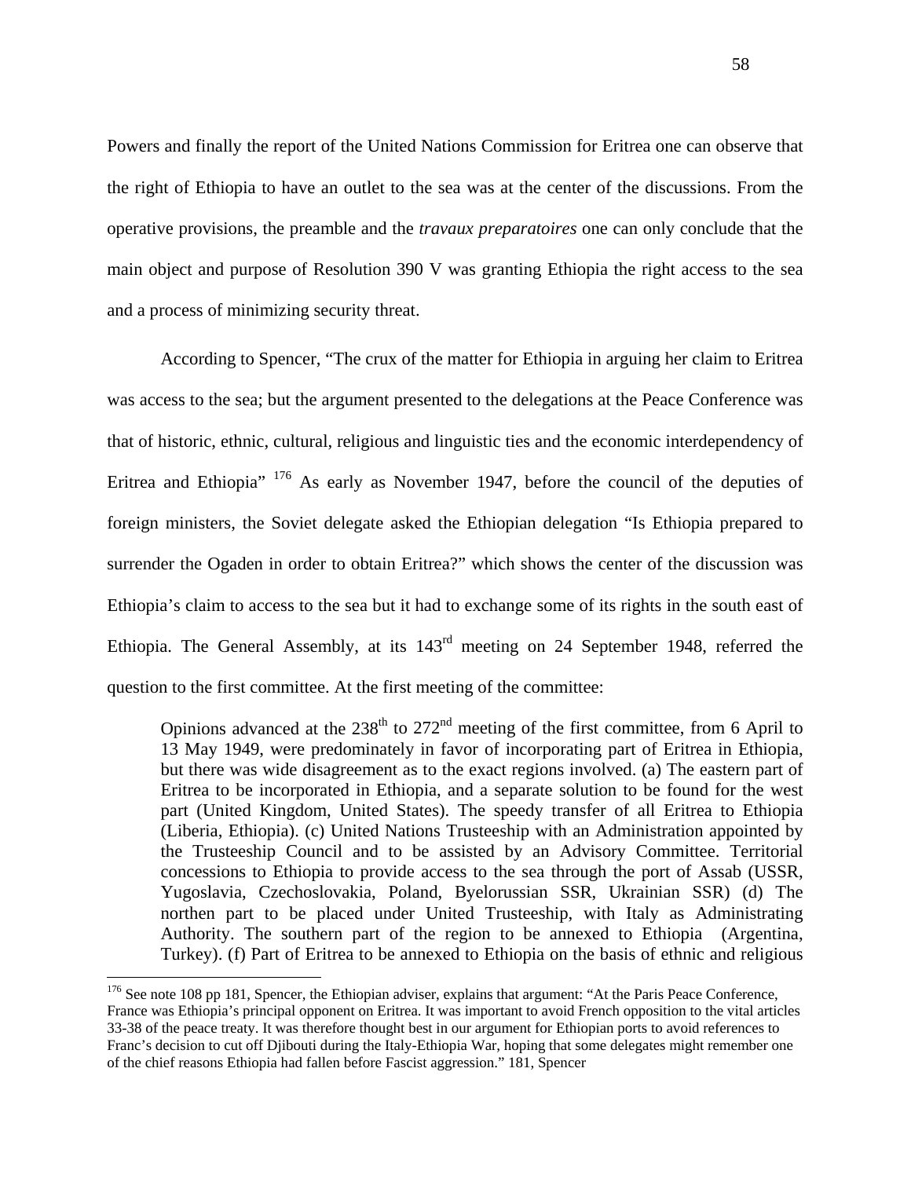Powers and finally the report of the United Nations Commission for Eritrea one can observe that the right of Ethiopia to have an outlet to the sea was at the center of the discussions. From the operative provisions, the preamble and the *travaux preparatoires* one can only conclude that the main object and purpose of Resolution 390 V was granting Ethiopia the right access to the sea and a process of minimizing security threat.

According to Spencer, "The crux of the matter for Ethiopia in arguing her claim to Eritrea was access to the sea; but the argument presented to the delegations at the Peace Conference was that of historic, ethnic, cultural, religious and linguistic ties and the economic interdependency of Eritrea and Ethiopia" [176] As early as November 1947, before the council of the deputies of foreign ministers, the Soviet delegate asked the Ethiopian delegation "Is Ethiopia prepared to surrender the Ogaden in order to obtain Eritrea?" which shows the center of the discussion was Ethiopia's claim to access to the sea but it had to exchange some of its rights in the south east of Ethiopia. The General Assembly, at its 143rd meeting on 24 September 1948, referred the question to the first committee. At the first meeting of the committee:

> Opinions advanced at the 238th to 272nd meeting of the first committee, from 6 April to 13 May 1949, were predominately in favor of incorporating part of Eritrea in Ethiopia, but there was wide disagreement as to the exact regions involved. (a) The eastern part of Eritrea to be incorporated in Ethiopia, and a separate solution to be found for the west part (United Kingdom, United States). The speedy transfer of all Eritrea to Ethiopia (Liberia, Ethiopia). (c) United Nations Trusteeship with an Administration appointed by the Trusteeship Council and to be assisted by an Advisory Committee. Territorial concessions to Ethiopia to provide access to the sea through the port of Assab (USSR, Yugoslavia, Czechoslovakia, Poland, Byelorussian SSR, Ukrainian SSR) (d) The northen part to be placed under United Trusteeship, with Italy as Administrating Authority. The southern part of the region to be annexed to Ethiopia (Argentina, Turkey). (f) Part of Eritrea to be annexed to Ethiopia on the basis of ethnic and religious

---

[176] See note 108 pp 181, Spencer, the Ethiopian adviser, explains that argument: "At the Paris Peace Conference, France was Ethiopia's principal opponent on Eritrea. It was important to avoid French opposition to the vital articles 33-38 of the peace treaty. It was therefore thought best in our argument for Ethiopian ports to avoid references to Franc's decision to cut off Djibouti during the Italy-Ethiopia War, hoping that some delegates might remember one of the chief reasons Ethiopia had fallen before Fascist aggression." 181, Spencer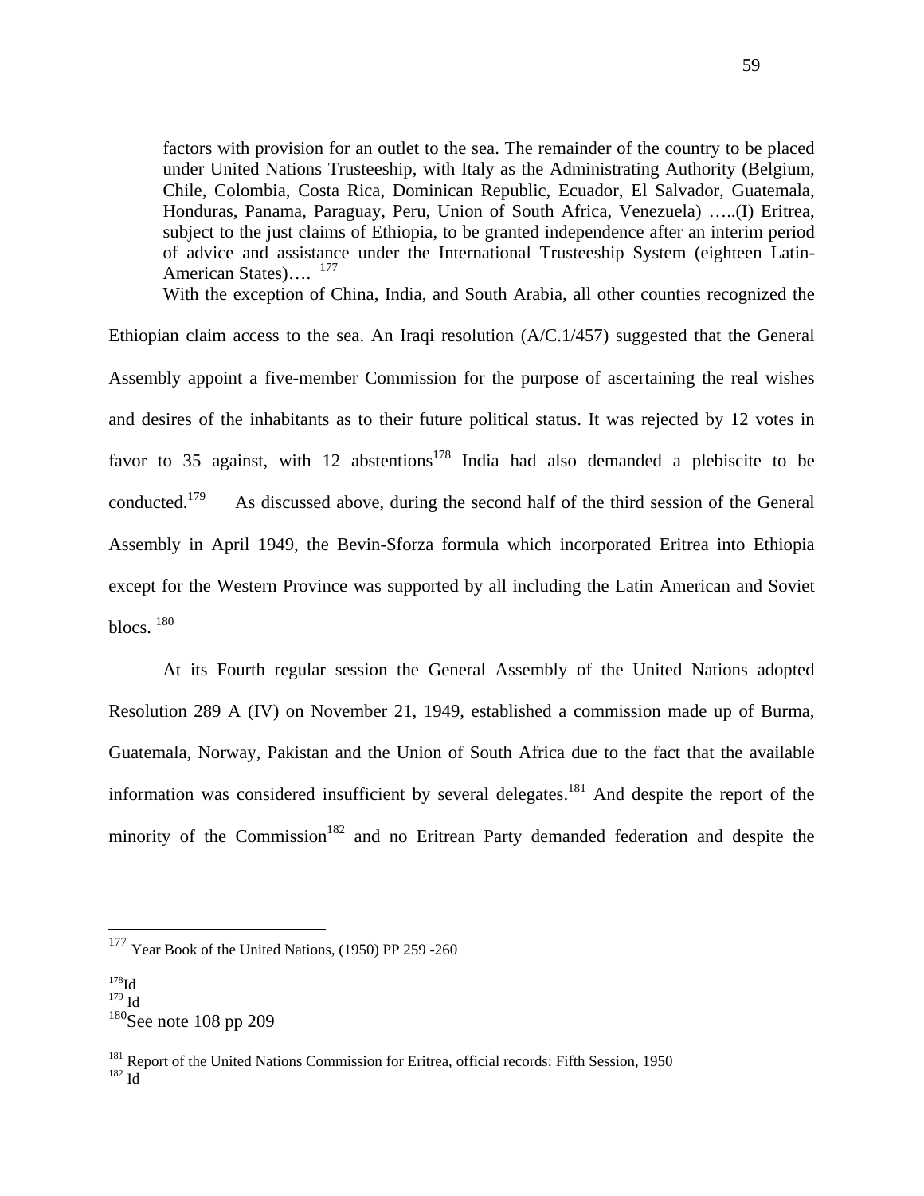> factors with provision for an outlet to the sea. The remainder of the country to be placed under United Nations Trusteeship, with Italy as the Administrating Authority (Belgium, Chile, Colombia, Costa Rica, Dominican Republic, Ecuador, El Salvador, Guatemala, Honduras, Panama, Paraguay, Peru, Union of South Africa, Venezuela) …..(I) Eritrea, subject to the just claims of Ethiopia, to be granted independence after an interim period of advice and assistance under the International Trusteeship System (eighteen Latin-American States)…. [177]

With the exception of China, India, and South Arabia, all other counties recognized the Ethiopian claim access to the sea. An Iraqi resolution (A/C.1/457) suggested that the General Assembly appoint a five-member Commission for the purpose of ascertaining the real wishes and desires of the inhabitants as to their future political status. It was rejected by 12 votes in favor to 35 against, with 12 abstentions[178] India had also demanded a plebiscite to be conducted.[179] As discussed above, during the second half of the third session of the General Assembly in April 1949, the Bevin-Sforza formula which incorporated Eritrea into Ethiopia except for the Western Province was supported by all including the Latin American and Soviet blocs. [180]

At its Fourth regular session the General Assembly of the United Nations adopted Resolution 289 A (IV) on November 21, 1949, established a commission made up of Burma, Guatemala, Norway, Pakistan and the Union of South Africa due to the fact that the available information was considered insufficient by several delegates.[181] And despite the report of the minority of the Commission[182] and no Eritrean Party demanded federation and despite the

---

[177] Year Book of the United Nations, (1950) PP 259 -260

[178] Id

[179] Id

[180] See note 108 pp 209

[181] Report of the United Nations Commission for Eritrea, official records: Fifth Session, 1950

[182] Id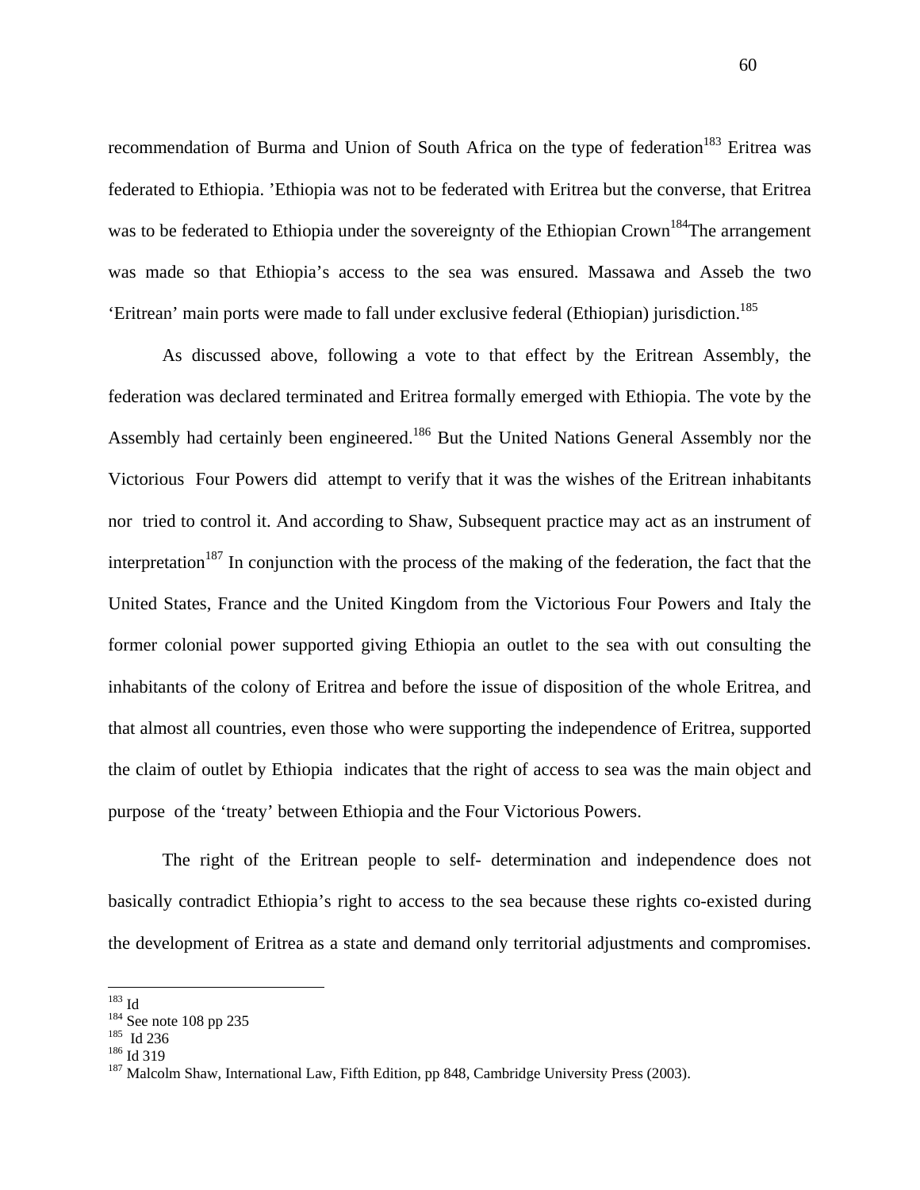recommendation of Burma and Union of South Africa on the type of federation[183] Eritrea was federated to Ethiopia. 'Ethiopia was not to be federated with Eritrea but the converse, that Eritrea was to be federated to Ethiopia under the sovereignty of the Ethiopian Crown[184]The arrangement was made so that Ethiopia's access to the sea was ensured. Massawa and Asseb the two 'Eritrean' main ports were made to fall under exclusive federal (Ethiopian) jurisdiction.[185]

As discussed above, following a vote to that effect by the Eritrean Assembly, the federation was declared terminated and Eritrea formally emerged with Ethiopia. The vote by the Assembly had certainly been engineered.[186] But the United Nations General Assembly nor the Victorious Four Powers did attempt to verify that it was the wishes of the Eritrean inhabitants nor tried to control it. And according to Shaw, Subsequent practice may act as an instrument of interpretation[187] In conjunction with the process of the making of the federation, the fact that the United States, France and the United Kingdom from the Victorious Four Powers and Italy the former colonial power supported giving Ethiopia an outlet to the sea with out consulting the inhabitants of the colony of Eritrea and before the issue of disposition of the whole Eritrea, and that almost all countries, even those who were supporting the independence of Eritrea, supported the claim of outlet by Ethiopia indicates that the right of access to sea was the main object and purpose of the 'treaty' between Ethiopia and the Four Victorious Powers.

The right of the Eritrean people to self- determination and independence does not basically contradict Ethiopia's right to access to the sea because these rights co-existed during the development of Eritrea as a state and demand only territorial adjustments and compromises.

---

[183] Id

[184] See note 108 pp 235

[185] Id 236

[186] Id 319

[187] Malcolm Shaw, International Law, Fifth Edition, pp 848, Cambridge University Press (2003).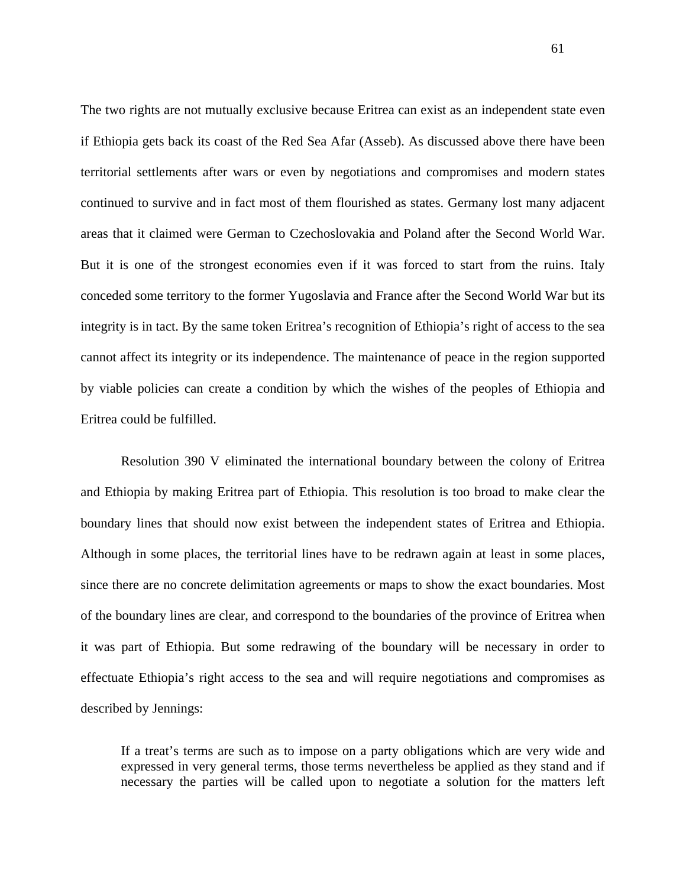The two rights are not mutually exclusive because Eritrea can exist as an independent state even if Ethiopia gets back its coast of the Red Sea Afar (Asseb). As discussed above there have been territorial settlements after wars or even by negotiations and compromises and modern states continued to survive and in fact most of them flourished as states. Germany lost many adjacent areas that it claimed were German to Czechoslovakia and Poland after the Second World War. But it is one of the strongest economies even if it was forced to start from the ruins. Italy conceded some territory to the former Yugoslavia and France after the Second World War but its integrity is in tact. By the same token Eritrea's recognition of Ethiopia's right of access to the sea cannot affect its integrity or its independence. The maintenance of peace in the region supported by viable policies can create a condition by which the wishes of the peoples of Ethiopia and Eritrea could be fulfilled.

Resolution 390 V eliminated the international boundary between the colony of Eritrea and Ethiopia by making Eritrea part of Ethiopia. This resolution is too broad to make clear the boundary lines that should now exist between the independent states of Eritrea and Ethiopia. Although in some places, the territorial lines have to be redrawn again at least in some places, since there are no concrete delimitation agreements or maps to show the exact boundaries. Most of the boundary lines are clear, and correspond to the boundaries of the province of Eritrea when it was part of Ethiopia. But some redrawing of the boundary will be necessary in order to effectuate Ethiopia's right access to the sea and will require negotiations and compromises as described by Jennings:

> If a treat's terms are such as to impose on a party obligations which are very wide and expressed in very general terms, those terms nevertheless be applied as they stand and if necessary the parties will be called upon to negotiate a solution for the matters left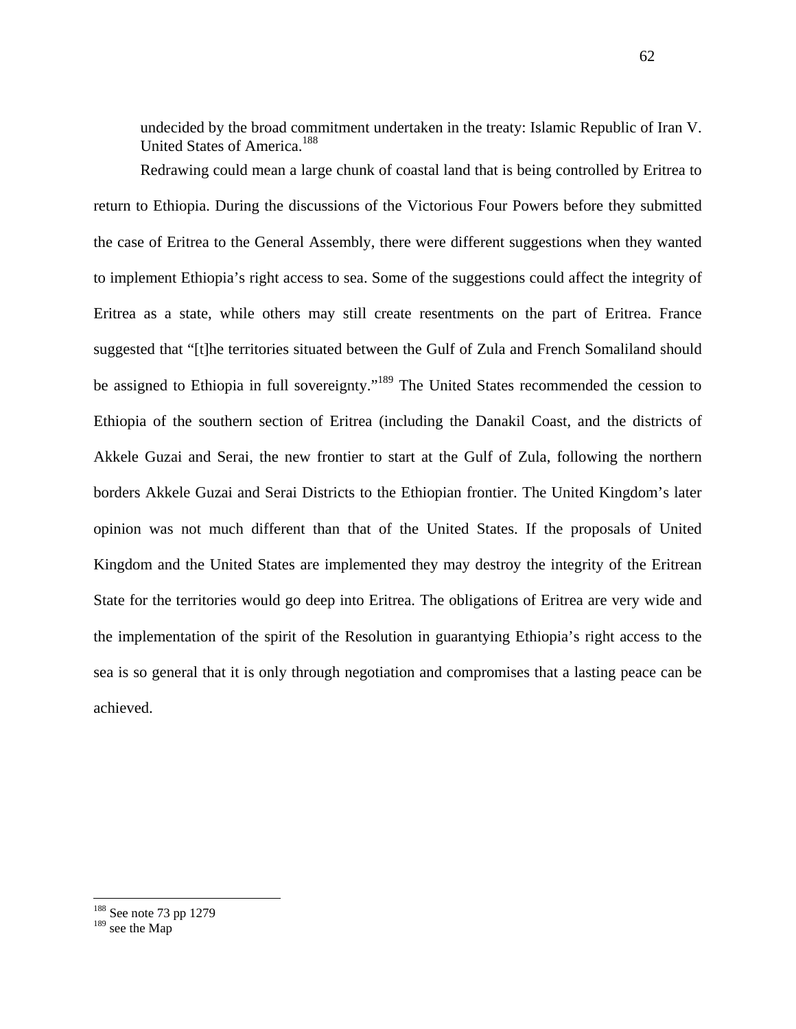> undecided by the broad commitment undertaken in the treaty: Islamic Republic of Iran V. United States of America.[188]

Redrawing could mean a large chunk of coastal land that is being controlled by Eritrea to return to Ethiopia. During the discussions of the Victorious Four Powers before they submitted the case of Eritrea to the General Assembly, there were different suggestions when they wanted to implement Ethiopia's right access to sea. Some of the suggestions could affect the integrity of Eritrea as a state, while others may still create resentments on the part of Eritrea. France suggested that "[t]he territories situated between the Gulf of Zula and French Somaliland should be assigned to Ethiopia in full sovereignty."[189] The United States recommended the cession to Ethiopia of the southern section of Eritrea (including the Danakil Coast, and the districts of Akkele Guzai and Serai, the new frontier to start at the Gulf of Zula, following the northern borders Akkele Guzai and Serai Districts to the Ethiopian frontier. The United Kingdom's later opinion was not much different than that of the United States. If the proposals of United Kingdom and the United States are implemented they may destroy the integrity of the Eritrean State for the territories would go deep into Eritrea. The obligations of Eritrea are very wide and the implementation of the spirit of the Resolution in guarantying Ethiopia's right access to the sea is so general that it is only through negotiation and compromises that a lasting peace can be achieved.

---

[188] See note 73 pp 1279

[189] see the Map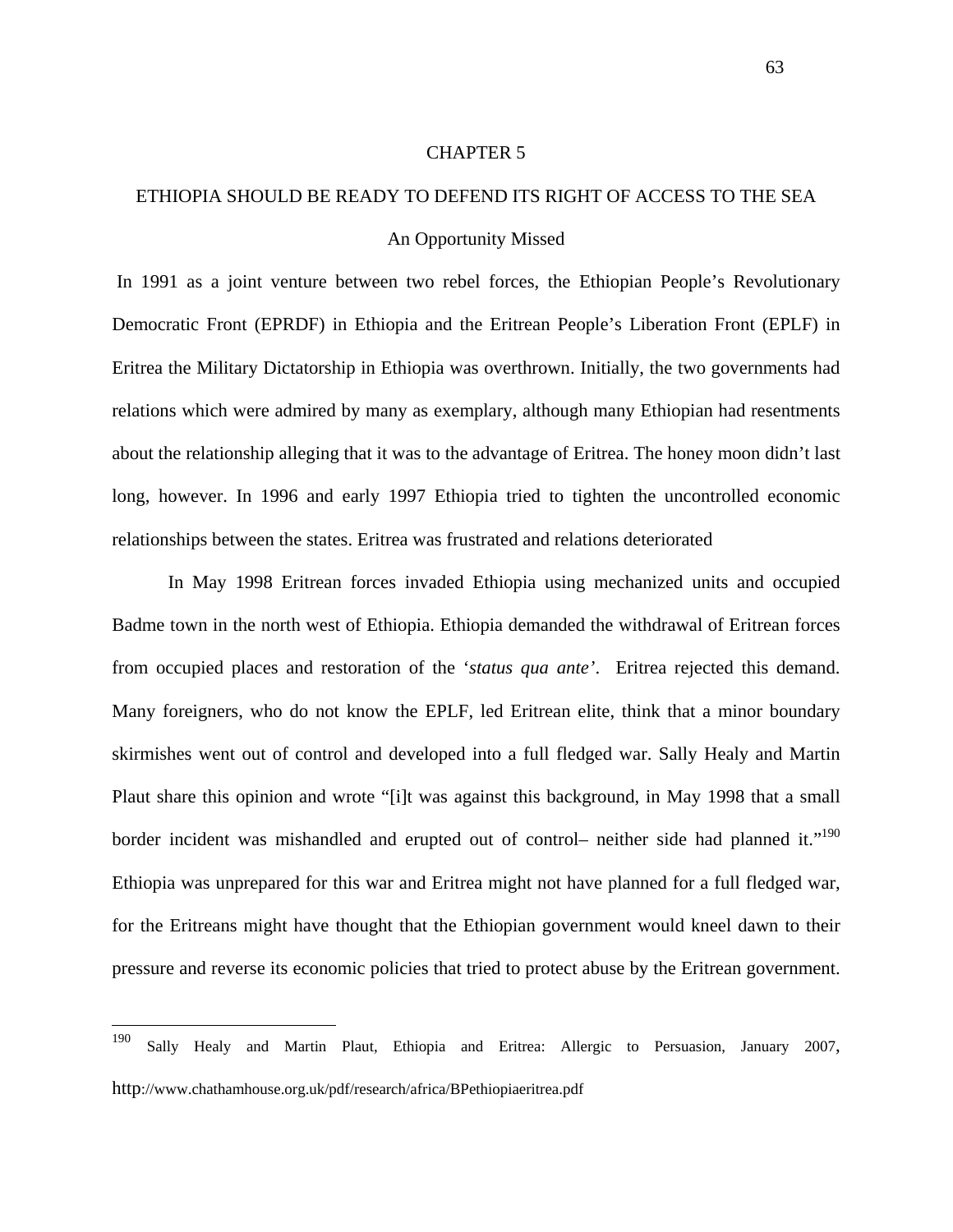# CHAPTER 5

## ETHIOPIA SHOULD BE READY TO DEFEND ITS RIGHT OF ACCESS TO THE SEA

### An Opportunity Missed

In 1991 as a joint venture between two rebel forces, the Ethiopian People's Revolutionary Democratic Front (EPRDF) in Ethiopia and the Eritrean People's Liberation Front (EPLF) in Eritrea the Military Dictatorship in Ethiopia was overthrown. Initially, the two governments had relations which were admired by many as exemplary, although many Ethiopian had resentments about the relationship alleging that it was to the advantage of Eritrea. The honey moon didn't last long, however. In 1996 and early 1997 Ethiopia tried to tighten the uncontrolled economic relationships between the states. Eritrea was frustrated and relations deteriorated

In May 1998 Eritrean forces invaded Ethiopia using mechanized units and occupied Badme town in the north west of Ethiopia. Ethiopia demanded the withdrawal of Eritrean forces from occupied places and restoration of the '*status qua ante*'. Eritrea rejected this demand. Many foreigners, who do not know the EPLF, led Eritrean elite, think that a minor boundary skirmishes went out of control and developed into a full fledged war. Sally Healy and Martin Plaut share this opinion and wrote "[i]t was against this background, in May 1998 that a small border incident was mishandled and erupted out of control– neither side had planned it."[190] Ethiopia was unprepared for this war and Eritrea might not have planned for a full fledged war, for the Eritreans might have thought that the Ethiopian government would kneel dawn to their pressure and reverse its economic policies that tried to protect abuse by the Eritrean government.

---

[190] Sally Healy and Martin Plaut, Ethiopia and Eritrea: Allergic to Persuasion, January 2007, http://www.chathamhouse.org.uk/pdf/research/africa/BPethiopiaeritrea.pdf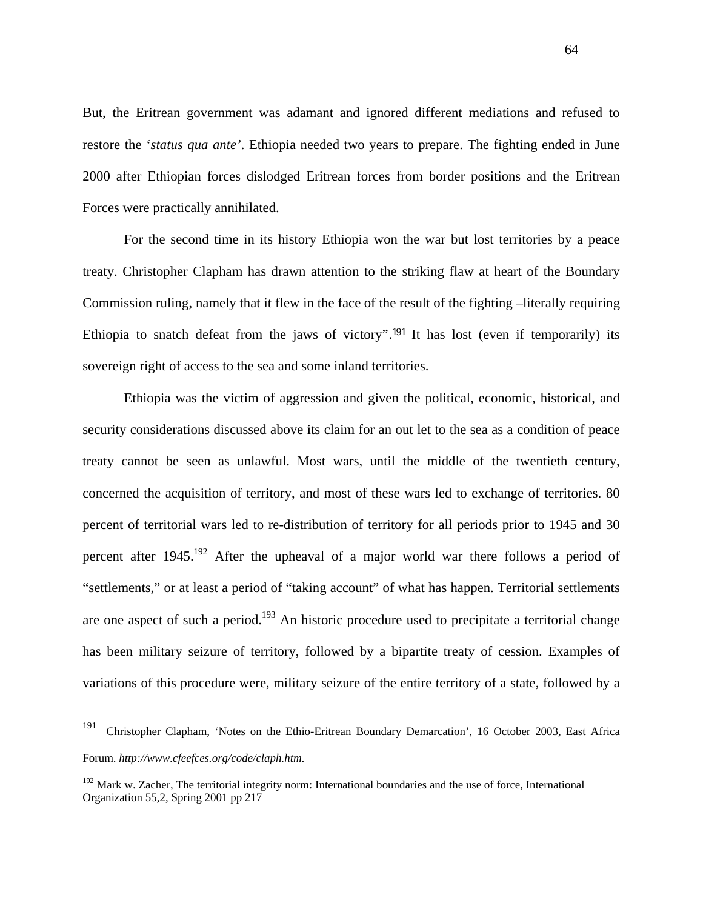But, the Eritrean government was adamant and ignored different mediations and refused to restore the '*status qua ante*'. Ethiopia needed two years to prepare. The fighting ended in June 2000 after Ethiopian forces dislodged Eritrean forces from border positions and the Eritrean Forces were practically annihilated.

For the second time in its history Ethiopia won the war but lost territories by a peace treaty. Christopher Clapham has drawn attention to the striking flaw at heart of the Boundary Commission ruling, namely that it flew in the face of the result of the fighting –literally requiring Ethiopia to snatch defeat from the jaws of victory".[191] It has lost (even if temporarily) its sovereign right of access to the sea and some inland territories.

Ethiopia was the victim of aggression and given the political, economic, historical, and security considerations discussed above its claim for an out let to the sea as a condition of peace treaty cannot be seen as unlawful. Most wars, until the middle of the twentieth century, concerned the acquisition of territory, and most of these wars led to exchange of territories. 80 percent of territorial wars led to re-distribution of territory for all periods prior to 1945 and 30 percent after 1945.[192] After the upheaval of a major world war there follows a period of "settlements," or at least a period of "taking account" of what has happen. Territorial settlements are one aspect of such a period.[193] An historic procedure used to precipitate a territorial change has been military seizure of territory, followed by a bipartite treaty of cession. Examples of variations of this procedure were, military seizure of the entire territory of a state, followed by a

---

[191] Christopher Clapham, 'Notes on the Ethio-Eritrean Boundary Demarcation', 16 October 2003, East Africa Forum. *http://www.cfeefces.org/code/claph.htm*.

[192] Mark w. Zacher, The territorial integrity norm: International boundaries and the use of force, International Organization 55,2, Spring 2001 pp 217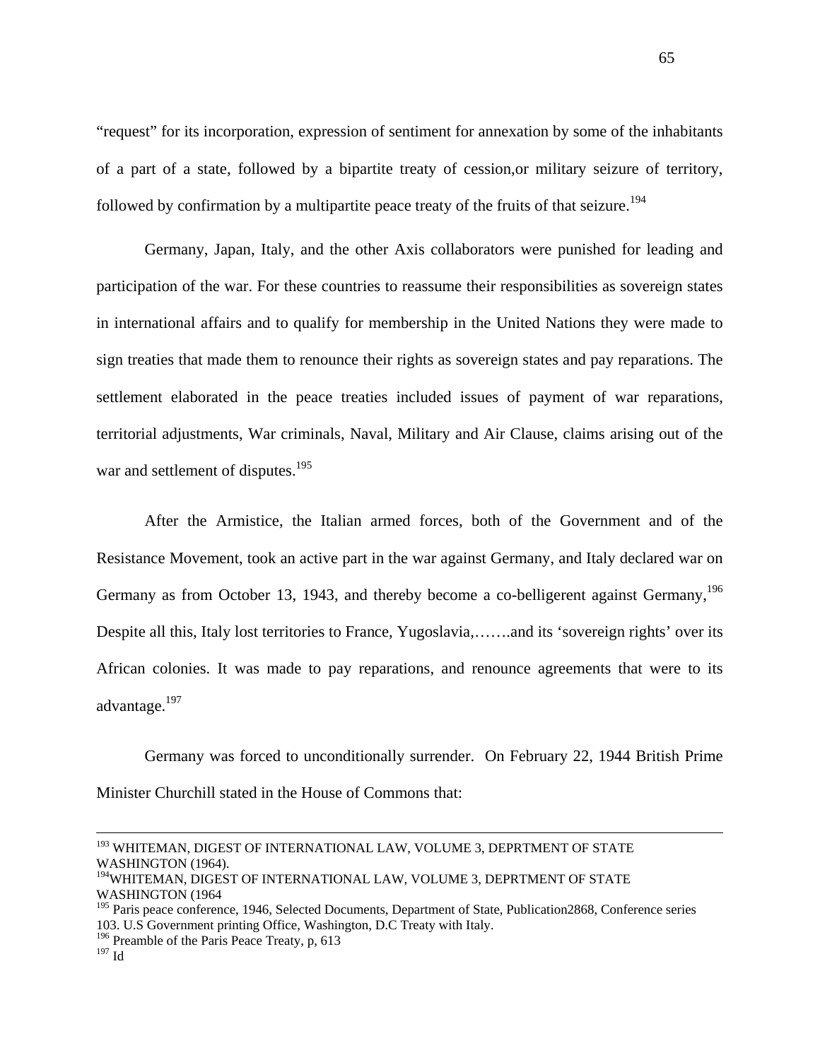"request" for its incorporation, expression of sentiment for annexation by some of the inhabitants of a part of a state, followed by a bipartite treaty of cession,or military seizure of territory, followed by confirmation by a multipartite peace treaty of the fruits of that seizure.[194]

Germany, Japan, Italy, and the other Axis collaborators were punished for leading and participation of the war. For these countries to reassume their responsibilities as sovereign states in international affairs and to qualify for membership in the United Nations they were made to sign treaties that made them to renounce their rights as sovereign states and pay reparations. The settlement elaborated in the peace treaties included issues of payment of war reparations, territorial adjustments, War criminals, Naval, Military and Air Clause, claims arising out of the war and settlement of disputes.[195]

After the Armistice, the Italian armed forces, both of the Government and of the Resistance Movement, took an active part in the war against Germany, and Italy declared war on Germany as from October 13, 1943, and thereby become a co-belligerent against Germany,[196] Despite all this, Italy lost territories to France, Yugoslavia,…….and its 'sovereign rights' over its African colonies. It was made to pay reparations, and renounce agreements that were to its advantage.[197]

Germany was forced to unconditionally surrender. On February 22, 1944 British Prime Minister Churchill stated in the House of Commons that:

---

[193] WHITEMAN, DIGEST OF INTERNATIONAL LAW, VOLUME 3, DEPRTMENT OF STATE WASHINGTON (1964).

[194] WHITEMAN, DIGEST OF INTERNATIONAL LAW, VOLUME 3, DEPRTMENT OF STATE WASHINGTON (1964

[195] Paris peace conference, 1946, Selected Documents, Department of State, Publication2868, Conference series 103. U.S Government printing Office, Washington, D.C Treaty with Italy.

[196] Preamble of the Paris Peace Treaty, p, 613

[197] Id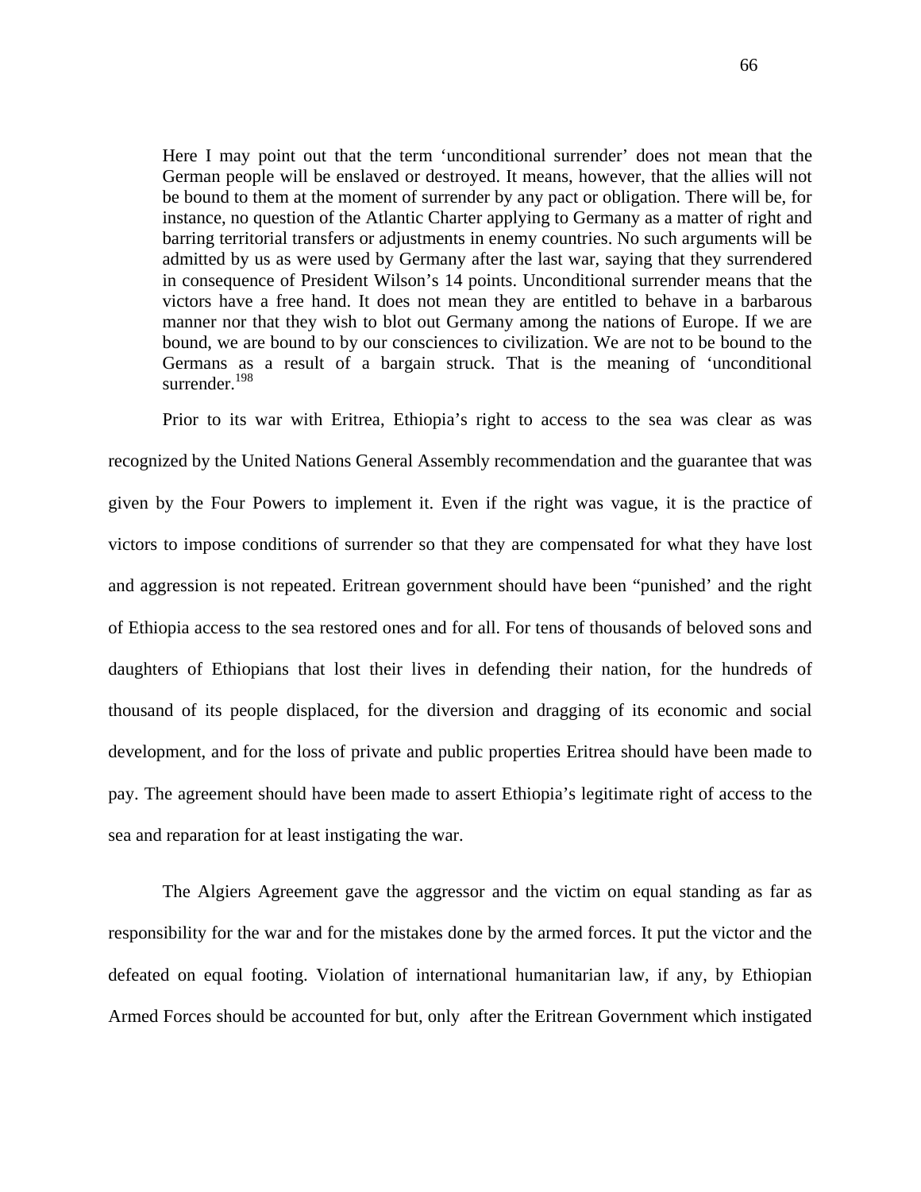> Here I may point out that the term 'unconditional surrender' does not mean that the German people will be enslaved or destroyed. It means, however, that the allies will not be bound to them at the moment of surrender by any pact or obligation. There will be, for instance, no question of the Atlantic Charter applying to Germany as a matter of right and barring territorial transfers or adjustments in enemy countries. No such arguments will be admitted by us as were used by Germany after the last war, saying that they surrendered in consequence of President Wilson's 14 points. Unconditional surrender means that the victors have a free hand. It does not mean they are entitled to behave in a barbarous manner nor that they wish to blot out Germany among the nations of Europe. If we are bound, we are bound to by our consciences to civilization. We are not to be bound to the Germans as a result of a bargain struck. That is the meaning of 'unconditional surrender.[198]

Prior to its war with Eritrea, Ethiopia's right to access to the sea was clear as was recognized by the United Nations General Assembly recommendation and the guarantee that was given by the Four Powers to implement it. Even if the right was vague, it is the practice of victors to impose conditions of surrender so that they are compensated for what they have lost and aggression is not repeated. Eritrean government should have been "punished' and the right of Ethiopia access to the sea restored ones and for all. For tens of thousands of beloved sons and daughters of Ethiopians that lost their lives in defending their nation, for the hundreds of thousand of its people displaced, for the diversion and dragging of its economic and social development, and for the loss of private and public properties Eritrea should have been made to pay. The agreement should have been made to assert Ethiopia's legitimate right of access to the sea and reparation for at least instigating the war.

The Algiers Agreement gave the aggressor and the victim on equal standing as far as responsibility for the war and for the mistakes done by the armed forces. It put the victor and the defeated on equal footing. Violation of international humanitarian law, if any, by Ethiopian Armed Forces should be accounted for but, only after the Eritrean Government which instigated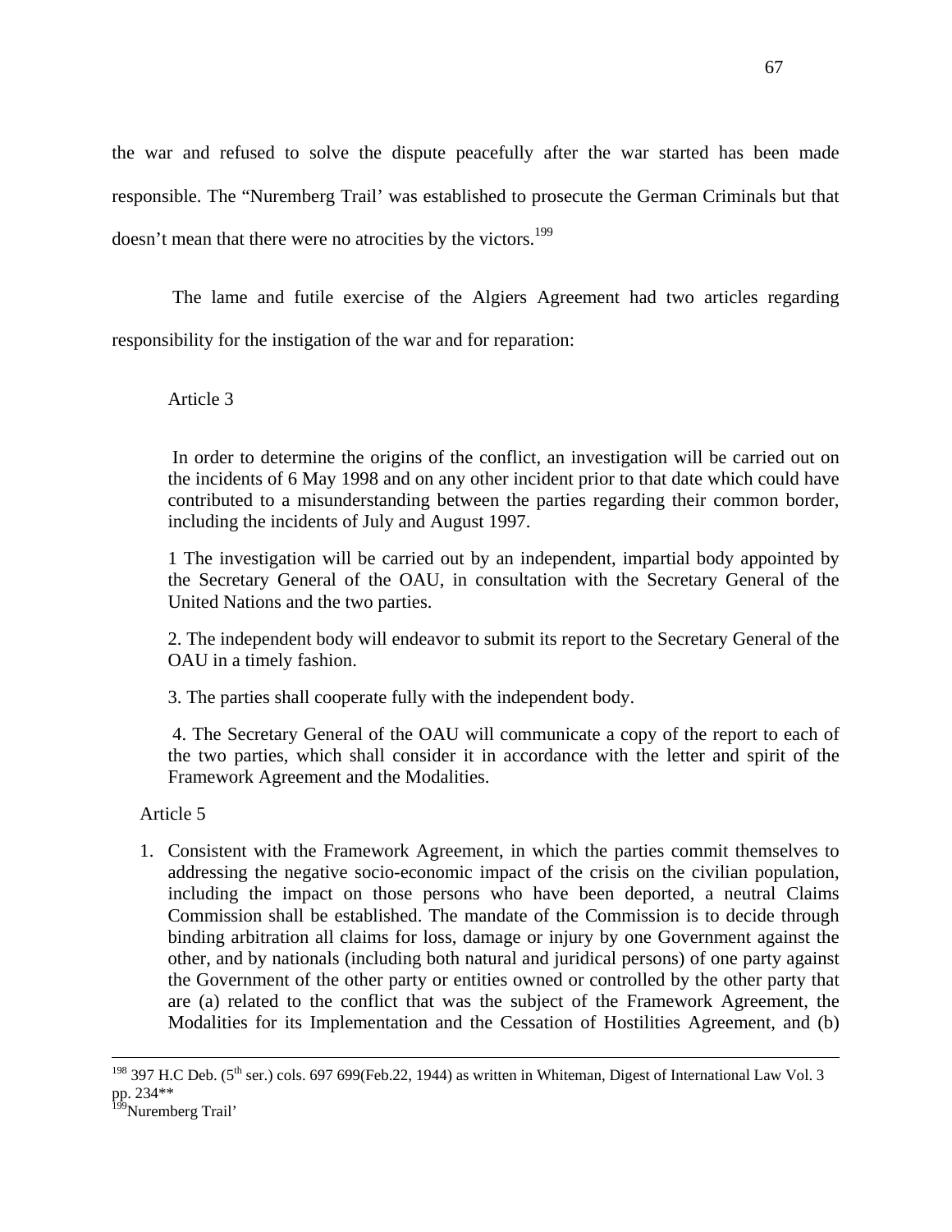the war and refused to solve the dispute peacefully after the war started has been made responsible. The "Nuremberg Trail' was established to prosecute the German Criminals but that doesn't mean that there were no atrocities by the victors.[199]

The lame and futile exercise of the Algiers Agreement had two articles regarding responsibility for the instigation of the war and for reparation:

> Article 3
>
> In order to determine the origins of the conflict, an investigation will be carried out on the incidents of 6 May 1998 and on any other incident prior to that date which could have contributed to a misunderstanding between the parties regarding their common border, including the incidents of July and August 1997.
>
> 1 The investigation will be carried out by an independent, impartial body appointed by the Secretary General of the OAU, in consultation with the Secretary General of the United Nations and the two parties.
>
> 2. The independent body will endeavor to submit its report to the Secretary General of the OAU in a timely fashion.
>
> 3. The parties shall cooperate fully with the independent body.
>
> 4. The Secretary General of the OAU will communicate a copy of the report to each of the two parties, which shall consider it in accordance with the letter and spirit of the Framework Agreement and the Modalities.
>
> Article 5
>
> 1. Consistent with the Framework Agreement, in which the parties commit themselves to addressing the negative socio-economic impact of the crisis on the civilian population, including the impact on those persons who have been deported, a neutral Claims Commission shall be established. The mandate of the Commission is to decide through binding arbitration all claims for loss, damage or injury by one Government against the other, and by nationals (including both natural and juridical persons) of one party against the Government of the other party or entities owned or controlled by the other party that are (a) related to the conflict that was the subject of the Framework Agreement, the Modalities for its Implementation and the Cessation of Hostilities Agreement, and (b)

---

[198] 397 H.C Deb. (5th ser.) cols. 697 699(Feb.22, 1944) as written in Whiteman, Digest of International Law Vol. 3 pp. 234**

[199] Nuremberg Trail'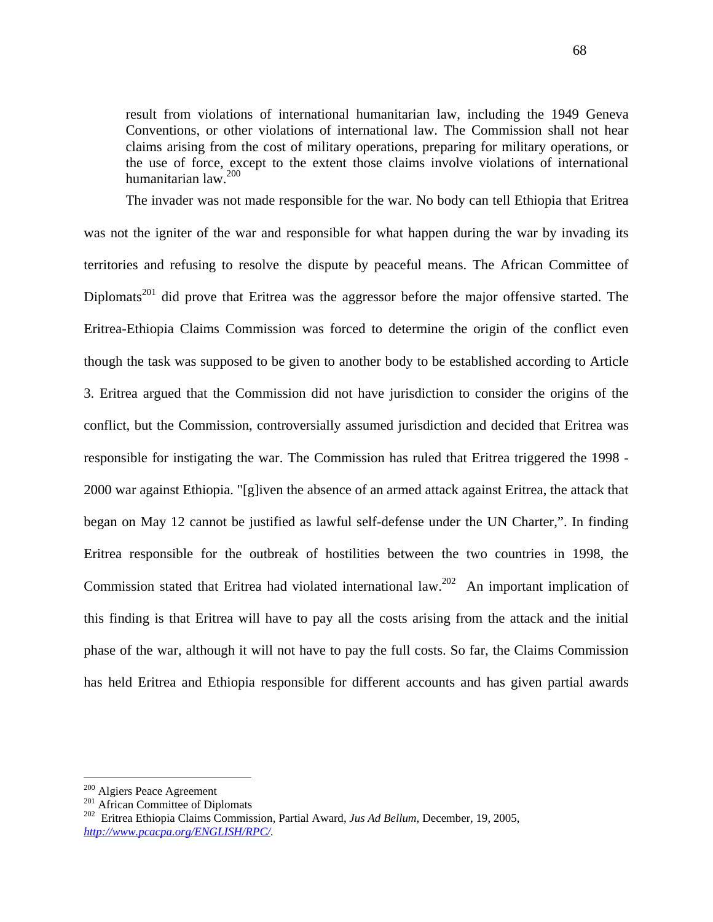> result from violations of international humanitarian law, including the 1949 Geneva Conventions, or other violations of international law. The Commission shall not hear claims arising from the cost of military operations, preparing for military operations, or the use of force, except to the extent those claims involve violations of international humanitarian law.[200]

The invader was not made responsible for the war. No body can tell Ethiopia that Eritrea was not the igniter of the war and responsible for what happen during the war by invading its territories and refusing to resolve the dispute by peaceful means. The African Committee of Diplomats[201] did prove that Eritrea was the aggressor before the major offensive started. The Eritrea-Ethiopia Claims Commission was forced to determine the origin of the conflict even though the task was supposed to be given to another body to be established according to Article 3. Eritrea argued that the Commission did not have jurisdiction to consider the origins of the conflict, but the Commission, controversially assumed jurisdiction and decided that Eritrea was responsible for instigating the war. The Commission has ruled that Eritrea triggered the 1998 - 2000 war against Ethiopia. "[g]iven the absence of an armed attack against Eritrea, the attack that began on May 12 cannot be justified as lawful self-defense under the UN Charter,". In finding Eritrea responsible for the outbreak of hostilities between the two countries in 1998, the Commission stated that Eritrea had violated international law.[202] An important implication of this finding is that Eritrea will have to pay all the costs arising from the attack and the initial phase of the war, although it will not have to pay the full costs. So far, the Claims Commission has held Eritrea and Ethiopia responsible for different accounts and has given partial awards

---

[200] Algiers Peace Agreement

[201] African Committee of Diplomats

[202] Eritrea Ethiopia Claims Commission, Partial Award, *Jus Ad Bellum*, December, 19, 2005, http://www.pcacpa.org/ENGLISH/RPC/.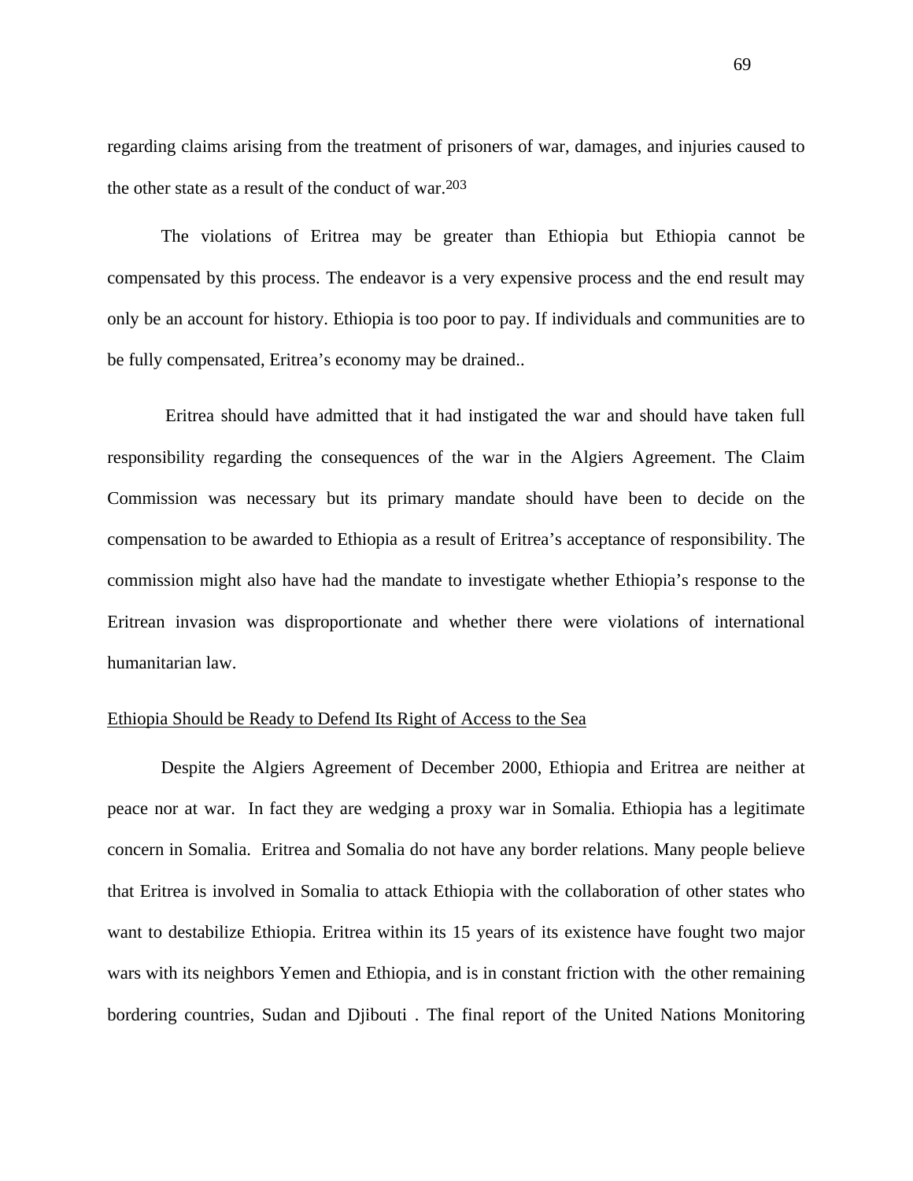regarding claims arising from the treatment of prisoners of war, damages, and injuries caused to the other state as a result of the conduct of war.[203]

The violations of Eritrea may be greater than Ethiopia but Ethiopia cannot be compensated by this process. The endeavor is a very expensive process and the end result may only be an account for history. Ethiopia is too poor to pay. If individuals and communities are to be fully compensated, Eritrea's economy may be drained..

Eritrea should have admitted that it had instigated the war and should have taken full responsibility regarding the consequences of the war in the Algiers Agreement. The Claim Commission was necessary but its primary mandate should have been to decide on the compensation to be awarded to Ethiopia as a result of Eritrea's acceptance of responsibility. The commission might also have had the mandate to investigate whether Ethiopia's response to the Eritrean invasion was disproportionate and whether there were violations of international humanitarian law.

<u>Ethiopia Should be Ready to Defend Its Right of Access to the Sea</u>

Despite the Algiers Agreement of December 2000, Ethiopia and Eritrea are neither at peace nor at war. In fact they are wedging a proxy war in Somalia. Ethiopia has a legitimate concern in Somalia. Eritrea and Somalia do not have any border relations. Many people believe that Eritrea is involved in Somalia to attack Ethiopia with the collaboration of other states who want to destabilize Ethiopia. Eritrea within its 15 years of its existence have fought two major wars with its neighbors Yemen and Ethiopia, and is in constant friction with the other remaining bordering countries, Sudan and Djibouti . The final report of the United Nations Monitoring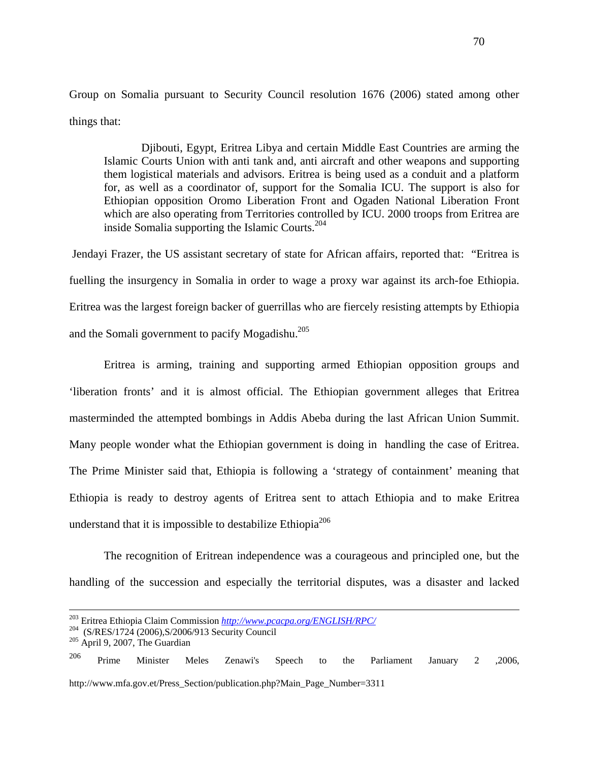Group on Somalia pursuant to Security Council resolution 1676 (2006) stated among other things that:

> Djibouti, Egypt, Eritrea Libya and certain Middle East Countries are arming the Islamic Courts Union with anti tank and, anti aircraft and other weapons and supporting them logistical materials and advisors. Eritrea is being used as a conduit and a platform for, as well as a coordinator of, support for the Somalia ICU. The support is also for Ethiopian opposition Oromo Liberation Front and Ogaden National Liberation Front which are also operating from Territories controlled by ICU. 2000 troops from Eritrea are inside Somalia supporting the Islamic Courts.[204]

Jendayi Frazer, the US assistant secretary of state for African affairs, reported that: "Eritrea is fuelling the insurgency in Somalia in order to wage a proxy war against its arch-foe Ethiopia. Eritrea was the largest foreign backer of guerrillas who are fiercely resisting attempts by Ethiopia and the Somali government to pacify Mogadishu.[205]

Eritrea is arming, training and supporting armed Ethiopian opposition groups and 'liberation fronts' and it is almost official. The Ethiopian government alleges that Eritrea masterminded the attempted bombings in Addis Abeba during the last African Union Summit. Many people wonder what the Ethiopian government is doing in handling the case of Eritrea. The Prime Minister said that, Ethiopia is following a 'strategy of containment' meaning that Ethiopia is ready to destroy agents of Eritrea sent to attach Ethiopia and to make Eritrea understand that it is impossible to destabilize Ethiopia[206]

The recognition of Eritrean independence was a courageous and principled one, but the handling of the succession and especially the territorial disputes, was a disaster and lacked

---

[203] Eritrea Ethiopia Claim Commission *http://www.pcacpa.org/ENGLISH/RPC/*

[204] (S/RES/1724 (2006),S/2006/913 Security Council

[205] April 9, 2007, The Guardian

[206] Prime Minister Meles Zenawi's Speech to the Parliament January 2 ,2006, http://www.mfa.gov.et/Press_Section/publication.php?Main_Page_Number=3311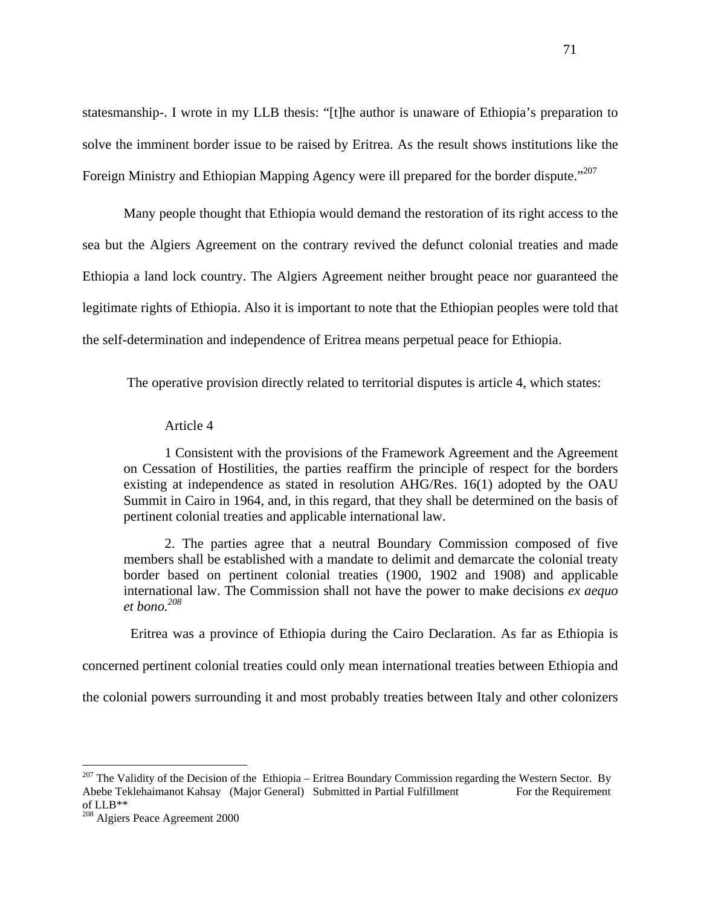statesmanship-. I wrote in my LLB thesis: "[t]he author is unaware of Ethiopia's preparation to solve the imminent border issue to be raised by Eritrea. As the result shows institutions like the Foreign Ministry and Ethiopian Mapping Agency were ill prepared for the border dispute."[207]

Many people thought that Ethiopia would demand the restoration of its right access to the sea but the Algiers Agreement on the contrary revived the defunct colonial treaties and made Ethiopia a land lock country. The Algiers Agreement neither brought peace nor guaranteed the legitimate rights of Ethiopia. Also it is important to note that the Ethiopian peoples were told that the self-determination and independence of Eritrea means perpetual peace for Ethiopia.

The operative provision directly related to territorial disputes is article 4, which states:

> Article 4
>
> 1 Consistent with the provisions of the Framework Agreement and the Agreement on Cessation of Hostilities, the parties reaffirm the principle of respect for the borders existing at independence as stated in resolution AHG/Res. 16(1) adopted by the OAU Summit in Cairo in 1964, and, in this regard, that they shall be determined on the basis of pertinent colonial treaties and applicable international law.
>
> 2. The parties agree that a neutral Boundary Commission composed of five members shall be established with a mandate to delimit and demarcate the colonial treaty border based on pertinent colonial treaties (1900, 1902 and 1908) and applicable international law. The Commission shall not have the power to make decisions *ex aequo et bono.*[208]

Eritrea was a province of Ethiopia during the Cairo Declaration. As far as Ethiopia is concerned pertinent colonial treaties could only mean international treaties between Ethiopia and the colonial powers surrounding it and most probably treaties between Italy and other colonizers

---

[207] The Validity of the Decision of the Ethiopia – Eritrea Boundary Commission regarding the Western Sector. By Abebe Teklehaimanot Kahsay (Major General) Submitted in Partial Fulfillment For the Requirement of LLB**

[208] Algiers Peace Agreement 2000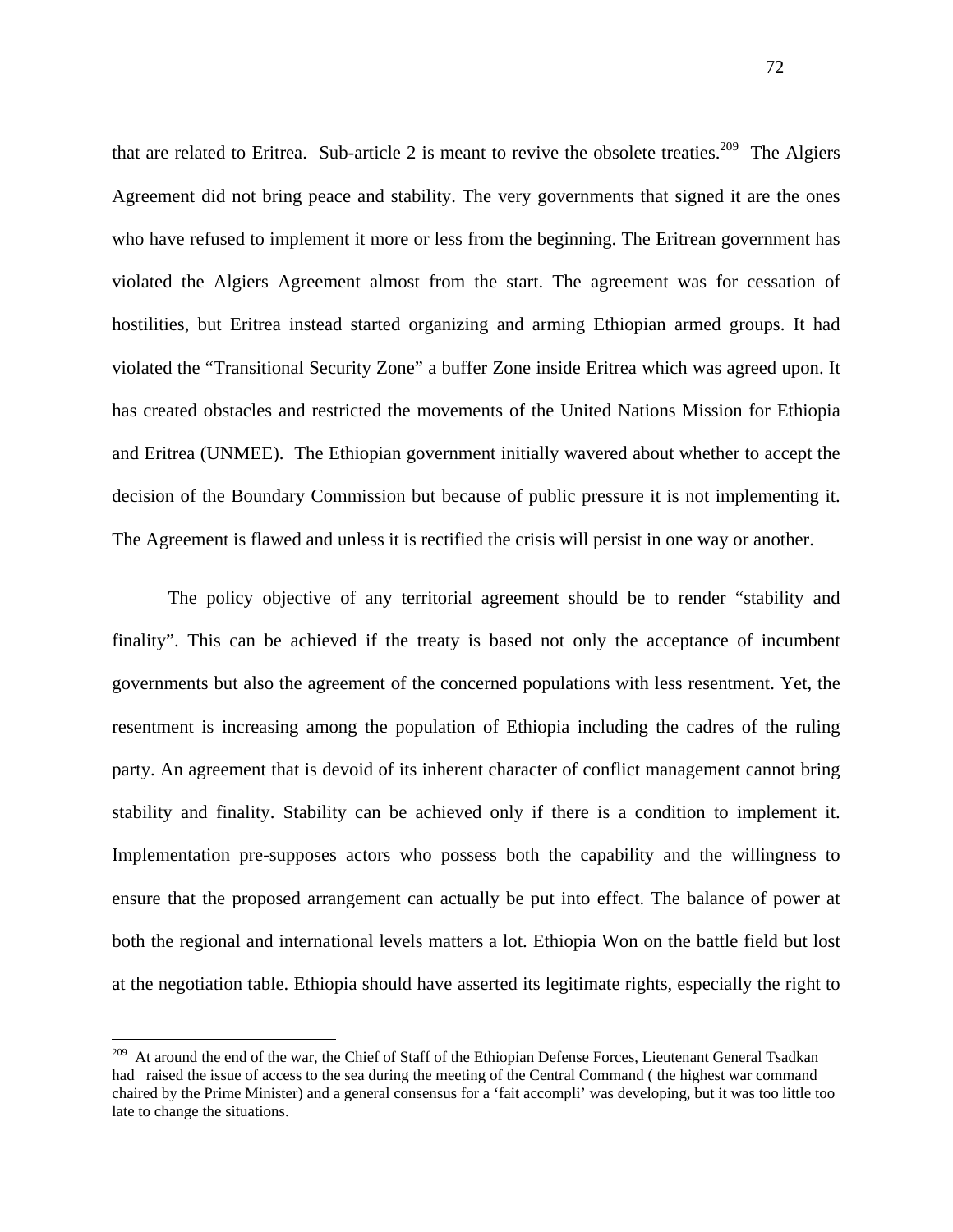that are related to Eritrea. Sub-article 2 is meant to revive the obsolete treaties.[209] The Algiers Agreement did not bring peace and stability. The very governments that signed it are the ones who have refused to implement it more or less from the beginning. The Eritrean government has violated the Algiers Agreement almost from the start. The agreement was for cessation of hostilities, but Eritrea instead started organizing and arming Ethiopian armed groups. It had violated the "Transitional Security Zone" a buffer Zone inside Eritrea which was agreed upon. It has created obstacles and restricted the movements of the United Nations Mission for Ethiopia and Eritrea (UNMEE). The Ethiopian government initially wavered about whether to accept the decision of the Boundary Commission but because of public pressure it is not implementing it. The Agreement is flawed and unless it is rectified the crisis will persist in one way or another.

The policy objective of any territorial agreement should be to render "stability and finality". This can be achieved if the treaty is based not only the acceptance of incumbent governments but also the agreement of the concerned populations with less resentment. Yet, the resentment is increasing among the population of Ethiopia including the cadres of the ruling party. An agreement that is devoid of its inherent character of conflict management cannot bring stability and finality. Stability can be achieved only if there is a condition to implement it. Implementation pre-supposes actors who possess both the capability and the willingness to ensure that the proposed arrangement can actually be put into effect. The balance of power at both the regional and international levels matters a lot. Ethiopia Won on the battle field but lost at the negotiation table. Ethiopia should have asserted its legitimate rights, especially the right to

---

[209] At around the end of the war, the Chief of Staff of the Ethiopian Defense Forces, Lieutenant General Tsadkan had raised the issue of access to the sea during the meeting of the Central Command ( the highest war command chaired by the Prime Minister) and a general consensus for a 'fait accompli' was developing, but it was too little too late to change the situations.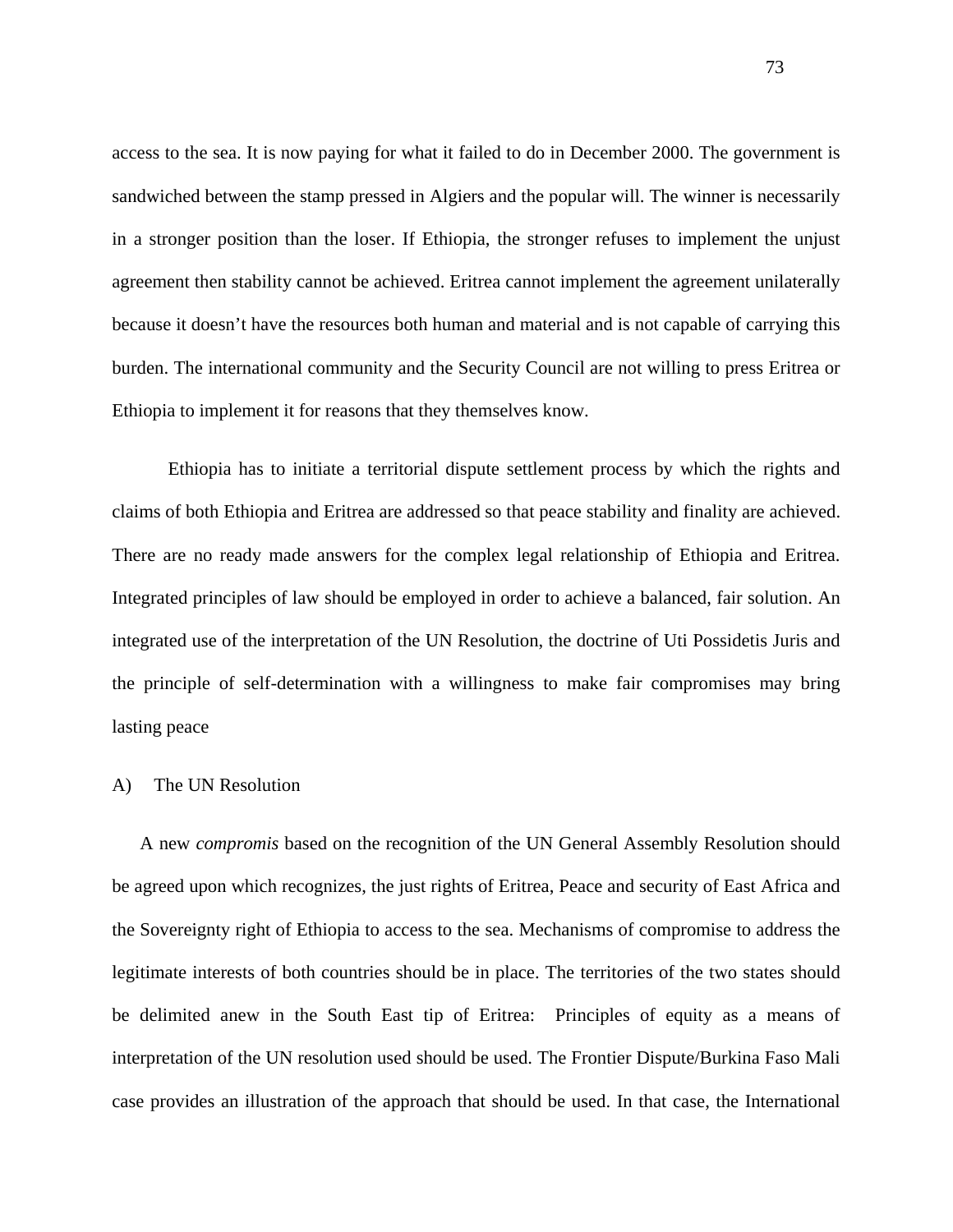access to the sea. It is now paying for what it failed to do in December 2000. The government is sandwiched between the stamp pressed in Algiers and the popular will. The winner is necessarily in a stronger position than the loser. If Ethiopia, the stronger refuses to implement the unjust agreement then stability cannot be achieved. Eritrea cannot implement the agreement unilaterally because it doesn't have the resources both human and material and is not capable of carrying this burden. The international community and the Security Council are not willing to press Eritrea or Ethiopia to implement it for reasons that they themselves know.

Ethiopia has to initiate a territorial dispute settlement process by which the rights and claims of both Ethiopia and Eritrea are addressed so that peace stability and finality are achieved. There are no ready made answers for the complex legal relationship of Ethiopia and Eritrea. Integrated principles of law should be employed in order to achieve a balanced, fair solution. An integrated use of the interpretation of the UN Resolution, the doctrine of Uti Possidetis Juris and the principle of self-determination with a willingness to make fair compromises may bring lasting peace

A) The UN Resolution

A new *compromis* based on the recognition of the UN General Assembly Resolution should be agreed upon which recognizes, the just rights of Eritrea, Peace and security of East Africa and the Sovereignty right of Ethiopia to access to the sea. Mechanisms of compromise to address the legitimate interests of both countries should be in place. The territories of the two states should be delimited anew in the South East tip of Eritrea: Principles of equity as a means of interpretation of the UN resolution used should be used. The Frontier Dispute/Burkina Faso Mali case provides an illustration of the approach that should be used. In that case, the International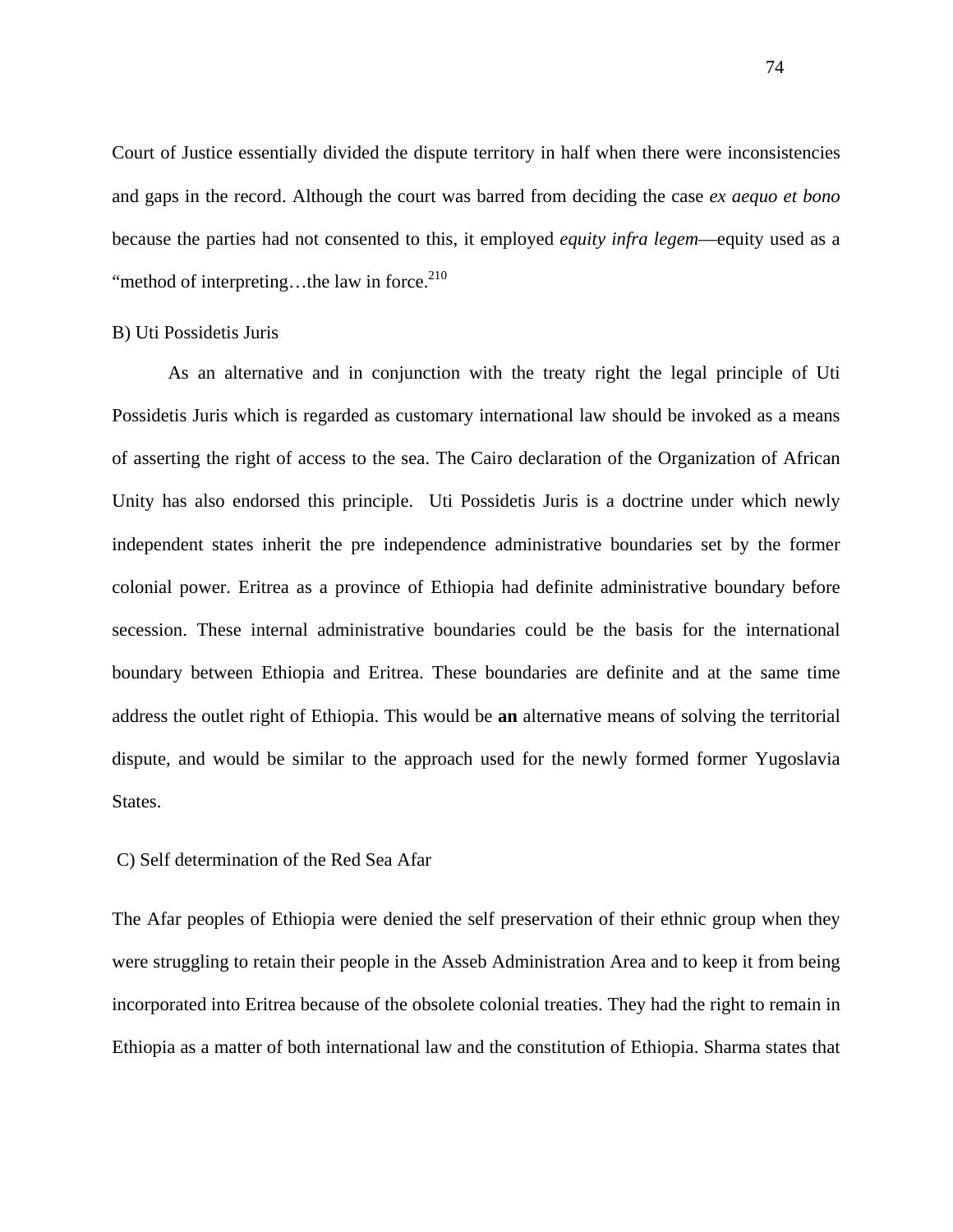Court of Justice essentially divided the dispute territory in half when there were inconsistencies and gaps in the record. Although the court was barred from deciding the case *ex aequo et bono* because the parties had not consented to this, it employed *equity infra legem*—equity used as a "method of interpreting…the law in force.[210]

B) Uti Possidetis Juris

As an alternative and in conjunction with the treaty right the legal principle of Uti Possidetis Juris which is regarded as customary international law should be invoked as a means of asserting the right of access to the sea. The Cairo declaration of the Organization of African Unity has also endorsed this principle. Uti Possidetis Juris is a doctrine under which newly independent states inherit the pre independence administrative boundaries set by the former colonial power. Eritrea as a province of Ethiopia had definite administrative boundary before secession. These internal administrative boundaries could be the basis for the international boundary between Ethiopia and Eritrea. These boundaries are definite and at the same time address the outlet right of Ethiopia. This would be **an** alternative means of solving the territorial dispute, and would be similar to the approach used for the newly formed former Yugoslavia States.

C) Self determination of the Red Sea Afar

The Afar peoples of Ethiopia were denied the self preservation of their ethnic group when they were struggling to retain their people in the Asseb Administration Area and to keep it from being incorporated into Eritrea because of the obsolete colonial treaties. They had the right to remain in Ethiopia as a matter of both international law and the constitution of Ethiopia. Sharma states that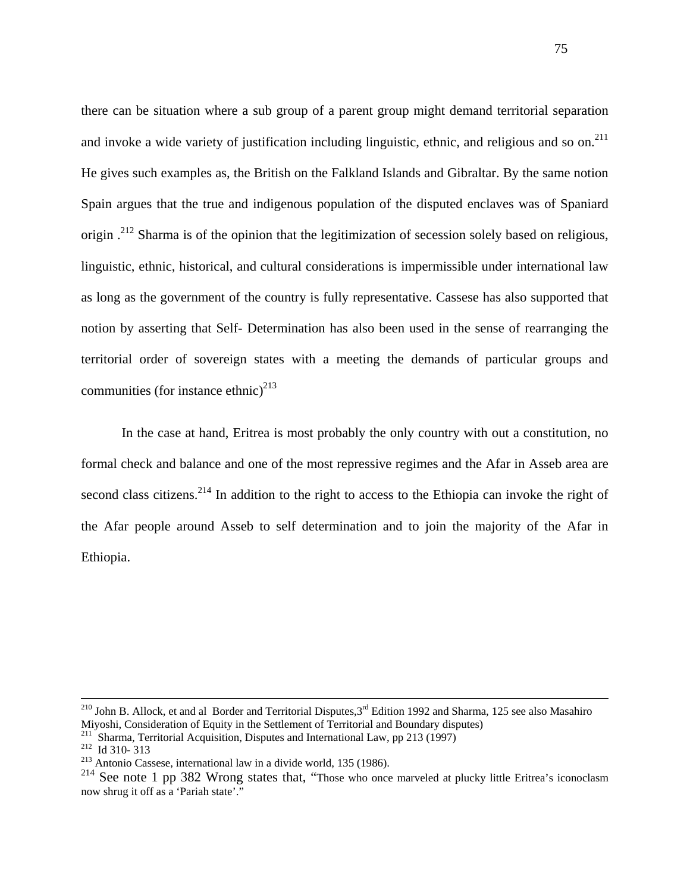there can be situation where a sub group of a parent group might demand territorial separation and invoke a wide variety of justification including linguistic, ethnic, and religious and so on.[211] He gives such examples as, the British on the Falkland Islands and Gibraltar. By the same notion Spain argues that the true and indigenous population of the disputed enclaves was of Spaniard origin .[212] Sharma is of the opinion that the legitimization of secession solely based on religious, linguistic, ethnic, historical, and cultural considerations is impermissible under international law as long as the government of the country is fully representative. Cassese has also supported that notion by asserting that Self- Determination has also been used in the sense of rearranging the territorial order of sovereign states with a meeting the demands of particular groups and communities (for instance ethnic)[213]

In the case at hand, Eritrea is most probably the only country with out a constitution, no formal check and balance and one of the most repressive regimes and the Afar in Asseb area are second class citizens.[214] In addition to the right to access to the Ethiopia can invoke the right of the Afar people around Asseb to self determination and to join the majority of the Afar in Ethiopia.

---

[210] John B. Allock, et and al Border and Territorial Disputes,3rd Edition 1992 and Sharma, 125 see also Masahiro Miyoshi, Consideration of Equity in the Settlement of Territorial and Boundary disputes)

[211] Sharma, Territorial Acquisition, Disputes and International Law, pp 213 (1997)

[212] Id 310- 313

[213] Antonio Cassese, international law in a divide world, 135 (1986).

[214] See note 1 pp 382 Wrong states that, "Those who once marveled at plucky little Eritrea's iconoclasm now shrug it off as a 'Pariah state'."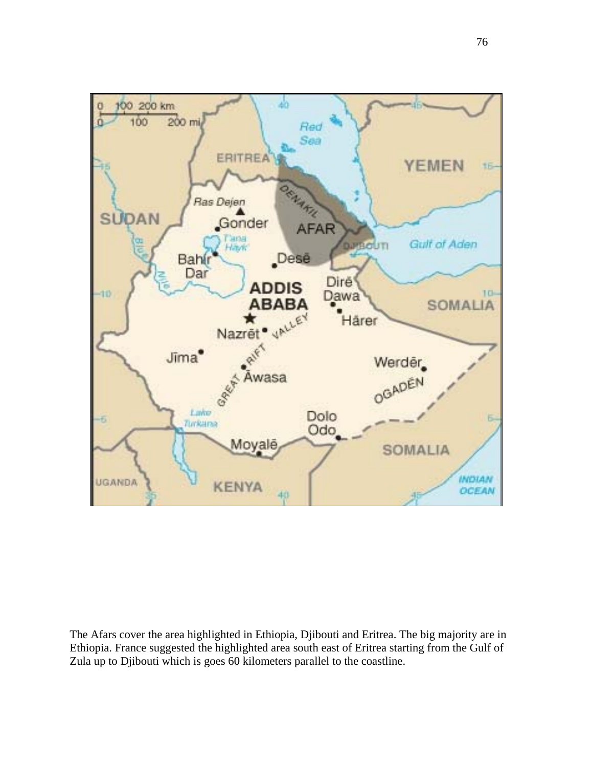The Afars cover the area highlighted in Ethiopia, Djibouti and Eritrea. The big majority are in Ethiopia. France suggested the highlighted area south east of Eritrea starting from the Gulf of Zula up to Djibouti which is goes 60 kilometers parallel to the coastline.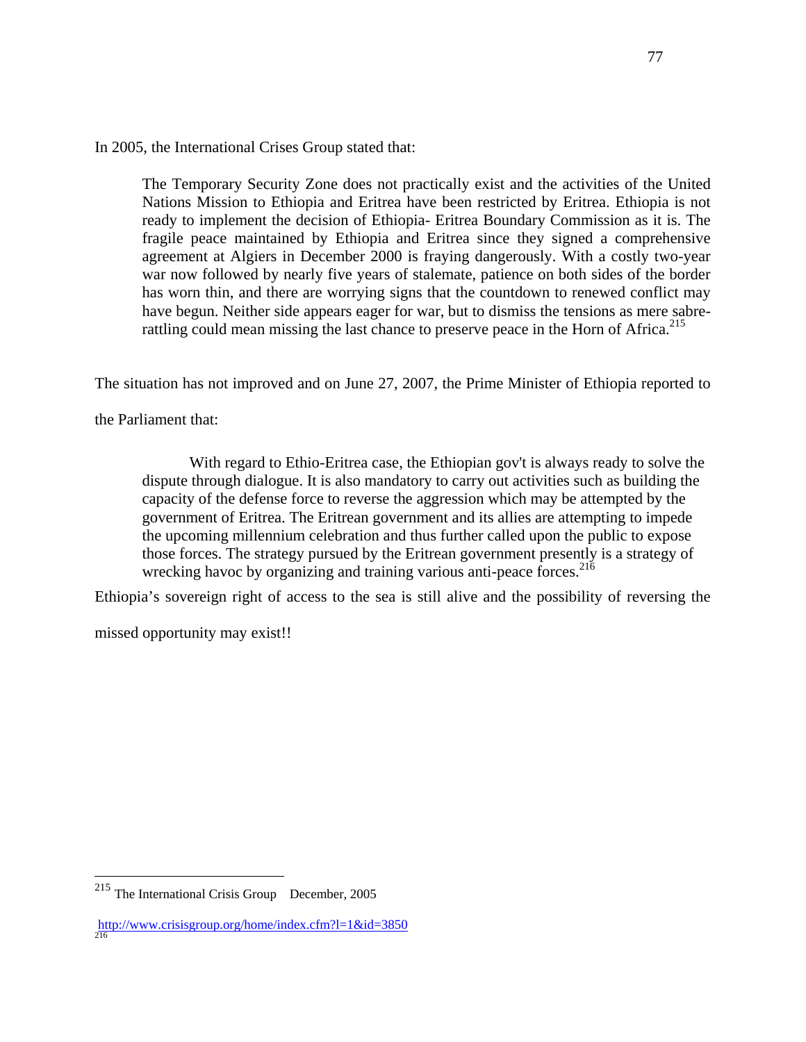In 2005, the International Crises Group stated that:

> The Temporary Security Zone does not practically exist and the activities of the United Nations Mission to Ethiopia and Eritrea have been restricted by Eritrea. Ethiopia is not ready to implement the decision of Ethiopia- Eritrea Boundary Commission as it is. The fragile peace maintained by Ethiopia and Eritrea since they signed a comprehensive agreement at Algiers in December 2000 is fraying dangerously. With a costly two-year war now followed by nearly five years of stalemate, patience on both sides of the border has worn thin, and there are worrying signs that the countdown to renewed conflict may have begun. Neither side appears eager for war, but to dismiss the tensions as mere sabre-rattling could mean missing the last chance to preserve peace in the Horn of Africa.[215]

The situation has not improved and on June 27, 2007, the Prime Minister of Ethiopia reported to the Parliament that:

> With regard to Ethio-Eritrea case, the Ethiopian gov't is always ready to solve the dispute through dialogue. It is also mandatory to carry out activities such as building the capacity of the defense force to reverse the aggression which may be attempted by the government of Eritrea. The Eritrean government and its allies are attempting to impede the upcoming millennium celebration and thus further called upon the public to expose those forces. The strategy pursued by the Eritrean government presently is a strategy of wrecking havoc by organizing and training various anti-peace forces.[216]

Ethiopia's sovereign right of access to the sea is still alive and the possibility of reversing the missed opportunity may exist!!

---

[215] The International Crisis Group December, 2005

http://www.crisisgroup.org/home/index.cfm?l=1&id=3850

[216]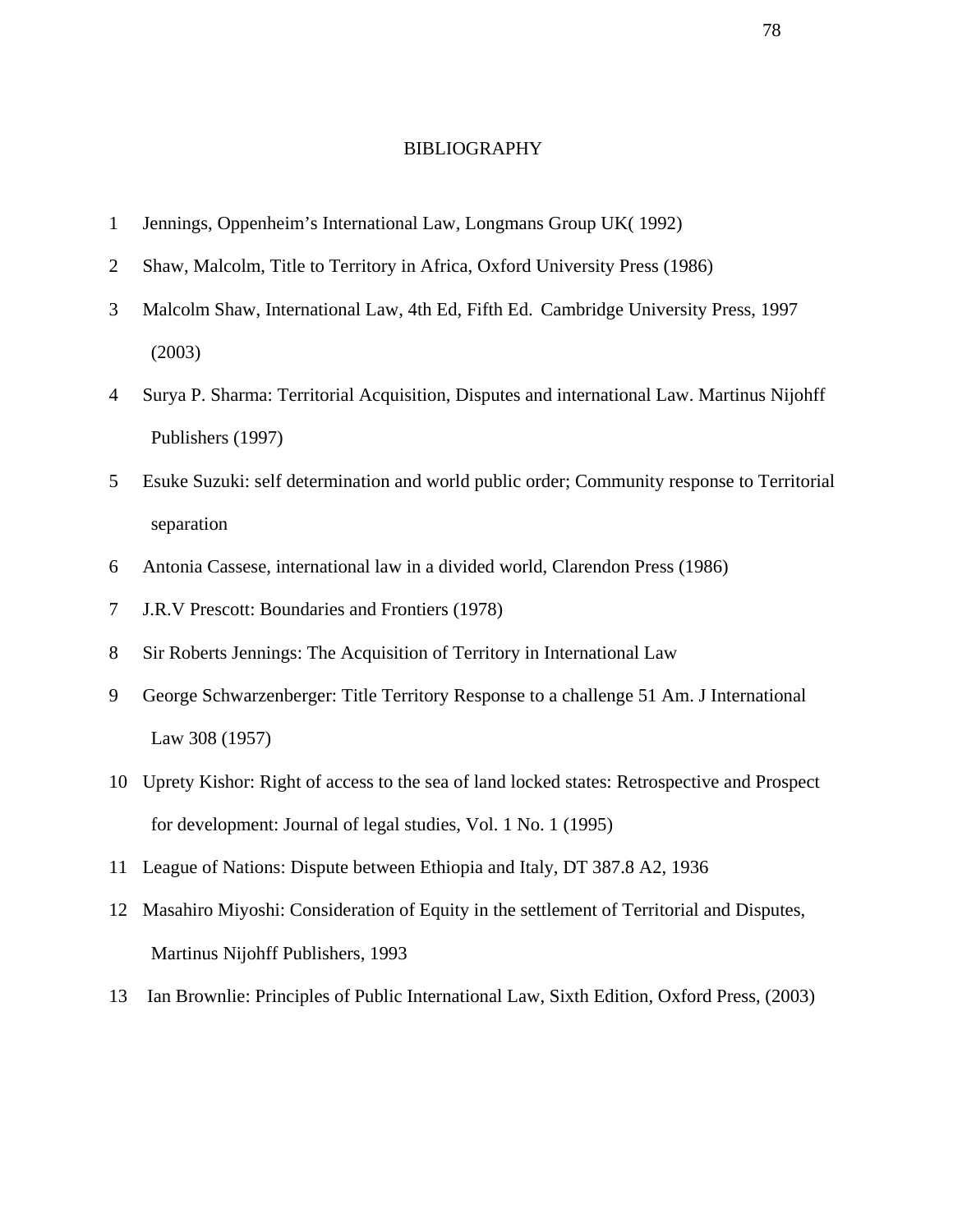# BIBLIOGRAPHY

1 Jennings, Oppenheim's International Law, Longmans Group UK( 1992)

2 Shaw, Malcolm, Title to Territory in Africa, Oxford University Press (1986)

3 Malcolm Shaw, International Law, 4th Ed, Fifth Ed. Cambridge University Press, 1997 (2003)

4 Surya P. Sharma: Territorial Acquisition, Disputes and international Law. Martinus Nijohff Publishers (1997)

5 Esuke Suzuki: self determination and world public order; Community response to Territorial separation

6 Antonia Cassese, international law in a divided world, Clarendon Press (1986)

7 J.R.V Prescott: Boundaries and Frontiers (1978)

8 Sir Roberts Jennings: The Acquisition of Territory in International Law

9 George Schwarzenberger: Title Territory Response to a challenge 51 Am. J International Law 308 (1957)

10 Uprety Kishor: Right of access to the sea of land locked states: Retrospective and Prospect for development: Journal of legal studies, Vol. 1 No. 1 (1995)

11 League of Nations: Dispute between Ethiopia and Italy, DT 387.8 A2, 1936

12 Masahiro Miyoshi: Consideration of Equity in the settlement of Territorial and Disputes, Martinus Nijohff Publishers, 1993

13 Ian Brownlie: Principles of Public International Law, Sixth Edition, Oxford Press, (2003)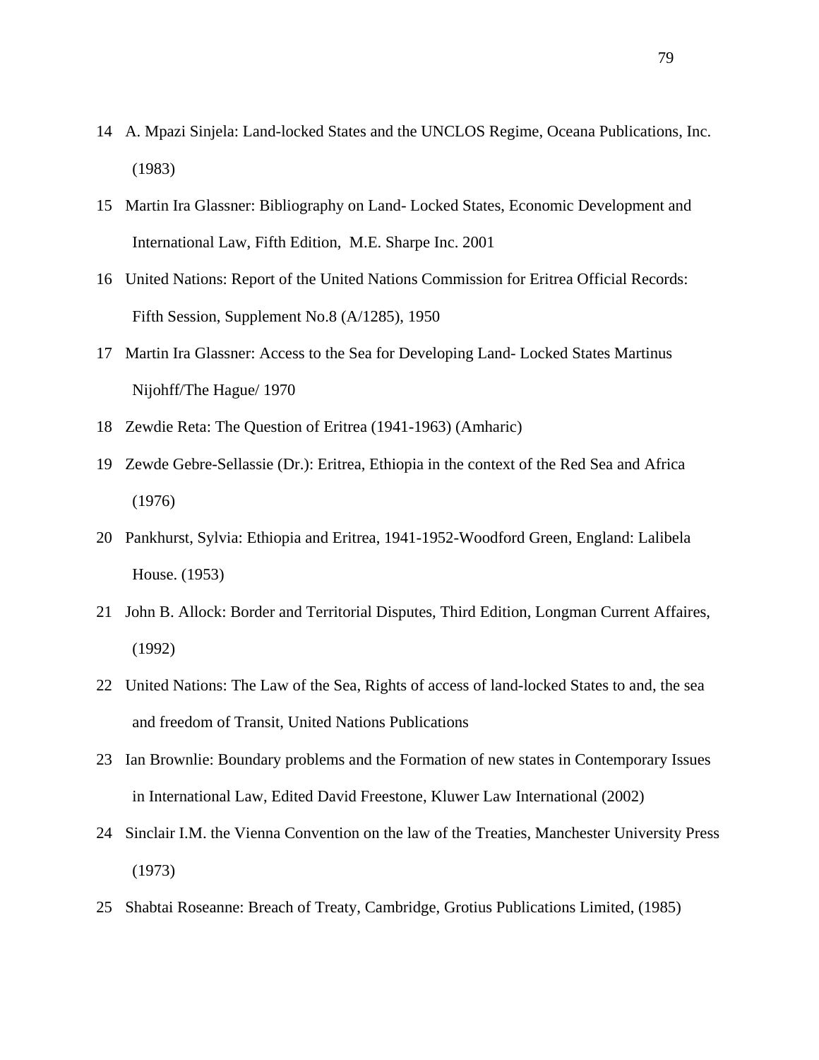14 A. Mpazi Sinjela: Land-locked States and the UNCLOS Regime, Oceana Publications, Inc. (1983)

15 Martin Ira Glassner: Bibliography on Land- Locked States, Economic Development and International Law, Fifth Edition, M.E. Sharpe Inc. 2001

16 United Nations: Report of the United Nations Commission for Eritrea Official Records: Fifth Session, Supplement No.8 (A/1285), 1950

17 Martin Ira Glassner: Access to the Sea for Developing Land- Locked States Martinus Nijohff/The Hague/ 1970

18 Zewdie Reta: The Question of Eritrea (1941-1963) (Amharic)

19 Zewde Gebre-Sellassie (Dr.): Eritrea, Ethiopia in the context of the Red Sea and Africa (1976)

20 Pankhurst, Sylvia: Ethiopia and Eritrea, 1941-1952-Woodford Green, England: Lalibela House. (1953)

21 John B. Allock: Border and Territorial Disputes, Third Edition, Longman Current Affaires, (1992)

22 United Nations: The Law of the Sea, Rights of access of land-locked States to and, the sea and freedom of Transit, United Nations Publications

23 Ian Brownlie: Boundary problems and the Formation of new states in Contemporary Issues in International Law, Edited David Freestone, Kluwer Law International (2002)

24 Sinclair I.M. the Vienna Convention on the law of the Treaties, Manchester University Press (1973)

25 Shabtai Roseanne: Breach of Treaty, Cambridge, Grotius Publications Limited, (1985)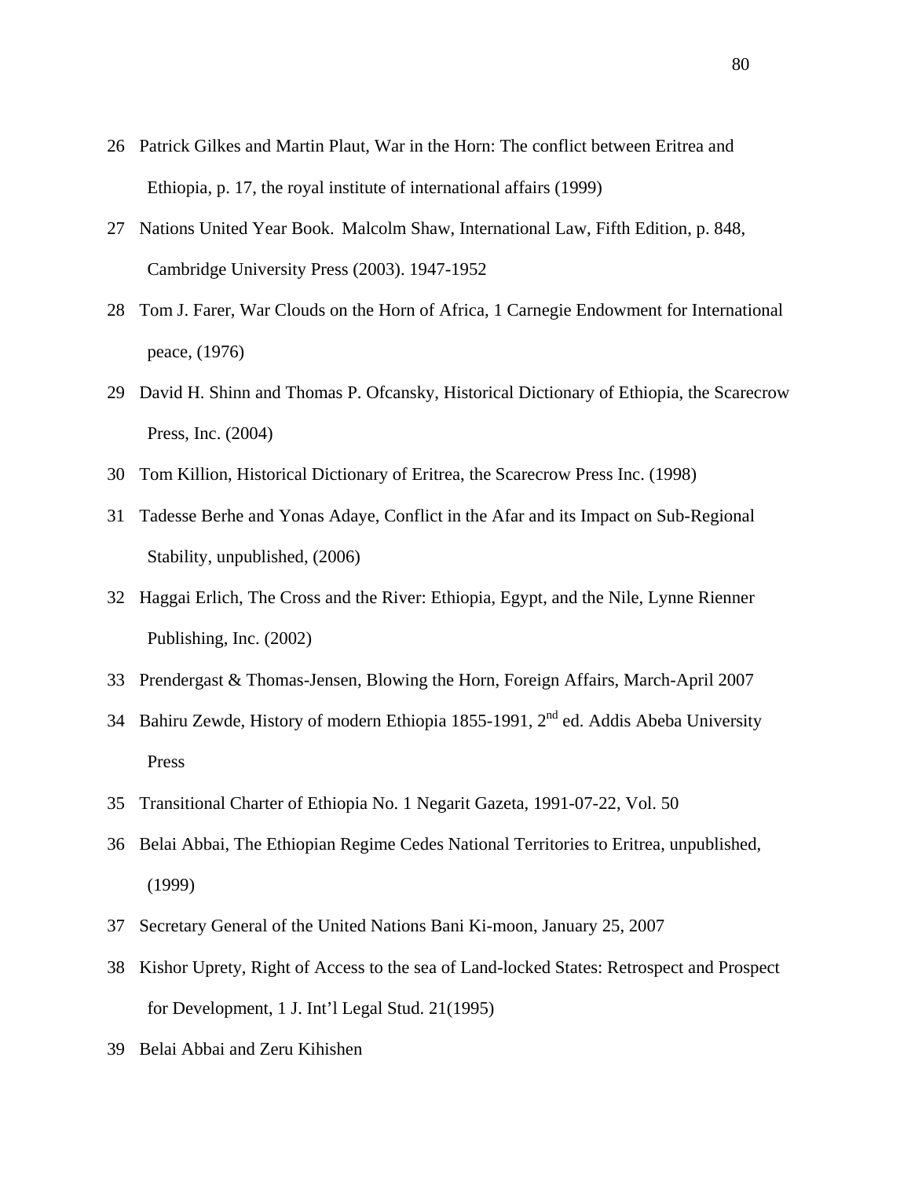26 Patrick Gilkes and Martin Plaut, War in the Horn: The conflict between Eritrea and Ethiopia, p. 17, the royal institute of international affairs (1999)

27 Nations United Year Book. Malcolm Shaw, International Law, Fifth Edition, p. 848, Cambridge University Press (2003). 1947-1952

28 Tom J. Farer, War Clouds on the Horn of Africa, 1 Carnegie Endowment for International peace, (1976)

29 David H. Shinn and Thomas P. Ofcansky, Historical Dictionary of Ethiopia, the Scarecrow Press, Inc. (2004)

30 Tom Killion, Historical Dictionary of Eritrea, the Scarecrow Press Inc. (1998)

31 Tadesse Berhe and Yonas Adaye, Conflict in the Afar and its Impact on Sub-Regional Stability, unpublished, (2006)

32 Haggai Erlich, The Cross and the River: Ethiopia, Egypt, and the Nile, Lynne Rienner Publishing, Inc. (2002)

33 Prendergast & Thomas-Jensen, Blowing the Horn, Foreign Affairs, March-April 2007

34 Bahiru Zewde, History of modern Ethiopia 1855-1991, 2nd ed. Addis Abeba University Press

35 Transitional Charter of Ethiopia No. 1 Negarit Gazeta, 1991-07-22, Vol. 50

36 Belai Abbai, The Ethiopian Regime Cedes National Territories to Eritrea, unpublished, (1999)

37 Secretary General of the United Nations Bani Ki-moon, January 25, 2007

38 Kishor Uprety, Right of Access to the sea of Land-locked States: Retrospect and Prospect for Development, 1 J. Int'l Legal Stud. 21(1995)

39 Belai Abbai and Zeru Kihishen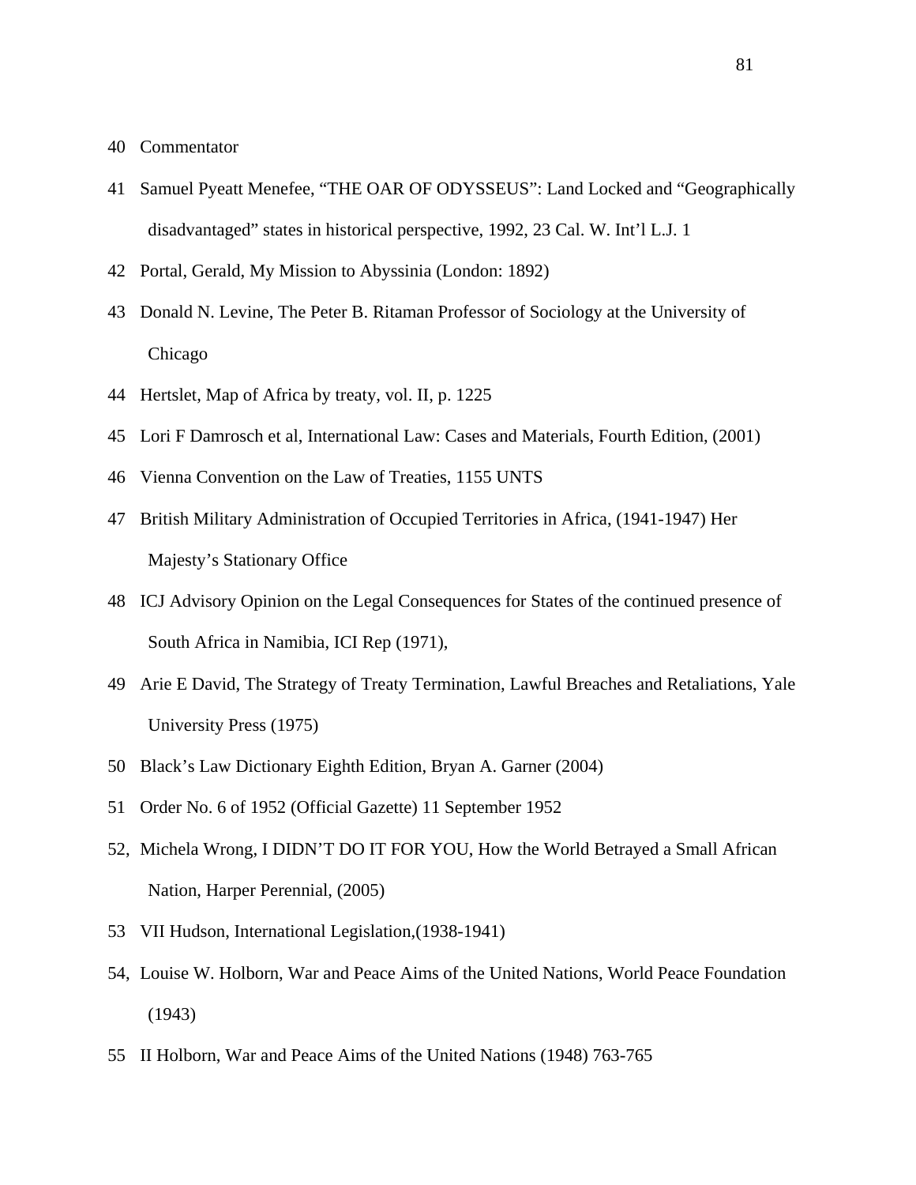40 Commentator

41 Samuel Pyeatt Menefee, "THE OAR OF ODYSSEUS": Land Locked and "Geographically disadvantaged" states in historical perspective, 1992, 23 Cal. W. Int'l L.J. 1

42 Portal, Gerald, My Mission to Abyssinia (London: 1892)

43 Donald N. Levine, The Peter B. Ritaman Professor of Sociology at the University of Chicago

44 Hertslet, Map of Africa by treaty, vol. II, p. 1225

45 Lori F Damrosch et al, International Law: Cases and Materials, Fourth Edition, (2001)

46 Vienna Convention on the Law of Treaties, 1155 UNTS

47 British Military Administration of Occupied Territories in Africa, (1941-1947) Her Majesty's Stationary Office

48 ICJ Advisory Opinion on the Legal Consequences for States of the continued presence of South Africa in Namibia, ICI Rep (1971),

49 Arie E David, The Strategy of Treaty Termination, Lawful Breaches and Retaliations, Yale University Press (1975)

50 Black's Law Dictionary Eighth Edition, Bryan A. Garner (2004)

51 Order No. 6 of 1952 (Official Gazette) 11 September 1952

52, Michela Wrong, I DIDN'T DO IT FOR YOU, How the World Betrayed a Small African Nation, Harper Perennial, (2005)

53 VII Hudson, International Legislation,(1938-1941)

54, Louise W. Holborn, War and Peace Aims of the United Nations, World Peace Foundation (1943)

55 II Holborn, War and Peace Aims of the United Nations (1948) 763-765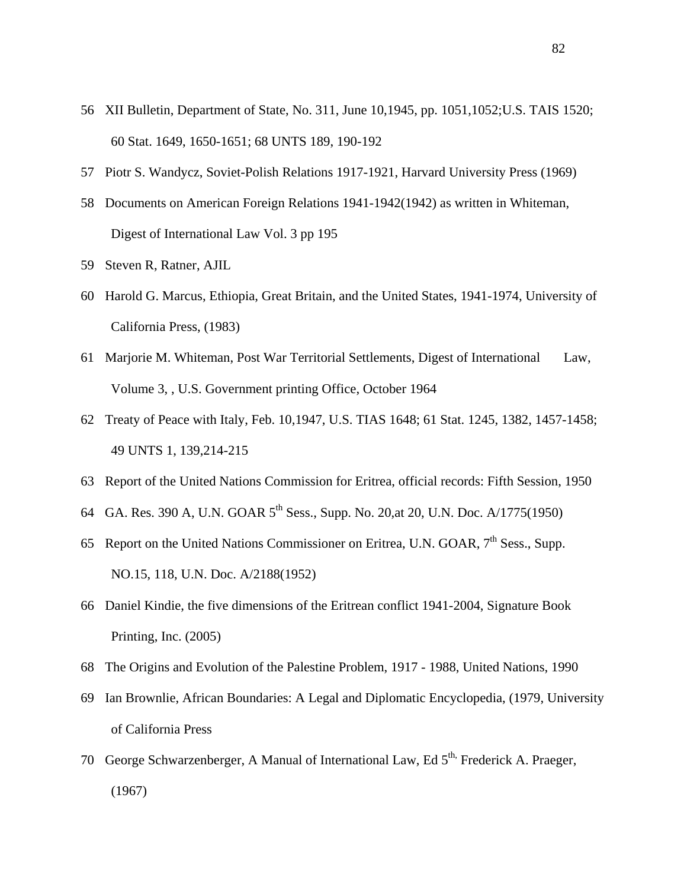56 XII Bulletin, Department of State, No. 311, June 10,1945, pp. 1051,1052;U.S. TAIS 1520; 60 Stat. 1649, 1650-1651; 68 UNTS 189, 190-192

57 Piotr S. Wandycz, Soviet-Polish Relations 1917-1921, Harvard University Press (1969)

58 Documents on American Foreign Relations 1941-1942(1942) as written in Whiteman, Digest of International Law Vol. 3 pp 195

59 Steven R, Ratner, AJIL

60 Harold G. Marcus, Ethiopia, Great Britain, and the United States, 1941-1974, University of California Press, (1983)

61 Marjorie M. Whiteman, Post War Territorial Settlements, Digest of International Law, Volume 3, , U.S. Government printing Office, October 1964

62 Treaty of Peace with Italy, Feb. 10,1947, U.S. TIAS 1648; 61 Stat. 1245, 1382, 1457-1458; 49 UNTS 1, 139,214-215

63 Report of the United Nations Commission for Eritrea, official records: Fifth Session, 1950

64 GA. Res. 390 A, U.N. GOAR 5th Sess., Supp. No. 20,at 20, U.N. Doc. A/1775(1950)

65 Report on the United Nations Commissioner on Eritrea, U.N. GOAR, 7th Sess., Supp. NO.15, 118, U.N. Doc. A/2188(1952)

66 Daniel Kindie, the five dimensions of the Eritrean conflict 1941-2004, Signature Book Printing, Inc. (2005)

68 The Origins and Evolution of the Palestine Problem, 1917 - 1988, United Nations, 1990

69 Ian Brownlie, African Boundaries: A Legal and Diplomatic Encyclopedia, (1979, University of California Press

70 George Schwarzenberger, A Manual of International Law, Ed 5th, Frederick A. Praeger, (1967)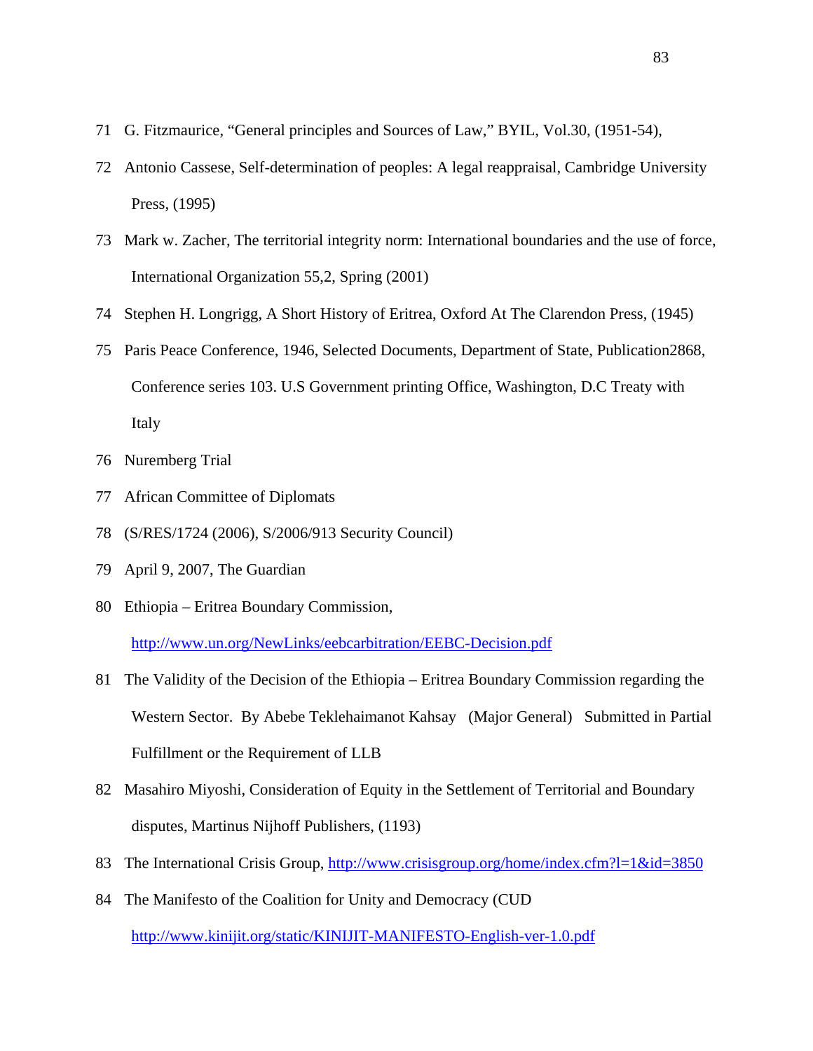71 G. Fitzmaurice, "General principles and Sources of Law," BYIL, Vol.30, (1951-54),

72 Antonio Cassese, Self-determination of peoples: A legal reappraisal, Cambridge University Press, (1995)

73 Mark w. Zacher, The territorial integrity norm: International boundaries and the use of force, International Organization 55,2, Spring (2001)

74 Stephen H. Longrigg, A Short History of Eritrea, Oxford At The Clarendon Press, (1945)

75 Paris Peace Conference, 1946, Selected Documents, Department of State, Publication2868, Conference series 103. U.S Government printing Office, Washington, D.C Treaty with Italy

76 Nuremberg Trial

77 African Committee of Diplomats

78 (S/RES/1724 (2006), S/2006/913 Security Council)

79 April 9, 2007, The Guardian

80 Ethiopia – Eritrea Boundary Commission, http://www.un.org/NewLinks/eebcarbitration/EEBC-Decision.pdf

81 The Validity of the Decision of the Ethiopia – Eritrea Boundary Commission regarding the Western Sector. By Abebe Teklehaimanot Kahsay (Major General) Submitted in Partial Fulfillment or the Requirement of LLB

82 Masahiro Miyoshi, Consideration of Equity in the Settlement of Territorial and Boundary disputes, Martinus Nijhoff Publishers, (1193)

83 The International Crisis Group, http://www.crisisgroup.org/home/index.cfm?l=1&id=3850

84 The Manifesto of the Coalition for Unity and Democracy (CUD http://www.kinijit.org/static/KINIJIT-MANIFESTO-English-ver-1.0.pdf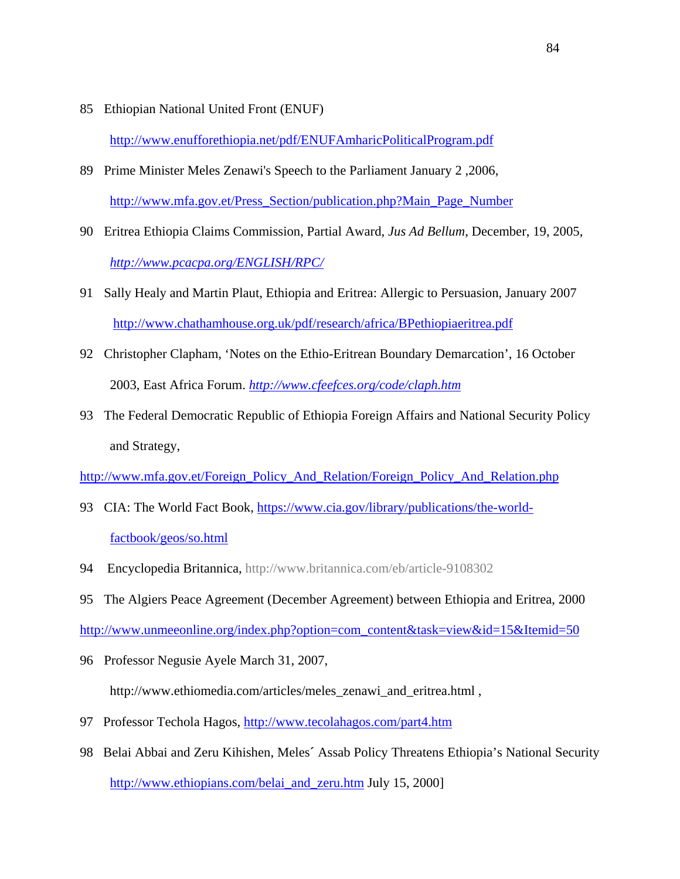85 Ethiopian National United Front (ENUF)

http://www.enufforethiopia.net/pdf/ENUFAmharicPoliticalProgram.pdf

89 Prime Minister Meles Zenawi's Speech to the Parliament January 2 ,2006,

http://www.mfa.gov.et/Press_Section/publication.php?Main_Page_Number

90 Eritrea Ethiopia Claims Commission, Partial Award, *Jus Ad Bellum*, December, 19, 2005,

*http://www.pcacpa.org/ENGLISH/RPC/*

91 Sally Healy and Martin Plaut, Ethiopia and Eritrea: Allergic to Persuasion, January 2007

http://www.chathamhouse.org.uk/pdf/research/africa/BPethiopiaeritrea.pdf

92 Christopher Clapham, 'Notes on the Ethio-Eritrean Boundary Demarcation', 16 October 2003, East Africa Forum. *http://www.cfeefces.org/code/claph.htm*

93 The Federal Democratic Republic of Ethiopia Foreign Affairs and National Security Policy and Strategy,

http://www.mfa.gov.et/Foreign_Policy_And_Relation/Foreign_Policy_And_Relation.php

93 CIA: The World Fact Book, https://www.cia.gov/library/publications/the-world-factbook/geos/so.html

94 Encyclopedia Britannica, http://www.britannica.com/eb/article-9108302

95 The Algiers Peace Agreement (December Agreement) between Ethiopia and Eritrea, 2000

http://www.unmeeonline.org/index.php?option=com_content&task=view&id=15&Itemid=50

96 Professor Negusie Ayele March 31, 2007,

http://www.ethiomedia.com/articles/meles_zenawi_and_eritrea.html ,

97 Professor Techola Hagos, http://www.tecolahagos.com/part4.htm

98 Belai Abbai and Zeru Kihishen, Meles´ Assab Policy Threatens Ethiopia's National Security

http://www.ethiopians.com/belai_and_zeru.htm July 15, 2000]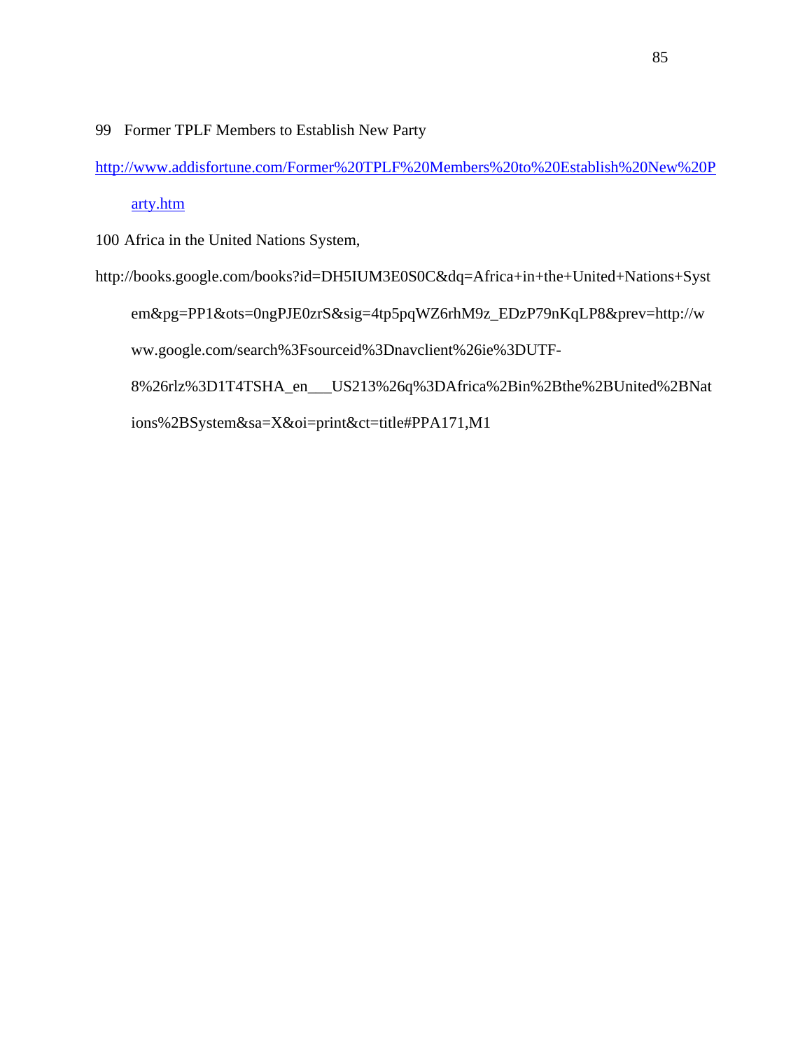99 Former TPLF Members to Establish New Party

http://www.addisfortune.com/Former%20TPLF%20Members%20to%20Establish%20New%20Party.htm

100 Africa in the United Nations System,

http://books.google.com/books?id=DH5IUM3E0S0C&dq=Africa+in+the+United+Nations+System&pg=PP1&ots=0ngPJE0zrS&sig=4tp5pqWZ6rhM9z_EDzP79nKqLP8&prev=http://www.google.com/search%3Fsourceid%3Dnavclient%26ie%3DUTF-8%26rlz%3D1T4TSHA_en___US213%26q%3DAfrica%2Bin%2Bthe%2BUnited%2BNations%2BSystem&sa=X&oi=print&ct=title#PPA171,M1